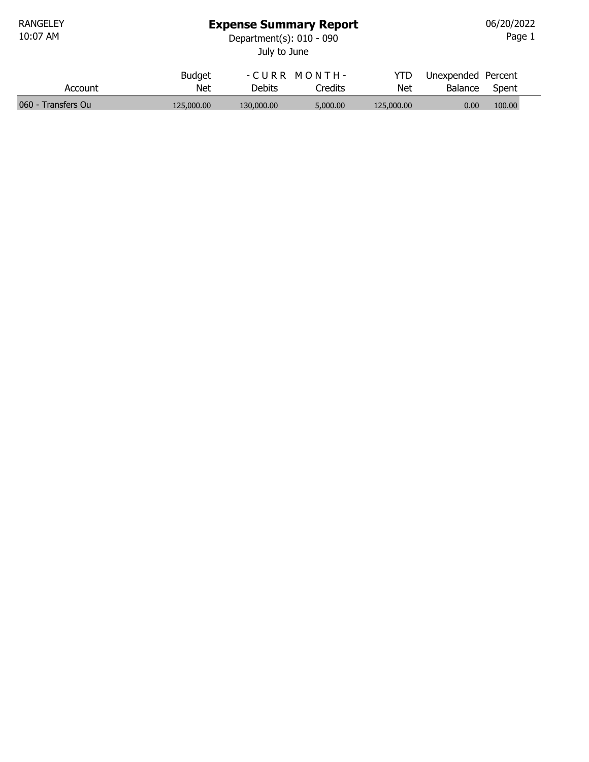RANGELEY
10:07 AM

# Expense Summary Report

Department(s): 010 - 090

July to June

06/20/2022

| Account | Budget Net | - C U R R M O N T H - Debits | Credits | YTD Net | Unexpended Balance | Percent Spent |
|---|---|---|---|---|---|---|
| 060 - Transfers Ou | 125,000.00 | 130,000.00 | 5,000.00 | 125,000.00 | 0.00 | 100.00 |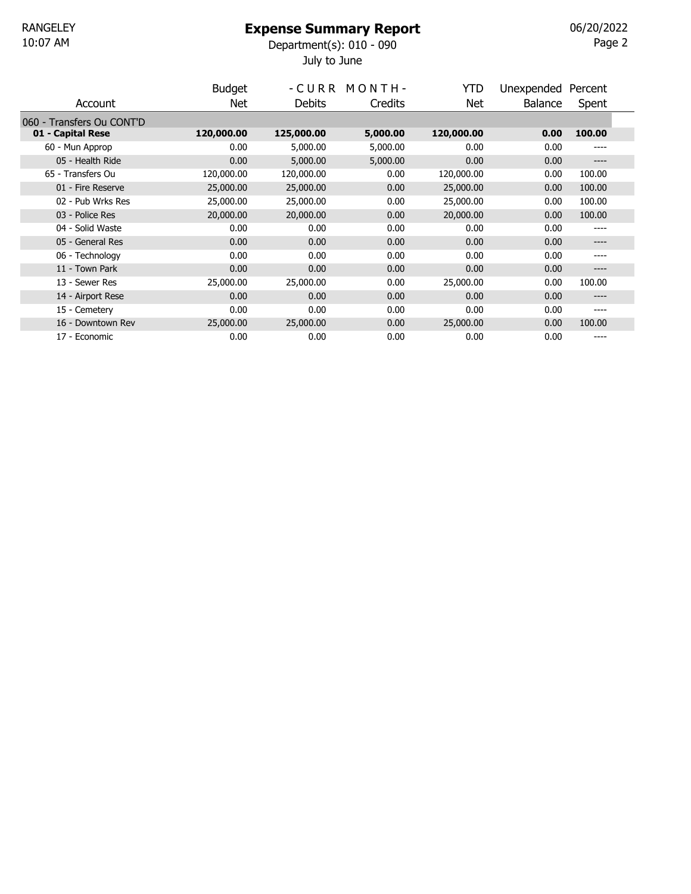# Expense Summary Report

Department(s): 010 - 090

July to June

| Account | Budget Net | - C U R R Debits | M O N T H - Credits | YTD Net | Unexpended Balance | Percent Spent |
|---|---|---|---|---|---|---|
| 060 - Transfers Ou CONT'D | | | | | | |
| **01 - Capital Rese** | **120,000.00** | **125,000.00** | **5,000.00** | **120,000.00** | **0.00** | **100.00** |
| 60 - Mun Approp | 0.00 | 5,000.00 | 5,000.00 | 0.00 | 0.00 | ---- |
| 05 - Health Ride | 0.00 | 5,000.00 | 5,000.00 | 0.00 | 0.00 | ---- |
| 65 - Transfers Ou | 120,000.00 | 120,000.00 | 0.00 | 120,000.00 | 0.00 | 100.00 |
| 01 - Fire Reserve | 25,000.00 | 25,000.00 | 0.00 | 25,000.00 | 0.00 | 100.00 |
| 02 - Pub Wrks Res | 25,000.00 | 25,000.00 | 0.00 | 25,000.00 | 0.00 | 100.00 |
| 03 - Police Res | 20,000.00 | 20,000.00 | 0.00 | 20,000.00 | 0.00 | 100.00 |
| 04 - Solid Waste | 0.00 | 0.00 | 0.00 | 0.00 | 0.00 | ---- |
| 05 - General Res | 0.00 | 0.00 | 0.00 | 0.00 | 0.00 | ---- |
| 06 - Technology | 0.00 | 0.00 | 0.00 | 0.00 | 0.00 | ---- |
| 11 - Town Park | 0.00 | 0.00 | 0.00 | 0.00 | 0.00 | ---- |
| 13 - Sewer Res | 25,000.00 | 25,000.00 | 0.00 | 25,000.00 | 0.00 | 100.00 |
| 14 - Airport Rese | 0.00 | 0.00 | 0.00 | 0.00 | 0.00 | ---- |
| 15 - Cemetery | 0.00 | 0.00 | 0.00 | 0.00 | 0.00 | ---- |
| 16 - Downtown Rev | 25,000.00 | 25,000.00 | 0.00 | 25,000.00 | 0.00 | 100.00 |
| 17 - Economic | 0.00 | 0.00 | 0.00 | 0.00 | 0.00 | ---- |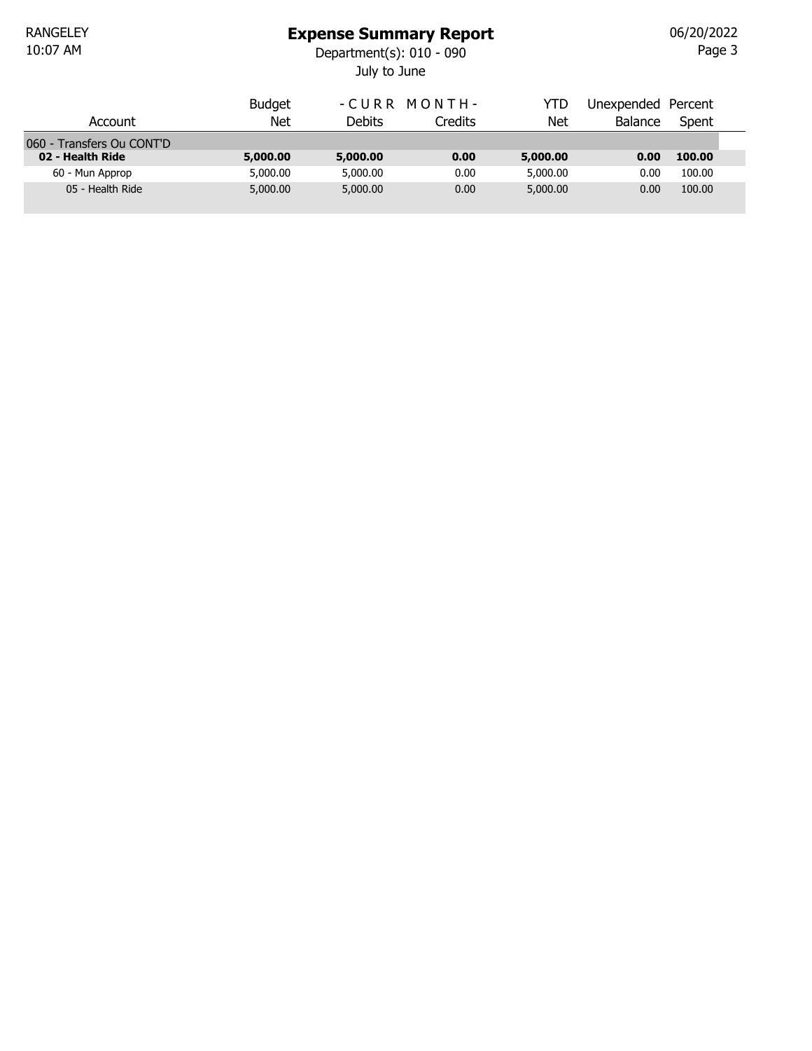# Expense Summary Report

Department(s): 010 - 090

July to June

| Account | Budget Net | - C U R R M O N T H - Debits | Credits | YTD Net | Unexpended Balance | Percent Spent |
|---|---|---|---|---|---|---|
| 060 - Transfers Ou CONT'D | | | | | | |
| **02 - Health Ride** | **5,000.00** | **5,000.00** | **0.00** | **5,000.00** | **0.00** | **100.00** |
| 60 - Mun Approp | 5,000.00 | 5,000.00 | 0.00 | 5,000.00 | 0.00 | 100.00 |
| 05 - Health Ride | 5,000.00 | 5,000.00 | 0.00 | 5,000.00 | 0.00 | 100.00 |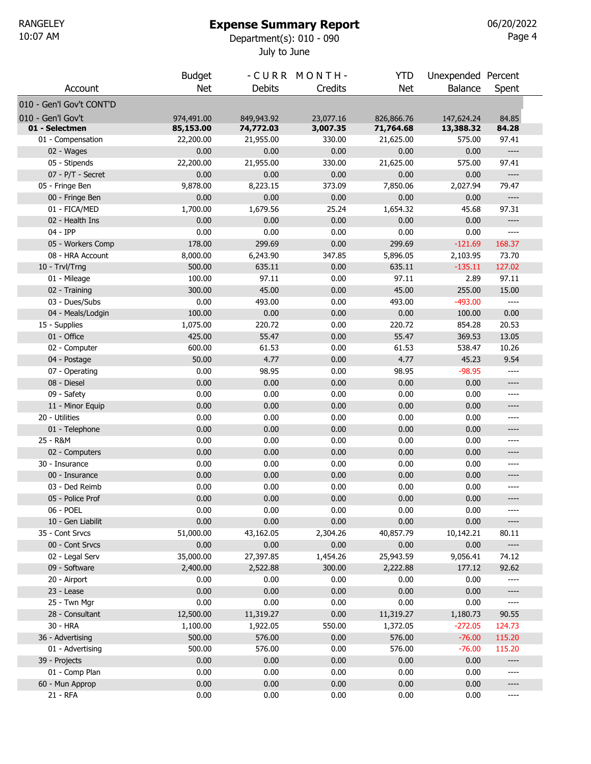RANGELEY
10:07 AM

# Expense Summary Report

Department(s): 010 - 090

July to June

06/20/2022

| Account | Budget Net | -CURR MONTH- Debits | Credits | YTD Net | Unexpended Balance | Percent Spent |
|---|---|---|---|---|---|---|
| 010 - Gen'l Gov't CONT'D | | | | | | |
| 010 - Gen'l Gov't | 974,491.00 | 849,943.92 | 23,077.16 | 826,866.76 | 147,624.24 | 84.85 |
| **01 - Selectmen** | **85,153.00** | **74,772.03** | **3,007.35** | **71,764.68** | **13,388.32** | **84.28** |
| 01 - Compensation | 22,200.00 | 21,955.00 | 330.00 | 21,625.00 | 575.00 | 97.41 |
| 02 - Wages | 0.00 | 0.00 | 0.00 | 0.00 | 0.00 | ---- |
| 05 - Stipends | 22,200.00 | 21,955.00 | 330.00 | 21,625.00 | 575.00 | 97.41 |
| 07 - P/T - Secret | 0.00 | 0.00 | 0.00 | 0.00 | 0.00 | ---- |
| 05 - Fringe Ben | 9,878.00 | 8,223.15 | 373.09 | 7,850.06 | 2,027.94 | 79.47 |
| 00 - Fringe Ben | 0.00 | 0.00 | 0.00 | 0.00 | 0.00 | ---- |
| 01 - FICA/MED | 1,700.00 | 1,679.56 | 25.24 | 1,654.32 | 45.68 | 97.31 |
| 02 - Health Ins | 0.00 | 0.00 | 0.00 | 0.00 | 0.00 | ---- |
| 04 - IPP | 0.00 | 0.00 | 0.00 | 0.00 | 0.00 | ---- |
| 05 - Workers Comp | 178.00 | 299.69 | 0.00 | 299.69 | -121.69 | 168.37 |
| 08 - HRA Account | 8,000.00 | 6,243.90 | 347.85 | 5,896.05 | 2,103.95 | 73.70 |
| 10 - Trvl/Trng | 500.00 | 635.11 | 0.00 | 635.11 | -135.11 | 127.02 |
| 01 - Mileage | 100.00 | 97.11 | 0.00 | 97.11 | 2.89 | 97.11 |
| 02 - Training | 300.00 | 45.00 | 0.00 | 45.00 | 255.00 | 15.00 |
| 03 - Dues/Subs | 0.00 | 493.00 | 0.00 | 493.00 | -493.00 | ---- |
| 04 - Meals/Lodgin | 100.00 | 0.00 | 0.00 | 0.00 | 100.00 | 0.00 |
| 15 - Supplies | 1,075.00 | 220.72 | 0.00 | 220.72 | 854.28 | 20.53 |
| 01 - Office | 425.00 | 55.47 | 0.00 | 55.47 | 369.53 | 13.05 |
| 02 - Computer | 600.00 | 61.53 | 0.00 | 61.53 | 538.47 | 10.26 |
| 04 - Postage | 50.00 | 4.77 | 0.00 | 4.77 | 45.23 | 9.54 |
| 07 - Operating | 0.00 | 98.95 | 0.00 | 98.95 | -98.95 | ---- |
| 08 - Diesel | 0.00 | 0.00 | 0.00 | 0.00 | 0.00 | ---- |
| 09 - Safety | 0.00 | 0.00 | 0.00 | 0.00 | 0.00 | ---- |
| 11 - Minor Equip | 0.00 | 0.00 | 0.00 | 0.00 | 0.00 | ---- |
| 20 - Utilities | 0.00 | 0.00 | 0.00 | 0.00 | 0.00 | ---- |
| 01 - Telephone | 0.00 | 0.00 | 0.00 | 0.00 | 0.00 | ---- |
| 25 - R&M | 0.00 | 0.00 | 0.00 | 0.00 | 0.00 | ---- |
| 02 - Computers | 0.00 | 0.00 | 0.00 | 0.00 | 0.00 | ---- |
| 30 - Insurance | 0.00 | 0.00 | 0.00 | 0.00 | 0.00 | ---- |
| 00 - Insurance | 0.00 | 0.00 | 0.00 | 0.00 | 0.00 | ---- |
| 03 - Ded Reimb | 0.00 | 0.00 | 0.00 | 0.00 | 0.00 | ---- |
| 05 - Police Prof | 0.00 | 0.00 | 0.00 | 0.00 | 0.00 | ---- |
| 06 - POEL | 0.00 | 0.00 | 0.00 | 0.00 | 0.00 | ---- |
| 10 - Gen Liabilit | 0.00 | 0.00 | 0.00 | 0.00 | 0.00 | ---- |
| 35 - Cont Srvcs | 51,000.00 | 43,162.05 | 2,304.26 | 40,857.79 | 10,142.21 | 80.11 |
| 00 - Cont Srvcs | 0.00 | 0.00 | 0.00 | 0.00 | 0.00 | ---- |
| 02 - Legal Serv | 35,000.00 | 27,397.85 | 1,454.26 | 25,943.59 | 9,056.41 | 74.12 |
| 09 - Software | 2,400.00 | 2,522.88 | 300.00 | 2,222.88 | 177.12 | 92.62 |
| 20 - Airport | 0.00 | 0.00 | 0.00 | 0.00 | 0.00 | ---- |
| 23 - Lease | 0.00 | 0.00 | 0.00 | 0.00 | 0.00 | ---- |
| 25 - Twn Mgr | 0.00 | 0.00 | 0.00 | 0.00 | 0.00 | ---- |
| 28 - Consultant | 12,500.00 | 11,319.27 | 0.00 | 11,319.27 | 1,180.73 | 90.55 |
| 30 - HRA | 1,100.00 | 1,922.05 | 550.00 | 1,372.05 | -272.05 | 124.73 |
| 36 - Advertising | 500.00 | 576.00 | 0.00 | 576.00 | -76.00 | 115.20 |
| 01 - Advertising | 500.00 | 576.00 | 0.00 | 576.00 | -76.00 | 115.20 |
| 39 - Projects | 0.00 | 0.00 | 0.00 | 0.00 | 0.00 | ---- |
| 01 - Comp Plan | 0.00 | 0.00 | 0.00 | 0.00 | 0.00 | ---- |
| 60 - Mun Approp | 0.00 | 0.00 | 0.00 | 0.00 | 0.00 | ---- |
| 21 - RFA | 0.00 | 0.00 | 0.00 | 0.00 | 0.00 | ---- |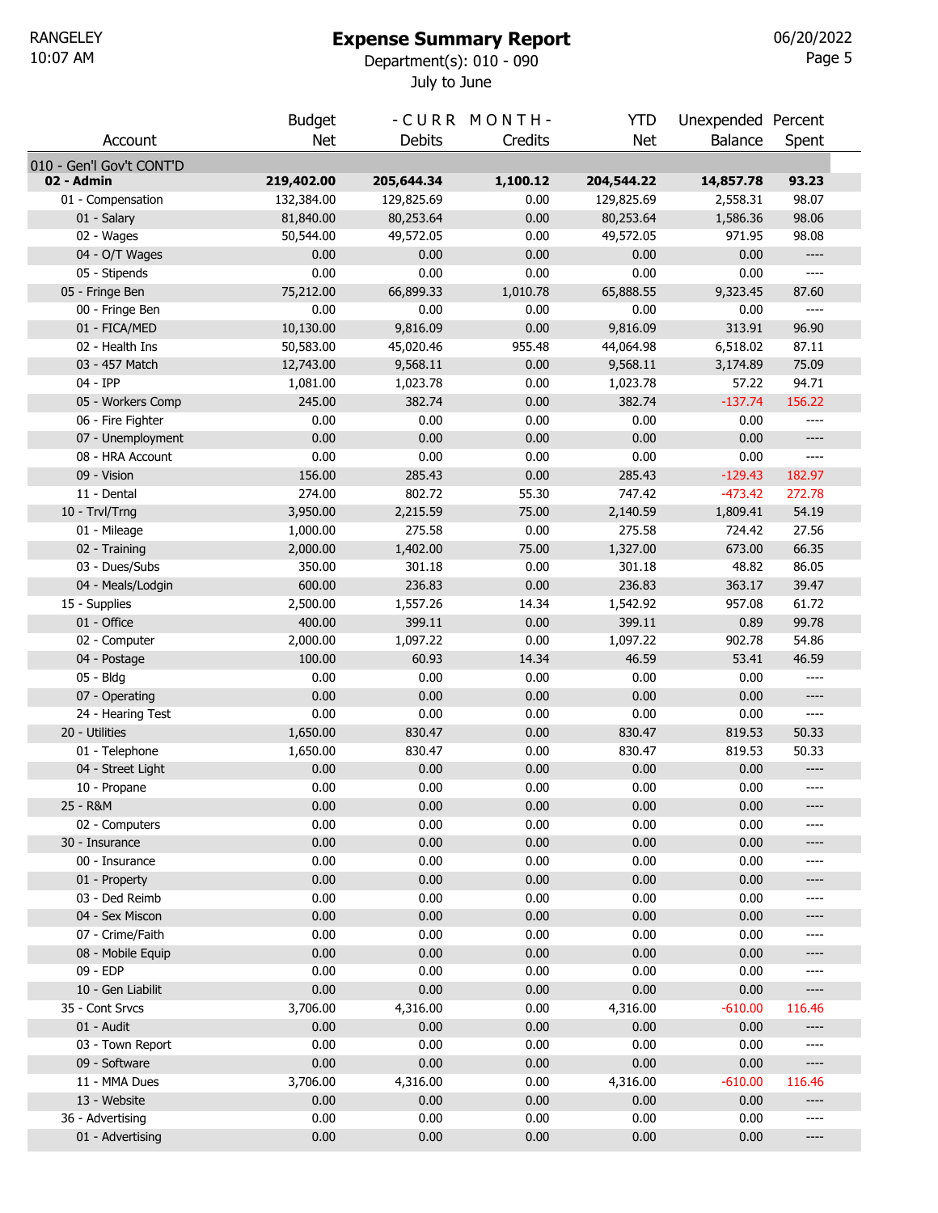RANGELEY
10:07 AM

# Expense Summary Report

Department(s): 010 - 090

July to June

06/20/2022

| Account | Budget Net | - C U R R M O N T H - Debits | Credits | YTD Net | Unexpended Balance | Percent Spent |
|---|---|---|---|---|---|---|
| 010 - Gen'l Gov't CONT'D | | | | | | |
| **02 - Admin** | **219,402.00** | **205,644.34** | **1,100.12** | **204,544.22** | **14,857.78** | **93.23** |
| 01 - Compensation | 132,384.00 | 129,825.69 | 0.00 | 129,825.69 | 2,558.31 | 98.07 |
| 01 - Salary | 81,840.00 | 80,253.64 | 0.00 | 80,253.64 | 1,586.36 | 98.06 |
| 02 - Wages | 50,544.00 | 49,572.05 | 0.00 | 49,572.05 | 971.95 | 98.08 |
| 04 - O/T Wages | 0.00 | 0.00 | 0.00 | 0.00 | 0.00 | ---- |
| 05 - Stipends | 0.00 | 0.00 | 0.00 | 0.00 | 0.00 | ---- |
| 05 - Fringe Ben | 75,212.00 | 66,899.33 | 1,010.78 | 65,888.55 | 9,323.45 | 87.60 |
| 00 - Fringe Ben | 0.00 | 0.00 | 0.00 | 0.00 | 0.00 | ---- |
| 01 - FICA/MED | 10,130.00 | 9,816.09 | 0.00 | 9,816.09 | 313.91 | 96.90 |
| 02 - Health Ins | 50,583.00 | 45,020.46 | 955.48 | 44,064.98 | 6,518.02 | 87.11 |
| 03 - 457 Match | 12,743.00 | 9,568.11 | 0.00 | 9,568.11 | 3,174.89 | 75.09 |
| 04 - IPP | 1,081.00 | 1,023.78 | 0.00 | 1,023.78 | 57.22 | 94.71 |
| 05 - Workers Comp | 245.00 | 382.74 | 0.00 | 382.74 | -137.74 | 156.22 |
| 06 - Fire Fighter | 0.00 | 0.00 | 0.00 | 0.00 | 0.00 | ---- |
| 07 - Unemployment | 0.00 | 0.00 | 0.00 | 0.00 | 0.00 | ---- |
| 08 - HRA Account | 0.00 | 0.00 | 0.00 | 0.00 | 0.00 | ---- |
| 09 - Vision | 156.00 | 285.43 | 0.00 | 285.43 | -129.43 | 182.97 |
| 11 - Dental | 274.00 | 802.72 | 55.30 | 747.42 | -473.42 | 272.78 |
| 10 - Trvl/Trng | 3,950.00 | 2,215.59 | 75.00 | 2,140.59 | 1,809.41 | 54.19 |
| 01 - Mileage | 1,000.00 | 275.58 | 0.00 | 275.58 | 724.42 | 27.56 |
| 02 - Training | 2,000.00 | 1,402.00 | 75.00 | 1,327.00 | 673.00 | 66.35 |
| 03 - Dues/Subs | 350.00 | 301.18 | 0.00 | 301.18 | 48.82 | 86.05 |
| 04 - Meals/Lodgin | 600.00 | 236.83 | 0.00 | 236.83 | 363.17 | 39.47 |
| 15 - Supplies | 2,500.00 | 1,557.26 | 14.34 | 1,542.92 | 957.08 | 61.72 |
| 01 - Office | 400.00 | 399.11 | 0.00 | 399.11 | 0.89 | 99.78 |
| 02 - Computer | 2,000.00 | 1,097.22 | 0.00 | 1,097.22 | 902.78 | 54.86 |
| 04 - Postage | 100.00 | 60.93 | 14.34 | 46.59 | 53.41 | 46.59 |
| 05 - Bldg | 0.00 | 0.00 | 0.00 | 0.00 | 0.00 | ---- |
| 07 - Operating | 0.00 | 0.00 | 0.00 | 0.00 | 0.00 | ---- |
| 24 - Hearing Test | 0.00 | 0.00 | 0.00 | 0.00 | 0.00 | ---- |
| 20 - Utilities | 1,650.00 | 830.47 | 0.00 | 830.47 | 819.53 | 50.33 |
| 01 - Telephone | 1,650.00 | 830.47 | 0.00 | 830.47 | 819.53 | 50.33 |
| 04 - Street Light | 0.00 | 0.00 | 0.00 | 0.00 | 0.00 | ---- |
| 10 - Propane | 0.00 | 0.00 | 0.00 | 0.00 | 0.00 | ---- |
| 25 - R&M | 0.00 | 0.00 | 0.00 | 0.00 | 0.00 | ---- |
| 02 - Computers | 0.00 | 0.00 | 0.00 | 0.00 | 0.00 | ---- |
| 30 - Insurance | 0.00 | 0.00 | 0.00 | 0.00 | 0.00 | ---- |
| 00 - Insurance | 0.00 | 0.00 | 0.00 | 0.00 | 0.00 | ---- |
| 01 - Property | 0.00 | 0.00 | 0.00 | 0.00 | 0.00 | ---- |
| 03 - Ded Reimb | 0.00 | 0.00 | 0.00 | 0.00 | 0.00 | ---- |
| 04 - Sex Miscon | 0.00 | 0.00 | 0.00 | 0.00 | 0.00 | ---- |
| 07 - Crime/Faith | 0.00 | 0.00 | 0.00 | 0.00 | 0.00 | ---- |
| 08 - Mobile Equip | 0.00 | 0.00 | 0.00 | 0.00 | 0.00 | ---- |
| 09 - EDP | 0.00 | 0.00 | 0.00 | 0.00 | 0.00 | ---- |
| 10 - Gen Liabilit | 0.00 | 0.00 | 0.00 | 0.00 | 0.00 | ---- |
| 35 - Cont Srvcs | 3,706.00 | 4,316.00 | 0.00 | 4,316.00 | -610.00 | 116.46 |
| 01 - Audit | 0.00 | 0.00 | 0.00 | 0.00 | 0.00 | ---- |
| 03 - Town Report | 0.00 | 0.00 | 0.00 | 0.00 | 0.00 | ---- |
| 09 - Software | 0.00 | 0.00 | 0.00 | 0.00 | 0.00 | ---- |
| 11 - MMA Dues | 3,706.00 | 4,316.00 | 0.00 | 4,316.00 | -610.00 | 116.46 |
| 13 - Website | 0.00 | 0.00 | 0.00 | 0.00 | 0.00 | ---- |
| 36 - Advertising | 0.00 | 0.00 | 0.00 | 0.00 | 0.00 | ---- |
| 01 - Advertising | 0.00 | 0.00 | 0.00 | 0.00 | 0.00 | ---- |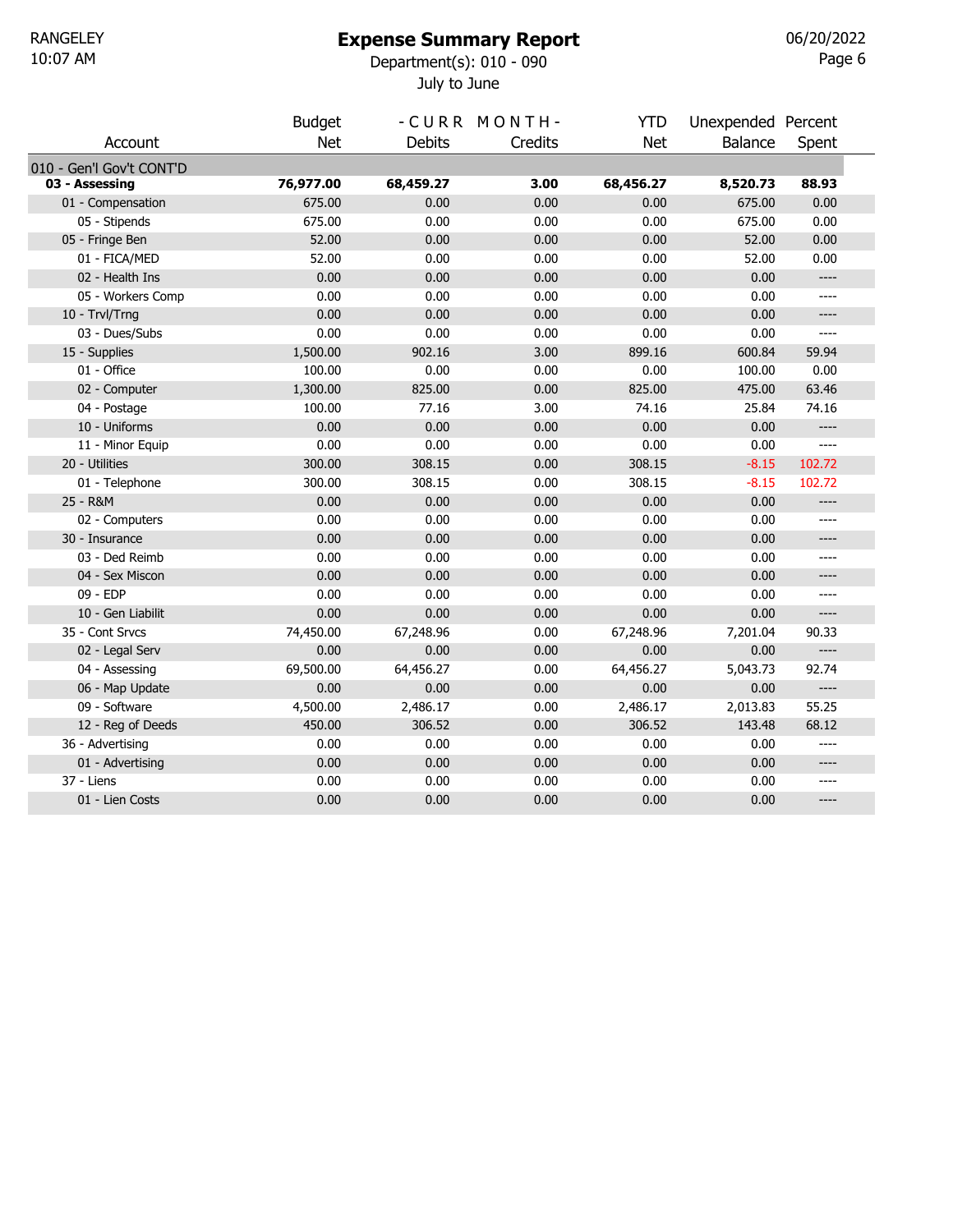RANGELEY
10:07 AM

# Expense Summary Report

Department(s): 010 - 090

July to June

06/20/2022

| Account | Budget Net | - C U R R M O N T H - Debits | Credits | YTD Net | Unexpended Balance | Percent Spent |
|---|---|---|---|---|---|---|
| 010 - Gen'l Gov't CONT'D | | | | | | |
| **03 - Assessing** | **76,977.00** | **68,459.27** | **3.00** | **68,456.27** | **8,520.73** | **88.93** |
| 01 - Compensation | 675.00 | 0.00 | 0.00 | 0.00 | 675.00 | 0.00 |
| 05 - Stipends | 675.00 | 0.00 | 0.00 | 0.00 | 675.00 | 0.00 |
| 05 - Fringe Ben | 52.00 | 0.00 | 0.00 | 0.00 | 52.00 | 0.00 |
| 01 - FICA/MED | 52.00 | 0.00 | 0.00 | 0.00 | 52.00 | 0.00 |
| 02 - Health Ins | 0.00 | 0.00 | 0.00 | 0.00 | 0.00 | ---- |
| 05 - Workers Comp | 0.00 | 0.00 | 0.00 | 0.00 | 0.00 | ---- |
| 10 - Trvl/Trng | 0.00 | 0.00 | 0.00 | 0.00 | 0.00 | ---- |
| 03 - Dues/Subs | 0.00 | 0.00 | 0.00 | 0.00 | 0.00 | ---- |
| 15 - Supplies | 1,500.00 | 902.16 | 3.00 | 899.16 | 600.84 | 59.94 |
| 01 - Office | 100.00 | 0.00 | 0.00 | 0.00 | 100.00 | 0.00 |
| 02 - Computer | 1,300.00 | 825.00 | 0.00 | 825.00 | 475.00 | 63.46 |
| 04 - Postage | 100.00 | 77.16 | 3.00 | 74.16 | 25.84 | 74.16 |
| 10 - Uniforms | 0.00 | 0.00 | 0.00 | 0.00 | 0.00 | ---- |
| 11 - Minor Equip | 0.00 | 0.00 | 0.00 | 0.00 | 0.00 | ---- |
| 20 - Utilities | 300.00 | 308.15 | 0.00 | 308.15 | -8.15 | 102.72 |
| 01 - Telephone | 300.00 | 308.15 | 0.00 | 308.15 | -8.15 | 102.72 |
| 25 - R&M | 0.00 | 0.00 | 0.00 | 0.00 | 0.00 | ---- |
| 02 - Computers | 0.00 | 0.00 | 0.00 | 0.00 | 0.00 | ---- |
| 30 - Insurance | 0.00 | 0.00 | 0.00 | 0.00 | 0.00 | ---- |
| 03 - Ded Reimb | 0.00 | 0.00 | 0.00 | 0.00 | 0.00 | ---- |
| 04 - Sex Miscon | 0.00 | 0.00 | 0.00 | 0.00 | 0.00 | ---- |
| 09 - EDP | 0.00 | 0.00 | 0.00 | 0.00 | 0.00 | ---- |
| 10 - Gen Liabilit | 0.00 | 0.00 | 0.00 | 0.00 | 0.00 | ---- |
| 35 - Cont Srvcs | 74,450.00 | 67,248.96 | 0.00 | 67,248.96 | 7,201.04 | 90.33 |
| 02 - Legal Serv | 0.00 | 0.00 | 0.00 | 0.00 | 0.00 | ---- |
| 04 - Assessing | 69,500.00 | 64,456.27 | 0.00 | 64,456.27 | 5,043.73 | 92.74 |
| 06 - Map Update | 0.00 | 0.00 | 0.00 | 0.00 | 0.00 | ---- |
| 09 - Software | 4,500.00 | 2,486.17 | 0.00 | 2,486.17 | 2,013.83 | 55.25 |
| 12 - Reg of Deeds | 450.00 | 306.52 | 0.00 | 306.52 | 143.48 | 68.12 |
| 36 - Advertising | 0.00 | 0.00 | 0.00 | 0.00 | 0.00 | ---- |
| 01 - Advertising | 0.00 | 0.00 | 0.00 | 0.00 | 0.00 | ---- |
| 37 - Liens | 0.00 | 0.00 | 0.00 | 0.00 | 0.00 | ---- |
| 01 - Lien Costs | 0.00 | 0.00 | 0.00 | 0.00 | 0.00 | ---- |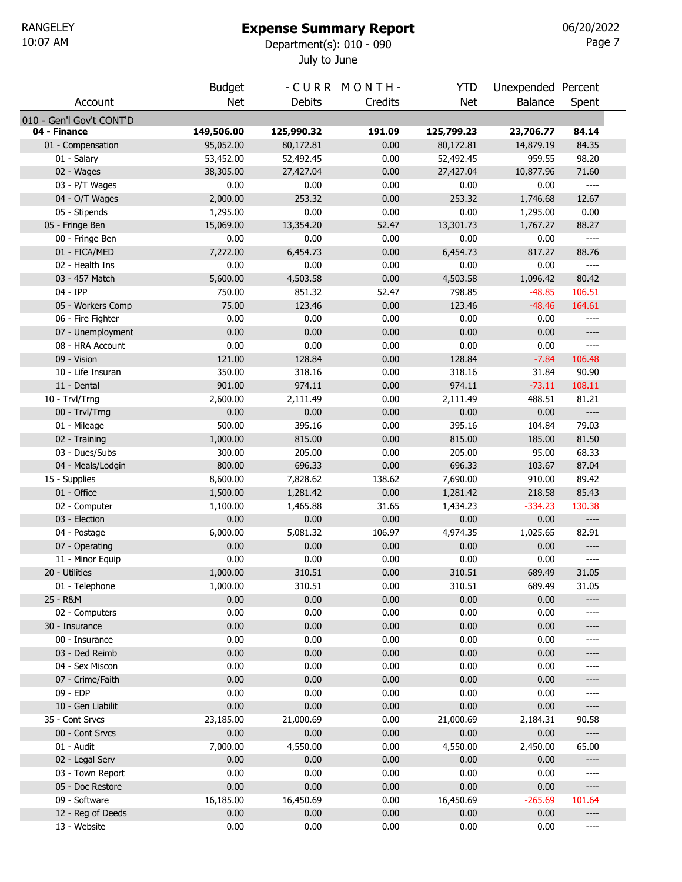RANGELEY
10:07 AM

# Expense Summary Report

Department(s): 010 - 090

July to June

06/20/2022

| Account | Budget Net | - C U R R Debits | M O N T H - Credits | YTD Net | Unexpended Balance | Percent Spent |
|---|---|---|---|---|---|---|
| 010 - Gen'l Gov't CONT'D | | | | | | |
| **04 - Finance** | **149,506.00** | **125,990.32** | **191.09** | **125,799.23** | **23,706.77** | **84.14** |
| 01 - Compensation | 95,052.00 | 80,172.81 | 0.00 | 80,172.81 | 14,879.19 | 84.35 |
| 01 - Salary | 53,452.00 | 52,492.45 | 0.00 | 52,492.45 | 959.55 | 98.20 |
| 02 - Wages | 38,305.00 | 27,427.04 | 0.00 | 27,427.04 | 10,877.96 | 71.60 |
| 03 - P/T Wages | 0.00 | 0.00 | 0.00 | 0.00 | 0.00 | ---- |
| 04 - O/T Wages | 2,000.00 | 253.32 | 0.00 | 253.32 | 1,746.68 | 12.67 |
| 05 - Stipends | 1,295.00 | 0.00 | 0.00 | 0.00 | 1,295.00 | 0.00 |
| 05 - Fringe Ben | 15,069.00 | 13,354.20 | 52.47 | 13,301.73 | 1,767.27 | 88.27 |
| 00 - Fringe Ben | 0.00 | 0.00 | 0.00 | 0.00 | 0.00 | ---- |
| 01 - FICA/MED | 7,272.00 | 6,454.73 | 0.00 | 6,454.73 | 817.27 | 88.76 |
| 02 - Health Ins | 0.00 | 0.00 | 0.00 | 0.00 | 0.00 | ---- |
| 03 - 457 Match | 5,600.00 | 4,503.58 | 0.00 | 4,503.58 | 1,096.42 | 80.42 |
| 04 - IPP | 750.00 | 851.32 | 52.47 | 798.85 | -48.85 | 106.51 |
| 05 - Workers Comp | 75.00 | 123.46 | 0.00 | 123.46 | -48.46 | 164.61 |
| 06 - Fire Fighter | 0.00 | 0.00 | 0.00 | 0.00 | 0.00 | ---- |
| 07 - Unemployment | 0.00 | 0.00 | 0.00 | 0.00 | 0.00 | ---- |
| 08 - HRA Account | 0.00 | 0.00 | 0.00 | 0.00 | 0.00 | ---- |
| 09 - Vision | 121.00 | 128.84 | 0.00 | 128.84 | -7.84 | 106.48 |
| 10 - Life Insuran | 350.00 | 318.16 | 0.00 | 318.16 | 31.84 | 90.90 |
| 11 - Dental | 901.00 | 974.11 | 0.00 | 974.11 | -73.11 | 108.11 |
| 10 - Trvl/Trng | 2,600.00 | 2,111.49 | 0.00 | 2,111.49 | 488.51 | 81.21 |
| 00 - Trvl/Trng | 0.00 | 0.00 | 0.00 | 0.00 | 0.00 | ---- |
| 01 - Mileage | 500.00 | 395.16 | 0.00 | 395.16 | 104.84 | 79.03 |
| 02 - Training | 1,000.00 | 815.00 | 0.00 | 815.00 | 185.00 | 81.50 |
| 03 - Dues/Subs | 300.00 | 205.00 | 0.00 | 205.00 | 95.00 | 68.33 |
| 04 - Meals/Lodgin | 800.00 | 696.33 | 0.00 | 696.33 | 103.67 | 87.04 |
| 15 - Supplies | 8,600.00 | 7,828.62 | 138.62 | 7,690.00 | 910.00 | 89.42 |
| 01 - Office | 1,500.00 | 1,281.42 | 0.00 | 1,281.42 | 218.58 | 85.43 |
| 02 - Computer | 1,100.00 | 1,465.88 | 31.65 | 1,434.23 | -334.23 | 130.38 |
| 03 - Election | 0.00 | 0.00 | 0.00 | 0.00 | 0.00 | ---- |
| 04 - Postage | 6,000.00 | 5,081.32 | 106.97 | 4,974.35 | 1,025.65 | 82.91 |
| 07 - Operating | 0.00 | 0.00 | 0.00 | 0.00 | 0.00 | ---- |
| 11 - Minor Equip | 0.00 | 0.00 | 0.00 | 0.00 | 0.00 | ---- |
| 20 - Utilities | 1,000.00 | 310.51 | 0.00 | 310.51 | 689.49 | 31.05 |
| 01 - Telephone | 1,000.00 | 310.51 | 0.00 | 310.51 | 689.49 | 31.05 |
| 25 - R&M | 0.00 | 0.00 | 0.00 | 0.00 | 0.00 | ---- |
| 02 - Computers | 0.00 | 0.00 | 0.00 | 0.00 | 0.00 | ---- |
| 30 - Insurance | 0.00 | 0.00 | 0.00 | 0.00 | 0.00 | ---- |
| 00 - Insurance | 0.00 | 0.00 | 0.00 | 0.00 | 0.00 | ---- |
| 03 - Ded Reimb | 0.00 | 0.00 | 0.00 | 0.00 | 0.00 | ---- |
| 04 - Sex Miscon | 0.00 | 0.00 | 0.00 | 0.00 | 0.00 | ---- |
| 07 - Crime/Faith | 0.00 | 0.00 | 0.00 | 0.00 | 0.00 | ---- |
| 09 - EDP | 0.00 | 0.00 | 0.00 | 0.00 | 0.00 | ---- |
| 10 - Gen Liabilit | 0.00 | 0.00 | 0.00 | 0.00 | 0.00 | ---- |
| 35 - Cont Srvcs | 23,185.00 | 21,000.69 | 0.00 | 21,000.69 | 2,184.31 | 90.58 |
| 00 - Cont Srvcs | 0.00 | 0.00 | 0.00 | 0.00 | 0.00 | ---- |
| 01 - Audit | 7,000.00 | 4,550.00 | 0.00 | 4,550.00 | 2,450.00 | 65.00 |
| 02 - Legal Serv | 0.00 | 0.00 | 0.00 | 0.00 | 0.00 | ---- |
| 03 - Town Report | 0.00 | 0.00 | 0.00 | 0.00 | 0.00 | ---- |
| 05 - Doc Restore | 0.00 | 0.00 | 0.00 | 0.00 | 0.00 | ---- |
| 09 - Software | 16,185.00 | 16,450.69 | 0.00 | 16,450.69 | -265.69 | 101.64 |
| 12 - Reg of Deeds | 0.00 | 0.00 | 0.00 | 0.00 | 0.00 | ---- |
| 13 - Website | 0.00 | 0.00 | 0.00 | 0.00 | 0.00 | ---- |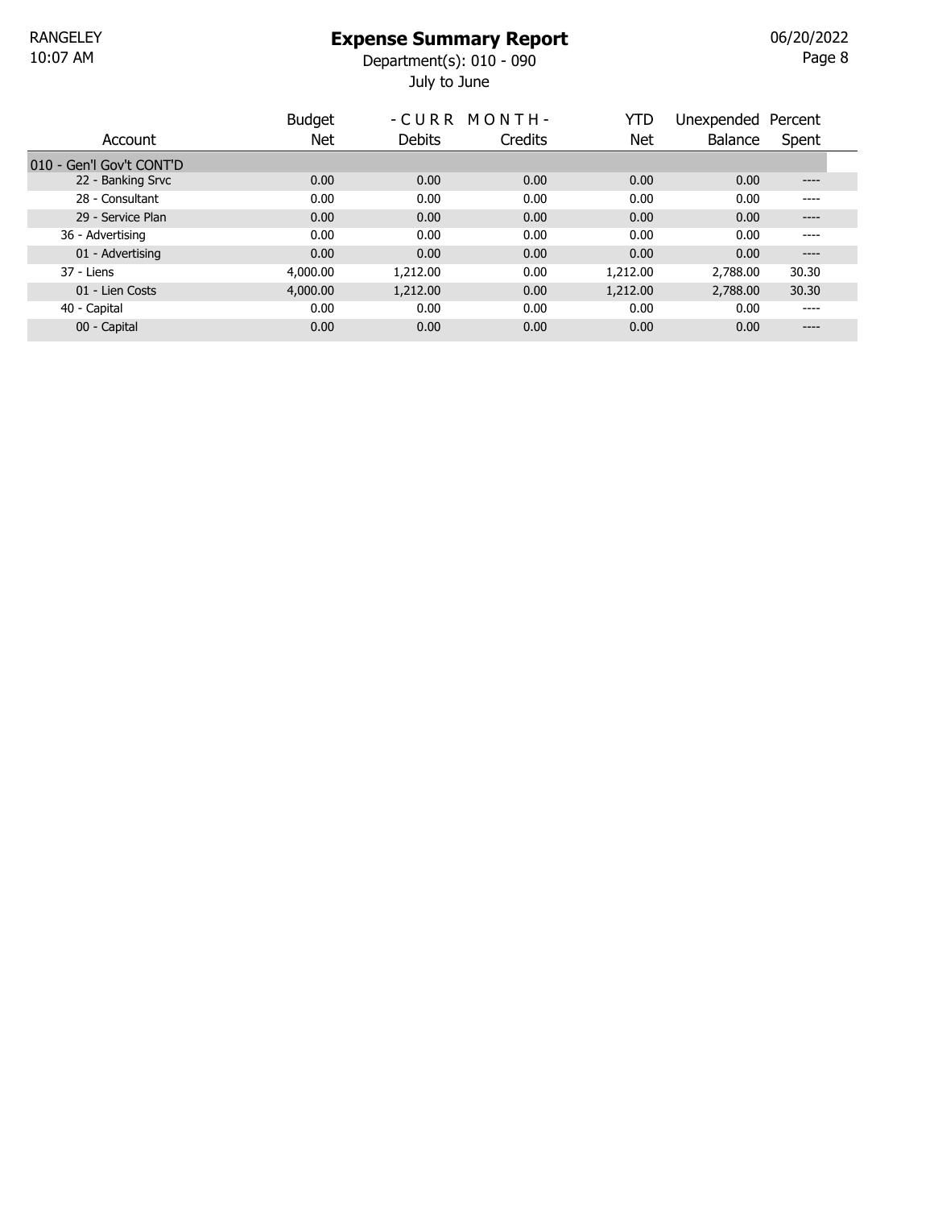# Expense Summary Report

Department(s): 010 - 090

July to June

| Account | Budget Net | - C U R R M O N T H - Debits | Credits | YTD Net | Unexpended Balance | Percent Spent |
|---|---|---|---|---|---|---|
| **010 - Gen'l Gov't CONT'D** | | | | | | |
| 22 - Banking Srvc | 0.00 | 0.00 | 0.00 | 0.00 | 0.00 | ---- |
| 28 - Consultant | 0.00 | 0.00 | 0.00 | 0.00 | 0.00 | ---- |
| 29 - Service Plan | 0.00 | 0.00 | 0.00 | 0.00 | 0.00 | ---- |
| 36 - Advertising | 0.00 | 0.00 | 0.00 | 0.00 | 0.00 | ---- |
| 01 - Advertising | 0.00 | 0.00 | 0.00 | 0.00 | 0.00 | ---- |
| 37 - Liens | 4,000.00 | 1,212.00 | 0.00 | 1,212.00 | 2,788.00 | 30.30 |
| 01 - Lien Costs | 4,000.00 | 1,212.00 | 0.00 | 1,212.00 | 2,788.00 | 30.30 |
| 40 - Capital | 0.00 | 0.00 | 0.00 | 0.00 | 0.00 | ---- |
| 00 - Capital | 0.00 | 0.00 | 0.00 | 0.00 | 0.00 | ---- |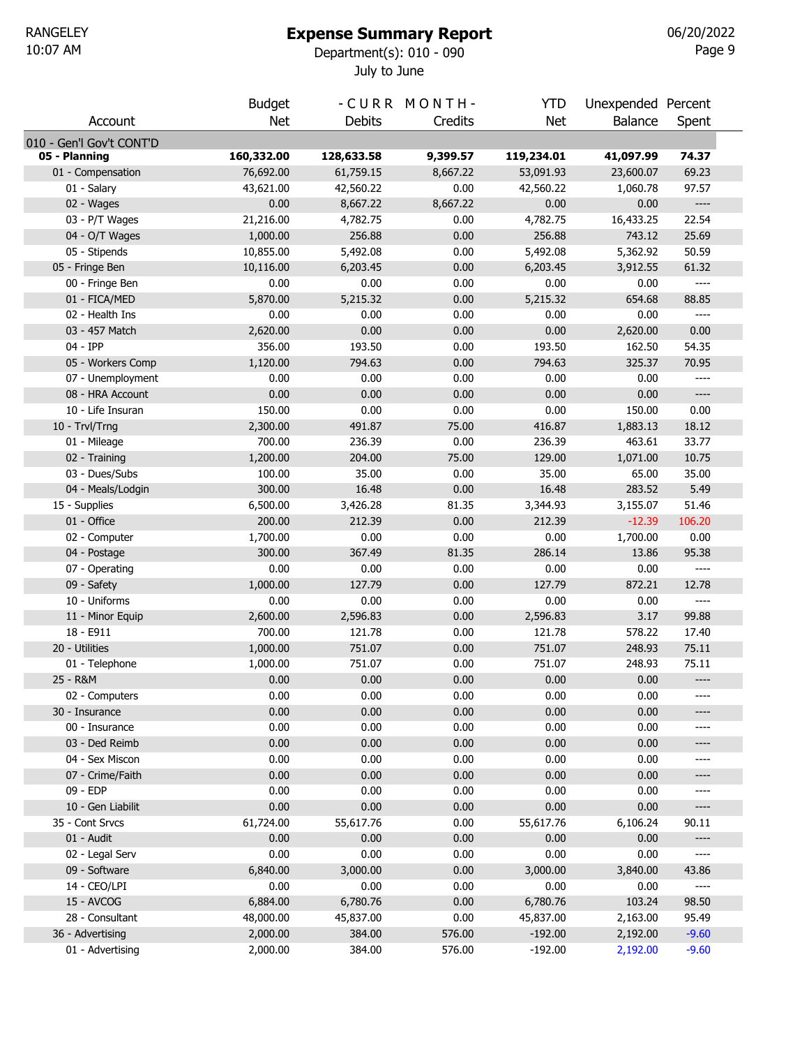RANGELEY
10:07 AM

# Expense Summary Report

Department(s): 010 - 090

July to June

06/20/2022

| Account | Budget Net | - C U R R M O N T H - Debits | Credits | YTD Net | Unexpended Balance | Percent Spent |
|---|---|---|---|---|---|---|
| 010 - Gen'l Gov't CONT'D | | | | | | |
| **05 - Planning** | **160,332.00** | **128,633.58** | **9,399.57** | **119,234.01** | **41,097.99** | **74.37** |
| 01 - Compensation | 76,692.00 | 61,759.15 | 8,667.22 | 53,091.93 | 23,600.07 | 69.23 |
| 01 - Salary | 43,621.00 | 42,560.22 | 0.00 | 42,560.22 | 1,060.78 | 97.57 |
| 02 - Wages | 0.00 | 8,667.22 | 8,667.22 | 0.00 | 0.00 | ---- |
| 03 - P/T Wages | 21,216.00 | 4,782.75 | 0.00 | 4,782.75 | 16,433.25 | 22.54 |
| 04 - O/T Wages | 1,000.00 | 256.88 | 0.00 | 256.88 | 743.12 | 25.69 |
| 05 - Stipends | 10,855.00 | 5,492.08 | 0.00 | 5,492.08 | 5,362.92 | 50.59 |
| 05 - Fringe Ben | 10,116.00 | 6,203.45 | 0.00 | 6,203.45 | 3,912.55 | 61.32 |
| 00 - Fringe Ben | 0.00 | 0.00 | 0.00 | 0.00 | 0.00 | ---- |
| 01 - FICA/MED | 5,870.00 | 5,215.32 | 0.00 | 5,215.32 | 654.68 | 88.85 |
| 02 - Health Ins | 0.00 | 0.00 | 0.00 | 0.00 | 0.00 | ---- |
| 03 - 457 Match | 2,620.00 | 0.00 | 0.00 | 0.00 | 2,620.00 | 0.00 |
| 04 - IPP | 356.00 | 193.50 | 0.00 | 193.50 | 162.50 | 54.35 |
| 05 - Workers Comp | 1,120.00 | 794.63 | 0.00 | 794.63 | 325.37 | 70.95 |
| 07 - Unemployment | 0.00 | 0.00 | 0.00 | 0.00 | 0.00 | ---- |
| 08 - HRA Account | 0.00 | 0.00 | 0.00 | 0.00 | 0.00 | ---- |
| 10 - Life Insuran | 150.00 | 0.00 | 0.00 | 0.00 | 150.00 | 0.00 |
| 10 - Trvl/Trng | 2,300.00 | 491.87 | 75.00 | 416.87 | 1,883.13 | 18.12 |
| 01 - Mileage | 700.00 | 236.39 | 0.00 | 236.39 | 463.61 | 33.77 |
| 02 - Training | 1,200.00 | 204.00 | 75.00 | 129.00 | 1,071.00 | 10.75 |
| 03 - Dues/Subs | 100.00 | 35.00 | 0.00 | 35.00 | 65.00 | 35.00 |
| 04 - Meals/Lodgin | 300.00 | 16.48 | 0.00 | 16.48 | 283.52 | 5.49 |
| 15 - Supplies | 6,500.00 | 3,426.28 | 81.35 | 3,344.93 | 3,155.07 | 51.46 |
| 01 - Office | 200.00 | 212.39 | 0.00 | 212.39 | -12.39 | 106.20 |
| 02 - Computer | 1,700.00 | 0.00 | 0.00 | 0.00 | 1,700.00 | 0.00 |
| 04 - Postage | 300.00 | 367.49 | 81.35 | 286.14 | 13.86 | 95.38 |
| 07 - Operating | 0.00 | 0.00 | 0.00 | 0.00 | 0.00 | ---- |
| 09 - Safety | 1,000.00 | 127.79 | 0.00 | 127.79 | 872.21 | 12.78 |
| 10 - Uniforms | 0.00 | 0.00 | 0.00 | 0.00 | 0.00 | ---- |
| 11 - Minor Equip | 2,600.00 | 2,596.83 | 0.00 | 2,596.83 | 3.17 | 99.88 |
| 18 - E911 | 700.00 | 121.78 | 0.00 | 121.78 | 578.22 | 17.40 |
| 20 - Utilities | 1,000.00 | 751.07 | 0.00 | 751.07 | 248.93 | 75.11 |
| 01 - Telephone | 1,000.00 | 751.07 | 0.00 | 751.07 | 248.93 | 75.11 |
| 25 - R&M | 0.00 | 0.00 | 0.00 | 0.00 | 0.00 | ---- |
| 02 - Computers | 0.00 | 0.00 | 0.00 | 0.00 | 0.00 | ---- |
| 30 - Insurance | 0.00 | 0.00 | 0.00 | 0.00 | 0.00 | ---- |
| 00 - Insurance | 0.00 | 0.00 | 0.00 | 0.00 | 0.00 | ---- |
| 03 - Ded Reimb | 0.00 | 0.00 | 0.00 | 0.00 | 0.00 | ---- |
| 04 - Sex Miscon | 0.00 | 0.00 | 0.00 | 0.00 | 0.00 | ---- |
| 07 - Crime/Faith | 0.00 | 0.00 | 0.00 | 0.00 | 0.00 | ---- |
| 09 - EDP | 0.00 | 0.00 | 0.00 | 0.00 | 0.00 | ---- |
| 10 - Gen Liabilit | 0.00 | 0.00 | 0.00 | 0.00 | 0.00 | ---- |
| 35 - Cont Srvcs | 61,724.00 | 55,617.76 | 0.00 | 55,617.76 | 6,106.24 | 90.11 |
| 01 - Audit | 0.00 | 0.00 | 0.00 | 0.00 | 0.00 | ---- |
| 02 - Legal Serv | 0.00 | 0.00 | 0.00 | 0.00 | 0.00 | ---- |
| 09 - Software | 6,840.00 | 3,000.00 | 0.00 | 3,000.00 | 3,840.00 | 43.86 |
| 14 - CEO/LPI | 0.00 | 0.00 | 0.00 | 0.00 | 0.00 | ---- |
| 15 - AVCOG | 6,884.00 | 6,780.76 | 0.00 | 6,780.76 | 103.24 | 98.50 |
| 28 - Consultant | 48,000.00 | 45,837.00 | 0.00 | 45,837.00 | 2,163.00 | 95.49 |
| 36 - Advertising | 2,000.00 | 384.00 | 576.00 | -192.00 | 2,192.00 | -9.60 |
| 01 - Advertising | 2,000.00 | 384.00 | 576.00 | -192.00 | 2,192.00 | -9.60 |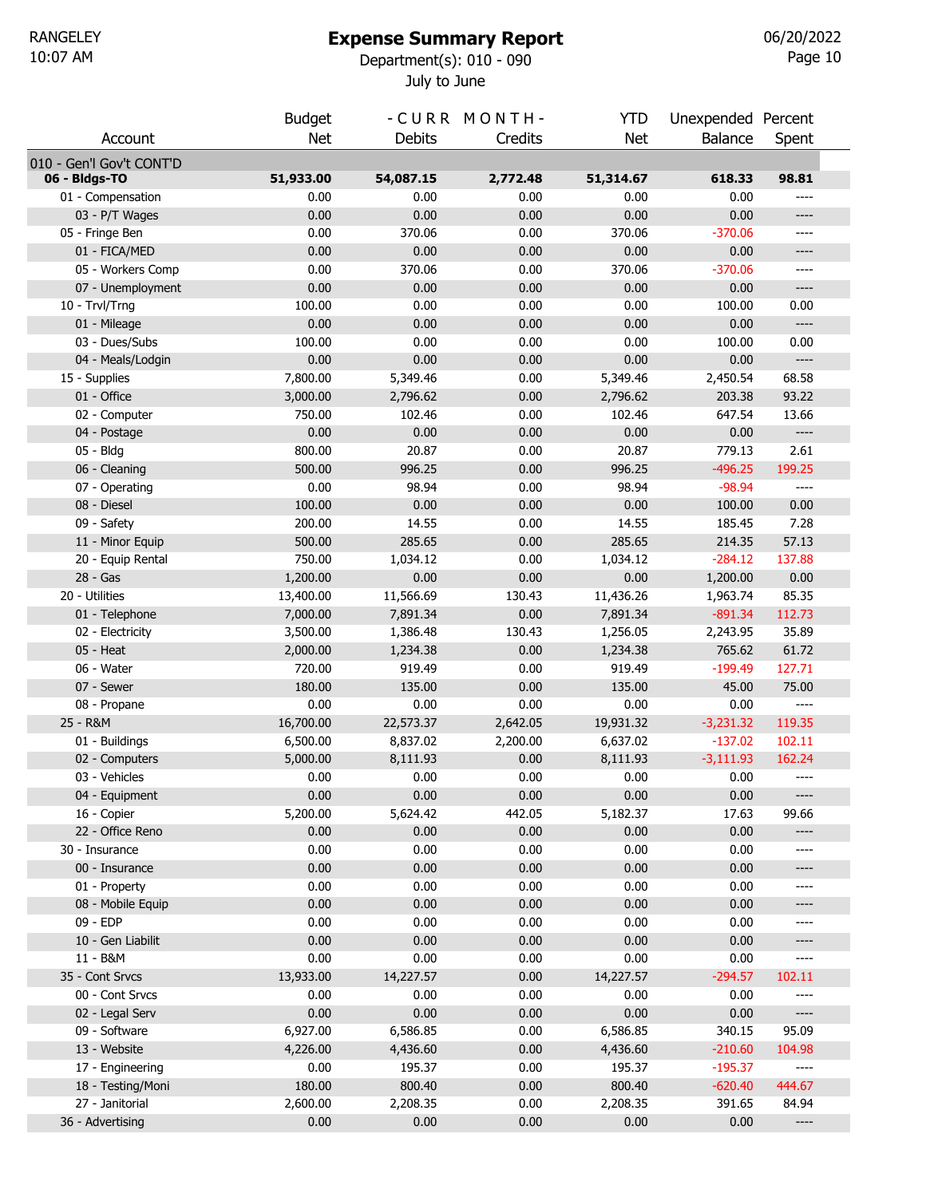# Expense Summary Report

Department(s): 010 - 090

July to June

| Account | Budget Net | - C U R R M O N T H - Debits | Credits | YTD Net | Unexpended Balance | Percent Spent |
|---|---|---|---|---|---|---|
| 010 - Gen'l Gov't CONT'D | | | | | | |
| **06 - Bldgs-TO** | **51,933.00** | **54,087.15** | **2,772.48** | **51,314.67** | **618.33** | **98.81** |
| 01 - Compensation | 0.00 | 0.00 | 0.00 | 0.00 | 0.00 | ---- |
| 03 - P/T Wages | 0.00 | 0.00 | 0.00 | 0.00 | 0.00 | ---- |
| 05 - Fringe Ben | 0.00 | 370.06 | 0.00 | 370.06 | -370.06 | ---- |
| 01 - FICA/MED | 0.00 | 0.00 | 0.00 | 0.00 | 0.00 | ---- |
| 05 - Workers Comp | 0.00 | 370.06 | 0.00 | 370.06 | -370.06 | ---- |
| 07 - Unemployment | 0.00 | 0.00 | 0.00 | 0.00 | 0.00 | ---- |
| 10 - Trvl/Trng | 100.00 | 0.00 | 0.00 | 0.00 | 100.00 | 0.00 |
| 01 - Mileage | 0.00 | 0.00 | 0.00 | 0.00 | 0.00 | ---- |
| 03 - Dues/Subs | 100.00 | 0.00 | 0.00 | 0.00 | 100.00 | 0.00 |
| 04 - Meals/Lodgin | 0.00 | 0.00 | 0.00 | 0.00 | 0.00 | ---- |
| 15 - Supplies | 7,800.00 | 5,349.46 | 0.00 | 5,349.46 | 2,450.54 | 68.58 |
| 01 - Office | 3,000.00 | 2,796.62 | 0.00 | 2,796.62 | 203.38 | 93.22 |
| 02 - Computer | 750.00 | 102.46 | 0.00 | 102.46 | 647.54 | 13.66 |
| 04 - Postage | 0.00 | 0.00 | 0.00 | 0.00 | 0.00 | ---- |
| 05 - Bldg | 800.00 | 20.87 | 0.00 | 20.87 | 779.13 | 2.61 |
| 06 - Cleaning | 500.00 | 996.25 | 0.00 | 996.25 | -496.25 | 199.25 |
| 07 - Operating | 0.00 | 98.94 | 0.00 | 98.94 | -98.94 | ---- |
| 08 - Diesel | 100.00 | 0.00 | 0.00 | 0.00 | 100.00 | 0.00 |
| 09 - Safety | 200.00 | 14.55 | 0.00 | 14.55 | 185.45 | 7.28 |
| 11 - Minor Equip | 500.00 | 285.65 | 0.00 | 285.65 | 214.35 | 57.13 |
| 20 - Equip Rental | 750.00 | 1,034.12 | 0.00 | 1,034.12 | -284.12 | 137.88 |
| 28 - Gas | 1,200.00 | 0.00 | 0.00 | 0.00 | 1,200.00 | 0.00 |
| 20 - Utilities | 13,400.00 | 11,566.69 | 130.43 | 11,436.26 | 1,963.74 | 85.35 |
| 01 - Telephone | 7,000.00 | 7,891.34 | 0.00 | 7,891.34 | -891.34 | 112.73 |
| 02 - Electricity | 3,500.00 | 1,386.48 | 130.43 | 1,256.05 | 2,243.95 | 35.89 |
| 05 - Heat | 2,000.00 | 1,234.38 | 0.00 | 1,234.38 | 765.62 | 61.72 |
| 06 - Water | 720.00 | 919.49 | 0.00 | 919.49 | -199.49 | 127.71 |
| 07 - Sewer | 180.00 | 135.00 | 0.00 | 135.00 | 45.00 | 75.00 |
| 08 - Propane | 0.00 | 0.00 | 0.00 | 0.00 | 0.00 | ---- |
| 25 - R&M | 16,700.00 | 22,573.37 | 2,642.05 | 19,931.32 | -3,231.32 | 119.35 |
| 01 - Buildings | 6,500.00 | 8,837.02 | 2,200.00 | 6,637.02 | -137.02 | 102.11 |
| 02 - Computers | 5,000.00 | 8,111.93 | 0.00 | 8,111.93 | -3,111.93 | 162.24 |
| 03 - Vehicles | 0.00 | 0.00 | 0.00 | 0.00 | 0.00 | ---- |
| 04 - Equipment | 0.00 | 0.00 | 0.00 | 0.00 | 0.00 | ---- |
| 16 - Copier | 5,200.00 | 5,624.42 | 442.05 | 5,182.37 | 17.63 | 99.66 |
| 22 - Office Reno | 0.00 | 0.00 | 0.00 | 0.00 | 0.00 | ---- |
| 30 - Insurance | 0.00 | 0.00 | 0.00 | 0.00 | 0.00 | ---- |
| 00 - Insurance | 0.00 | 0.00 | 0.00 | 0.00 | 0.00 | ---- |
| 01 - Property | 0.00 | 0.00 | 0.00 | 0.00 | 0.00 | ---- |
| 08 - Mobile Equip | 0.00 | 0.00 | 0.00 | 0.00 | 0.00 | ---- |
| 09 - EDP | 0.00 | 0.00 | 0.00 | 0.00 | 0.00 | ---- |
| 10 - Gen Liabilit | 0.00 | 0.00 | 0.00 | 0.00 | 0.00 | ---- |
| 11 - B&M | 0.00 | 0.00 | 0.00 | 0.00 | 0.00 | ---- |
| 35 - Cont Srvcs | 13,933.00 | 14,227.57 | 0.00 | 14,227.57 | -294.57 | 102.11 |
| 00 - Cont Srvcs | 0.00 | 0.00 | 0.00 | 0.00 | 0.00 | ---- |
| 02 - Legal Serv | 0.00 | 0.00 | 0.00 | 0.00 | 0.00 | ---- |
| 09 - Software | 6,927.00 | 6,586.85 | 0.00 | 6,586.85 | 340.15 | 95.09 |
| 13 - Website | 4,226.00 | 4,436.60 | 0.00 | 4,436.60 | -210.60 | 104.98 |
| 17 - Engineering | 0.00 | 195.37 | 0.00 | 195.37 | -195.37 | ---- |
| 18 - Testing/Moni | 180.00 | 800.40 | 0.00 | 800.40 | -620.40 | 444.67 |
| 27 - Janitorial | 2,600.00 | 2,208.35 | 0.00 | 2,208.35 | 391.65 | 84.94 |
| 36 - Advertising | 0.00 | 0.00 | 0.00 | 0.00 | 0.00 | ---- |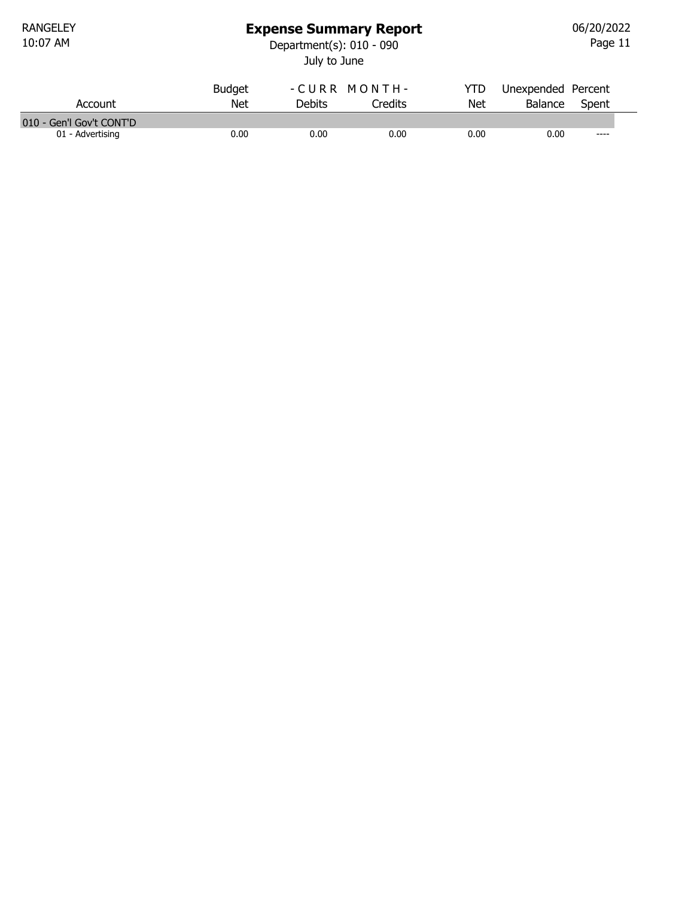RANGELEY
10:07 AM

# Expense Summary Report

Department(s): 010 - 090
July to June

06/20/2022

| Account | Budget Net | - C U R R M O N T H - Debits | Credits | YTD Net | Unexpended Balance | Percent Spent |
|---|---|---|---|---|---|---|
| **010 - Gen'l Gov't CONT'D** | | | | | | |
| 01 - Advertising | 0.00 | 0.00 | 0.00 | 0.00 | 0.00 | ---- |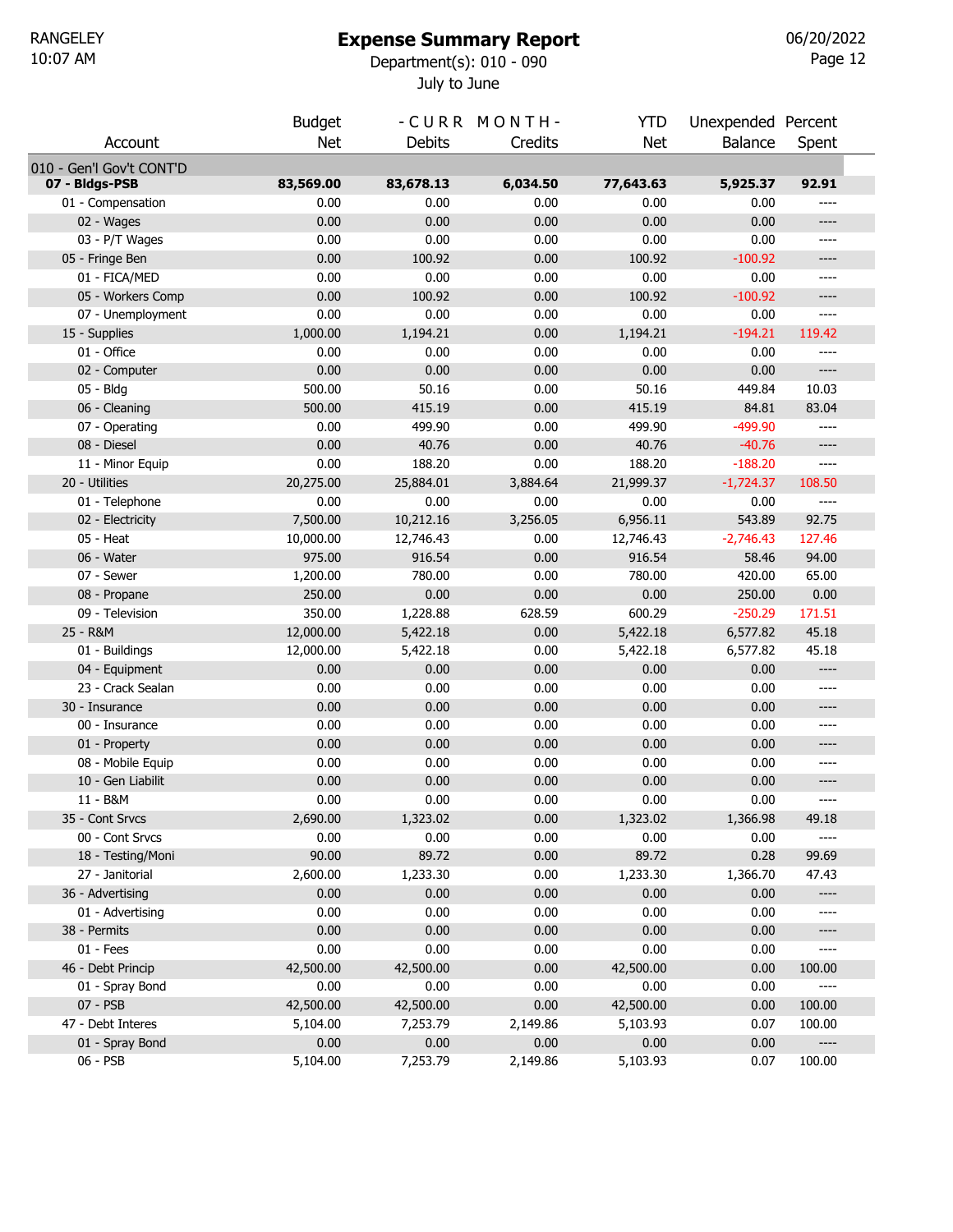RANGELEY
10:07 AM

# Expense Summary Report

Department(s): 010 - 090
July to June

06/20/2022

| Account | Budget Net | - C U R R M O N T H - Debits | Credits | YTD Net | Unexpended Balance | Percent Spent |
|---|---|---|---|---|---|---|
| 010 - Gen'l Gov't CONT'D | | | | | | |
| **07 - Bldgs-PSB** | **83,569.00** | **83,678.13** | **6,034.50** | **77,643.63** | **5,925.37** | **92.91** |
| 01 - Compensation | 0.00 | 0.00 | 0.00 | 0.00 | 0.00 | ---- |
| 02 - Wages | 0.00 | 0.00 | 0.00 | 0.00 | 0.00 | ---- |
| 03 - P/T Wages | 0.00 | 0.00 | 0.00 | 0.00 | 0.00 | ---- |
| 05 - Fringe Ben | 0.00 | 100.92 | 0.00 | 100.92 | -100.92 | ---- |
| 01 - FICA/MED | 0.00 | 0.00 | 0.00 | 0.00 | 0.00 | ---- |
| 05 - Workers Comp | 0.00 | 100.92 | 0.00 | 100.92 | -100.92 | ---- |
| 07 - Unemployment | 0.00 | 0.00 | 0.00 | 0.00 | 0.00 | ---- |
| 15 - Supplies | 1,000.00 | 1,194.21 | 0.00 | 1,194.21 | -194.21 | 119.42 |
| 01 - Office | 0.00 | 0.00 | 0.00 | 0.00 | 0.00 | ---- |
| 02 - Computer | 0.00 | 0.00 | 0.00 | 0.00 | 0.00 | ---- |
| 05 - Bldg | 500.00 | 50.16 | 0.00 | 50.16 | 449.84 | 10.03 |
| 06 - Cleaning | 500.00 | 415.19 | 0.00 | 415.19 | 84.81 | 83.04 |
| 07 - Operating | 0.00 | 499.90 | 0.00 | 499.90 | -499.90 | ---- |
| 08 - Diesel | 0.00 | 40.76 | 0.00 | 40.76 | -40.76 | ---- |
| 11 - Minor Equip | 0.00 | 188.20 | 0.00 | 188.20 | -188.20 | ---- |
| 20 - Utilities | 20,275.00 | 25,884.01 | 3,884.64 | 21,999.37 | -1,724.37 | 108.50 |
| 01 - Telephone | 0.00 | 0.00 | 0.00 | 0.00 | 0.00 | ---- |
| 02 - Electricity | 7,500.00 | 10,212.16 | 3,256.05 | 6,956.11 | 543.89 | 92.75 |
| 05 - Heat | 10,000.00 | 12,746.43 | 0.00 | 12,746.43 | -2,746.43 | 127.46 |
| 06 - Water | 975.00 | 916.54 | 0.00 | 916.54 | 58.46 | 94.00 |
| 07 - Sewer | 1,200.00 | 780.00 | 0.00 | 780.00 | 420.00 | 65.00 |
| 08 - Propane | 250.00 | 0.00 | 0.00 | 0.00 | 250.00 | 0.00 |
| 09 - Television | 350.00 | 1,228.88 | 628.59 | 600.29 | -250.29 | 171.51 |
| 25 - R&M | 12,000.00 | 5,422.18 | 0.00 | 5,422.18 | 6,577.82 | 45.18 |
| 01 - Buildings | 12,000.00 | 5,422.18 | 0.00 | 5,422.18 | 6,577.82 | 45.18 |
| 04 - Equipment | 0.00 | 0.00 | 0.00 | 0.00 | 0.00 | ---- |
| 23 - Crack Sealan | 0.00 | 0.00 | 0.00 | 0.00 | 0.00 | ---- |
| 30 - Insurance | 0.00 | 0.00 | 0.00 | 0.00 | 0.00 | ---- |
| 00 - Insurance | 0.00 | 0.00 | 0.00 | 0.00 | 0.00 | ---- |
| 01 - Property | 0.00 | 0.00 | 0.00 | 0.00 | 0.00 | ---- |
| 08 - Mobile Equip | 0.00 | 0.00 | 0.00 | 0.00 | 0.00 | ---- |
| 10 - Gen Liabilit | 0.00 | 0.00 | 0.00 | 0.00 | 0.00 | ---- |
| 11 - B&M | 0.00 | 0.00 | 0.00 | 0.00 | 0.00 | ---- |
| 35 - Cont Srvcs | 2,690.00 | 1,323.02 | 0.00 | 1,323.02 | 1,366.98 | 49.18 |
| 00 - Cont Srvcs | 0.00 | 0.00 | 0.00 | 0.00 | 0.00 | ---- |
| 18 - Testing/Moni | 90.00 | 89.72 | 0.00 | 89.72 | 0.28 | 99.69 |
| 27 - Janitorial | 2,600.00 | 1,233.30 | 0.00 | 1,233.30 | 1,366.70 | 47.43 |
| 36 - Advertising | 0.00 | 0.00 | 0.00 | 0.00 | 0.00 | ---- |
| 01 - Advertising | 0.00 | 0.00 | 0.00 | 0.00 | 0.00 | ---- |
| 38 - Permits | 0.00 | 0.00 | 0.00 | 0.00 | 0.00 | ---- |
| 01 - Fees | 0.00 | 0.00 | 0.00 | 0.00 | 0.00 | ---- |
| 46 - Debt Princip | 42,500.00 | 42,500.00 | 0.00 | 42,500.00 | 0.00 | 100.00 |
| 01 - Spray Bond | 0.00 | 0.00 | 0.00 | 0.00 | 0.00 | ---- |
| 07 - PSB | 42,500.00 | 42,500.00 | 0.00 | 42,500.00 | 0.00 | 100.00 |
| 47 - Debt Interes | 5,104.00 | 7,253.79 | 2,149.86 | 5,103.93 | 0.07 | 100.00 |
| 01 - Spray Bond | 0.00 | 0.00 | 0.00 | 0.00 | 0.00 | ---- |
| 06 - PSB | 5,104.00 | 7,253.79 | 2,149.86 | 5,103.93 | 0.07 | 100.00 |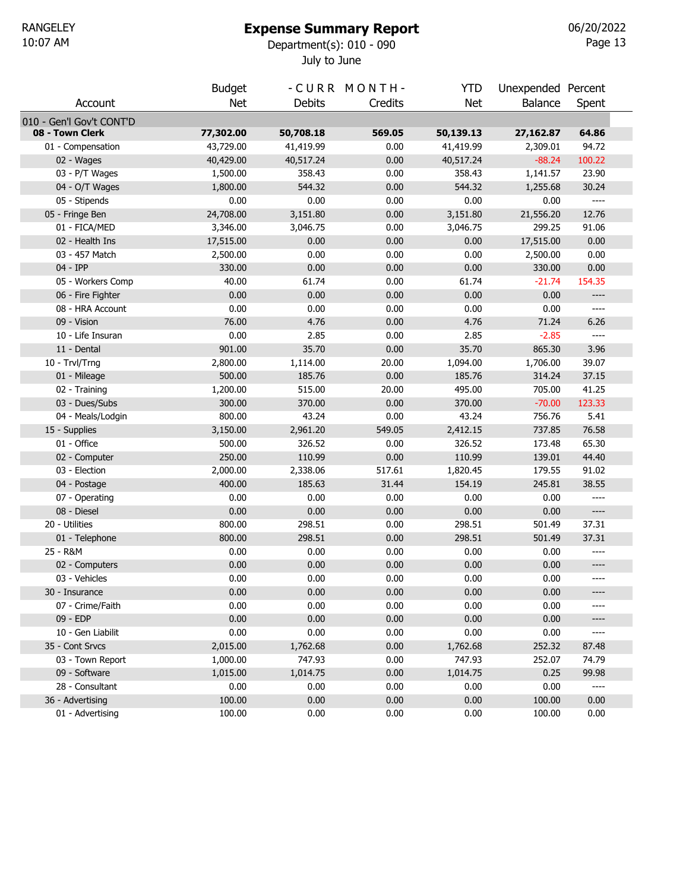# Expense Summary Report

RANGELEY
10:07 AM

Department(s): 010 - 090
July to June

06/20/2022

| Account | Budget Net | - C U R R M O N T H - Debits | Credits | YTD Net | Unexpended Balance | Percent Spent |
|---|---|---|---|---|---|---|
| 010 - Gen'l Gov't CONT'D | | | | | | |
| **08 - Town Clerk** | **77,302.00** | **50,708.18** | **569.05** | **50,139.13** | **27,162.87** | **64.86** |
| 01 - Compensation | 43,729.00 | 41,419.99 | 0.00 | 41,419.99 | 2,309.01 | 94.72 |
| 02 - Wages | 40,429.00 | 40,517.24 | 0.00 | 40,517.24 | -88.24 | 100.22 |
| 03 - P/T Wages | 1,500.00 | 358.43 | 0.00 | 358.43 | 1,141.57 | 23.90 |
| 04 - O/T Wages | 1,800.00 | 544.32 | 0.00 | 544.32 | 1,255.68 | 30.24 |
| 05 - Stipends | 0.00 | 0.00 | 0.00 | 0.00 | 0.00 | ---- |
| 05 - Fringe Ben | 24,708.00 | 3,151.80 | 0.00 | 3,151.80 | 21,556.20 | 12.76 |
| 01 - FICA/MED | 3,346.00 | 3,046.75 | 0.00 | 3,046.75 | 299.25 | 91.06 |
| 02 - Health Ins | 17,515.00 | 0.00 | 0.00 | 0.00 | 17,515.00 | 0.00 |
| 03 - 457 Match | 2,500.00 | 0.00 | 0.00 | 0.00 | 2,500.00 | 0.00 |
| 04 - IPP | 330.00 | 0.00 | 0.00 | 0.00 | 330.00 | 0.00 |
| 05 - Workers Comp | 40.00 | 61.74 | 0.00 | 61.74 | -21.74 | 154.35 |
| 06 - Fire Fighter | 0.00 | 0.00 | 0.00 | 0.00 | 0.00 | ---- |
| 08 - HRA Account | 0.00 | 0.00 | 0.00 | 0.00 | 0.00 | ---- |
| 09 - Vision | 76.00 | 4.76 | 0.00 | 4.76 | 71.24 | 6.26 |
| 10 - Life Insuran | 0.00 | 2.85 | 0.00 | 2.85 | -2.85 | ---- |
| 11 - Dental | 901.00 | 35.70 | 0.00 | 35.70 | 865.30 | 3.96 |
| 10 - Trvl/Trng | 2,800.00 | 1,114.00 | 20.00 | 1,094.00 | 1,706.00 | 39.07 |
| 01 - Mileage | 500.00 | 185.76 | 0.00 | 185.76 | 314.24 | 37.15 |
| 02 - Training | 1,200.00 | 515.00 | 20.00 | 495.00 | 705.00 | 41.25 |
| 03 - Dues/Subs | 300.00 | 370.00 | 0.00 | 370.00 | -70.00 | 123.33 |
| 04 - Meals/Lodgin | 800.00 | 43.24 | 0.00 | 43.24 | 756.76 | 5.41 |
| 15 - Supplies | 3,150.00 | 2,961.20 | 549.05 | 2,412.15 | 737.85 | 76.58 |
| 01 - Office | 500.00 | 326.52 | 0.00 | 326.52 | 173.48 | 65.30 |
| 02 - Computer | 250.00 | 110.99 | 0.00 | 110.99 | 139.01 | 44.40 |
| 03 - Election | 2,000.00 | 2,338.06 | 517.61 | 1,820.45 | 179.55 | 91.02 |
| 04 - Postage | 400.00 | 185.63 | 31.44 | 154.19 | 245.81 | 38.55 |
| 07 - Operating | 0.00 | 0.00 | 0.00 | 0.00 | 0.00 | ---- |
| 08 - Diesel | 0.00 | 0.00 | 0.00 | 0.00 | 0.00 | ---- |
| 20 - Utilities | 800.00 | 298.51 | 0.00 | 298.51 | 501.49 | 37.31 |
| 01 - Telephone | 800.00 | 298.51 | 0.00 | 298.51 | 501.49 | 37.31 |
| 25 - R&M | 0.00 | 0.00 | 0.00 | 0.00 | 0.00 | ---- |
| 02 - Computers | 0.00 | 0.00 | 0.00 | 0.00 | 0.00 | ---- |
| 03 - Vehicles | 0.00 | 0.00 | 0.00 | 0.00 | 0.00 | ---- |
| 30 - Insurance | 0.00 | 0.00 | 0.00 | 0.00 | 0.00 | ---- |
| 07 - Crime/Faith | 0.00 | 0.00 | 0.00 | 0.00 | 0.00 | ---- |
| 09 - EDP | 0.00 | 0.00 | 0.00 | 0.00 | 0.00 | ---- |
| 10 - Gen Liabilit | 0.00 | 0.00 | 0.00 | 0.00 | 0.00 | ---- |
| 35 - Cont Srvcs | 2,015.00 | 1,762.68 | 0.00 | 1,762.68 | 252.32 | 87.48 |
| 03 - Town Report | 1,000.00 | 747.93 | 0.00 | 747.93 | 252.07 | 74.79 |
| 09 - Software | 1,015.00 | 1,014.75 | 0.00 | 1,014.75 | 0.25 | 99.98 |
| 28 - Consultant | 0.00 | 0.00 | 0.00 | 0.00 | 0.00 | ---- |
| 36 - Advertising | 100.00 | 0.00 | 0.00 | 0.00 | 100.00 | 0.00 |
| 01 - Advertising | 100.00 | 0.00 | 0.00 | 0.00 | 100.00 | 0.00 |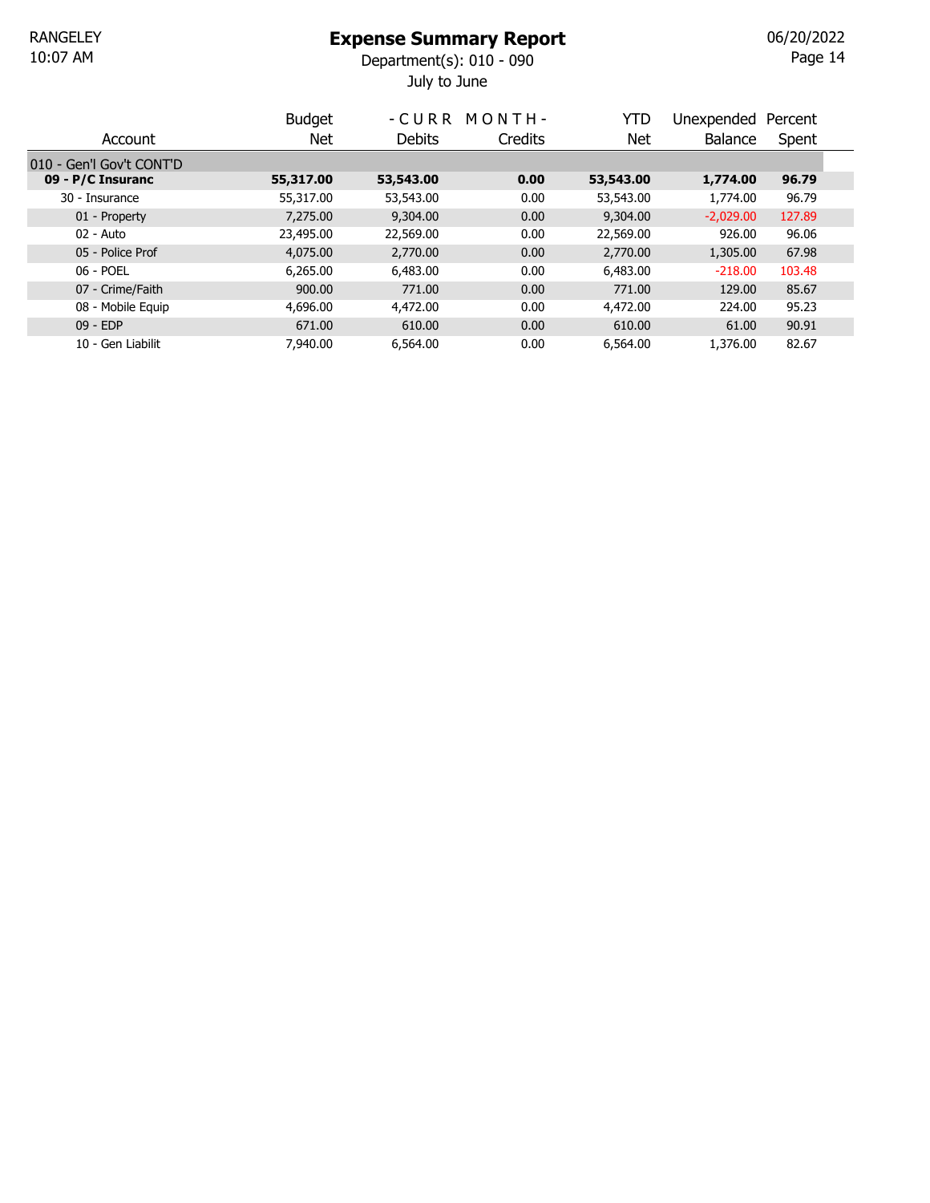# Expense Summary Report

Department(s): 010 - 090

July to June

| Account | Budget Net | - CURR MONTH - Debits | Credits | YTD Net | Unexpended Balance | Percent Spent |
|---|---|---|---|---|---|---|
| 010 - Gen'l Gov't CONT'D | | | | | | |
| **09 - P/C Insuranc** | **55,317.00** | **53,543.00** | **0.00** | **53,543.00** | **1,774.00** | **96.79** |
| 30 - Insurance | 55,317.00 | 53,543.00 | 0.00 | 53,543.00 | 1,774.00 | 96.79 |
| 01 - Property | 7,275.00 | 9,304.00 | 0.00 | 9,304.00 | -2,029.00 | 127.89 |
| 02 - Auto | 23,495.00 | 22,569.00 | 0.00 | 22,569.00 | 926.00 | 96.06 |
| 05 - Police Prof | 4,075.00 | 2,770.00 | 0.00 | 2,770.00 | 1,305.00 | 67.98 |
| 06 - POEL | 6,265.00 | 6,483.00 | 0.00 | 6,483.00 | -218.00 | 103.48 |
| 07 - Crime/Faith | 900.00 | 771.00 | 0.00 | 771.00 | 129.00 | 85.67 |
| 08 - Mobile Equip | 4,696.00 | 4,472.00 | 0.00 | 4,472.00 | 224.00 | 95.23 |
| 09 - EDP | 671.00 | 610.00 | 0.00 | 610.00 | 61.00 | 90.91 |
| 10 - Gen Liabilit | 7,940.00 | 6,564.00 | 0.00 | 6,564.00 | 1,376.00 | 82.67 |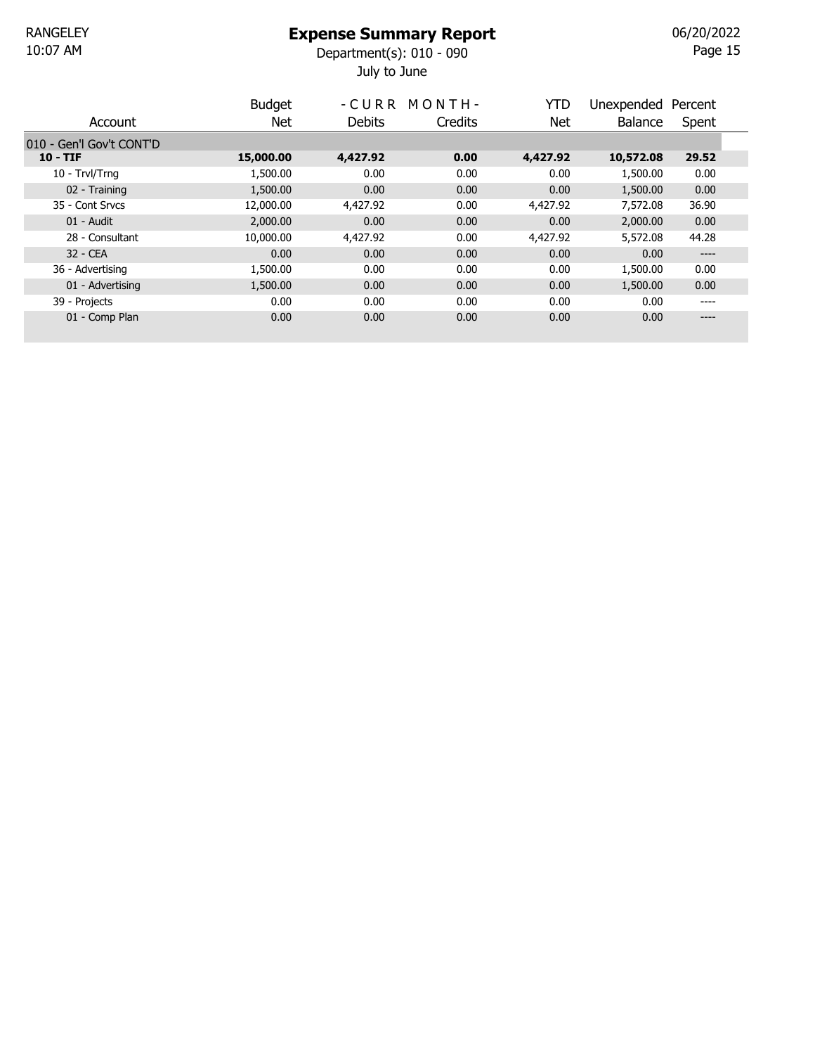# Expense Summary Report

Department(s): 010 - 090

July to June

| Account | Budget Net | - C U R R Debits | M O N T H - Credits | YTD Net | Unexpended Balance | Percent Spent |
|---|---|---|---|---|---|---|
| 010 - Gen'l Gov't CONT'D | | | | | | |
| **10 - TIF** | **15,000.00** | **4,427.92** | **0.00** | **4,427.92** | **10,572.08** | **29.52** |
| 10 - Trvl/Trng | 1,500.00 | 0.00 | 0.00 | 0.00 | 1,500.00 | 0.00 |
| 02 - Training | 1,500.00 | 0.00 | 0.00 | 0.00 | 1,500.00 | 0.00 |
| 35 - Cont Srvcs | 12,000.00 | 4,427.92 | 0.00 | 4,427.92 | 7,572.08 | 36.90 |
| 01 - Audit | 2,000.00 | 0.00 | 0.00 | 0.00 | 2,000.00 | 0.00 |
| 28 - Consultant | 10,000.00 | 4,427.92 | 0.00 | 4,427.92 | 5,572.08 | 44.28 |
| 32 - CEA | 0.00 | 0.00 | 0.00 | 0.00 | 0.00 | ---- |
| 36 - Advertising | 1,500.00 | 0.00 | 0.00 | 0.00 | 1,500.00 | 0.00 |
| 01 - Advertising | 1,500.00 | 0.00 | 0.00 | 0.00 | 1,500.00 | 0.00 |
| 39 - Projects | 0.00 | 0.00 | 0.00 | 0.00 | 0.00 | ---- |
| 01 - Comp Plan | 0.00 | 0.00 | 0.00 | 0.00 | 0.00 | ---- |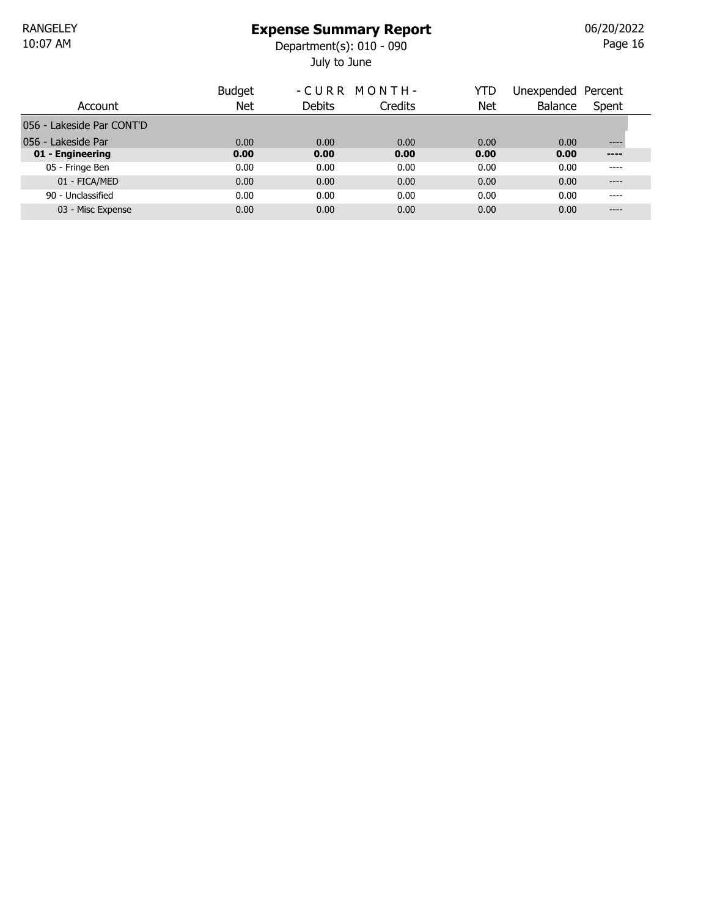# Expense Summary Report

Department(s): 010 - 090

July to June

| Account | Budget Net | - C U R R M O N T H - Debits | Credits | YTD Net | Unexpended Balance | Percent Spent |
|---|---|---|---|---|---|---|
| 056 - Lakeside Par CONT'D | | | | | | |
| 056 - Lakeside Par | 0.00 | 0.00 | 0.00 | 0.00 | 0.00 | ---- |
| **01 - Engineering** | **0.00** | **0.00** | **0.00** | **0.00** | **0.00** | **----** |
| 05 - Fringe Ben | 0.00 | 0.00 | 0.00 | 0.00 | 0.00 | ---- |
| 01 - FICA/MED | 0.00 | 0.00 | 0.00 | 0.00 | 0.00 | ---- |
| 90 - Unclassified | 0.00 | 0.00 | 0.00 | 0.00 | 0.00 | ---- |
| 03 - Misc Expense | 0.00 | 0.00 | 0.00 | 0.00 | 0.00 | ---- |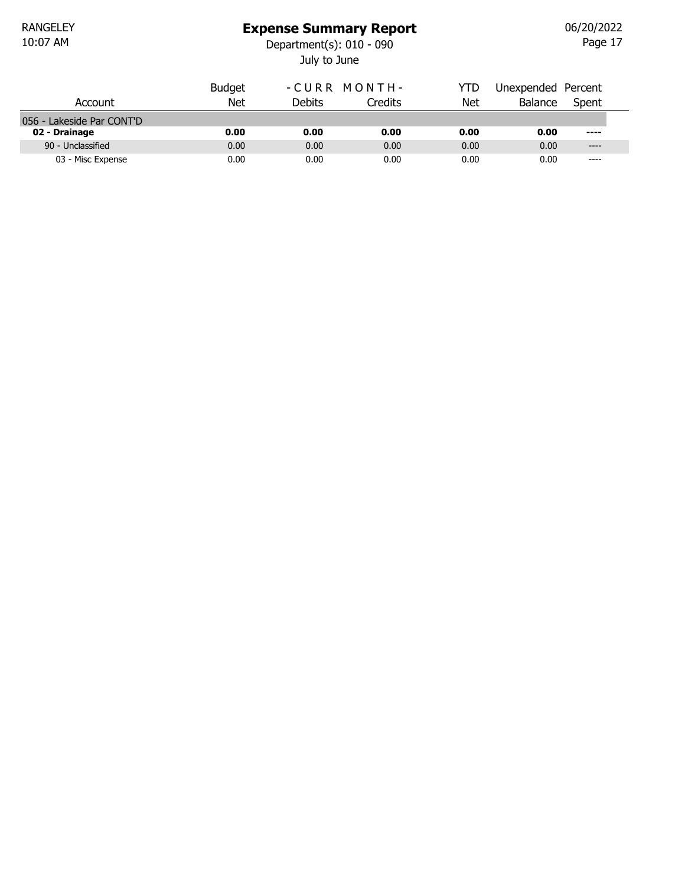RANGELEY
10:07 AM

# Expense Summary Report

Department(s): 010 - 090

July to June

06/20/2022

| Account | Budget Net | - C U R R M O N T H - Debits | Credits | YTD Net | Unexpended Balance | Percent Spent |
|---|---|---|---|---|---|---|
| 056 - Lakeside Par CONT'D | | | | | | |
| **02 - Drainage** | **0.00** | **0.00** | **0.00** | **0.00** | **0.00** | **----** |
| 90 - Unclassified | 0.00 | 0.00 | 0.00 | 0.00 | 0.00 | ---- |
| 03 - Misc Expense | 0.00 | 0.00 | 0.00 | 0.00 | 0.00 | ---- |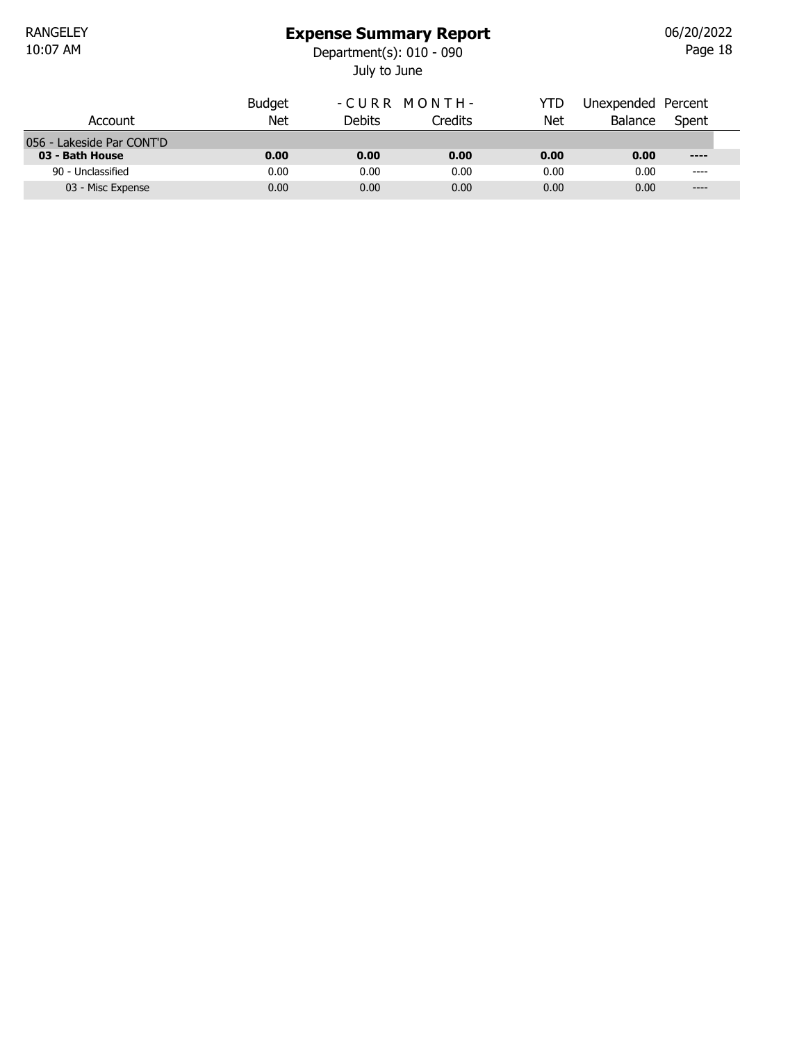# Expense Summary Report

Department(s): 010 - 090

July to June

| Account | Budget Net | - C U R R M O N T H - Debits | Credits | YTD Net | Unexpended Balance | Percent Spent |
|---|---|---|---|---|---|---|
| 056 - Lakeside Par CONT'D | | | | | | |
| **03 - Bath House** | **0.00** | **0.00** | **0.00** | **0.00** | **0.00** | **----** |
| 90 - Unclassified | 0.00 | 0.00 | 0.00 | 0.00 | 0.00 | ---- |
| 03 - Misc Expense | 0.00 | 0.00 | 0.00 | 0.00 | 0.00 | ---- |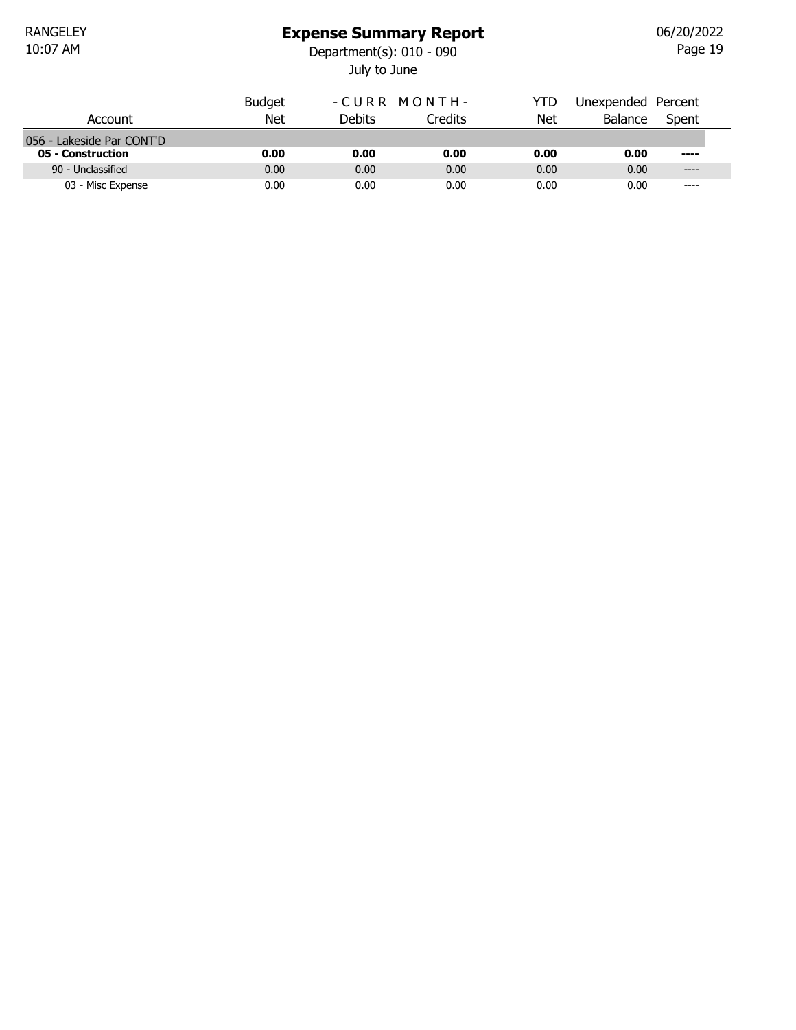# Expense Summary Report

Department(s): 010 - 090

July to June

| Account | Budget Net | - C U R R M O N T H - Debits | Credits | YTD Net | Unexpended Balance | Percent Spent |
|---|---|---|---|---|---|---|
| 056 - Lakeside Par CONT'D | | | | | | |
| **05 - Construction** | **0.00** | **0.00** | **0.00** | **0.00** | **0.00** | **----** |
| 90 - Unclassified | 0.00 | 0.00 | 0.00 | 0.00 | 0.00 | ---- |
| 03 - Misc Expense | 0.00 | 0.00 | 0.00 | 0.00 | 0.00 | ---- |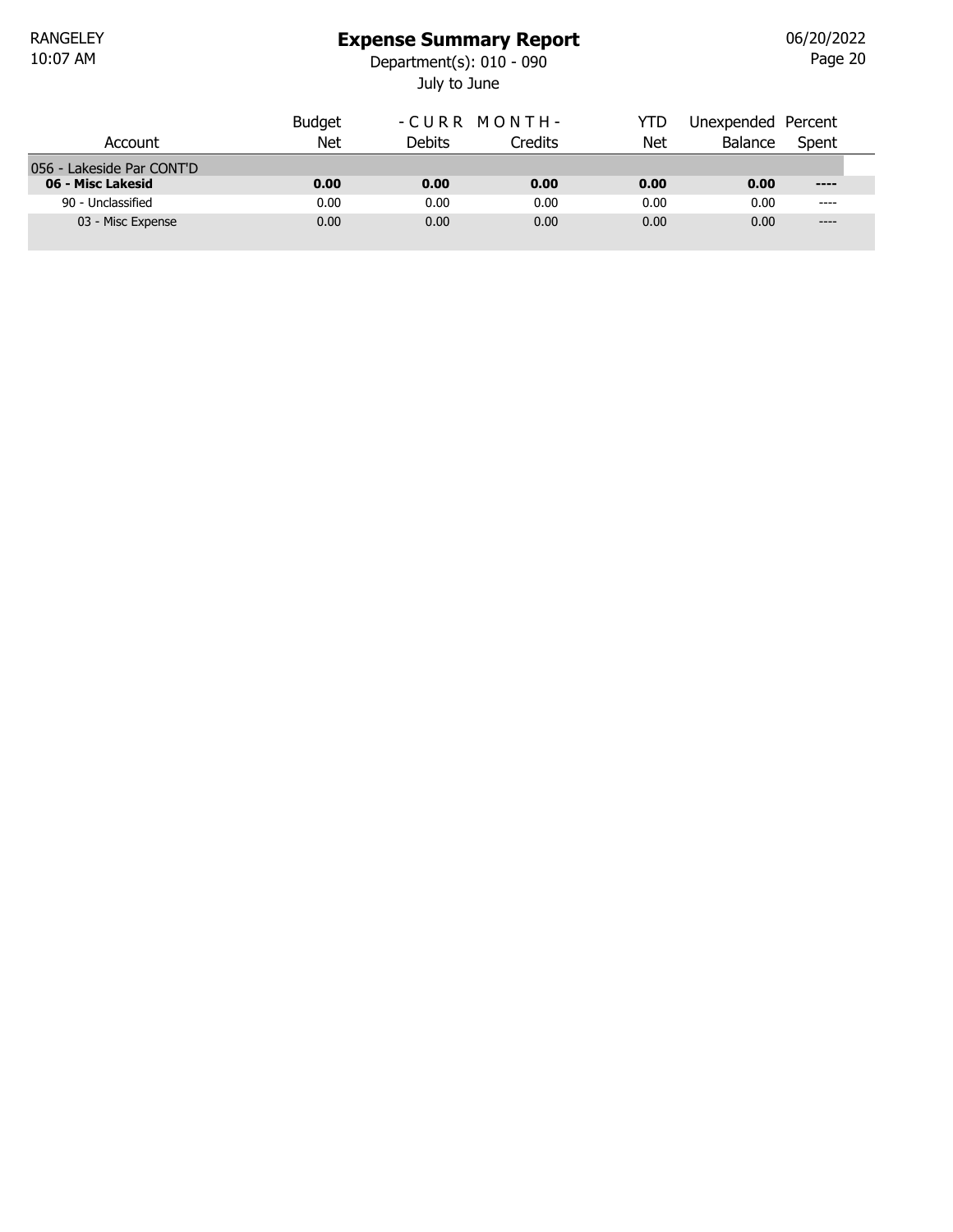# Expense Summary Report

Department(s): 010 - 090

July to June

| Account | Budget Net | - C U R R Debits | M O N T H - Credits | YTD Net | Unexpended Balance | Percent Spent |
|---|---|---|---|---|---|---|
| 056 - Lakeside Par CONT'D | | | | | | |
| **06 - Misc Lakesid** | **0.00** | **0.00** | **0.00** | **0.00** | **0.00** | **----** |
| 90 - Unclassified | 0.00 | 0.00 | 0.00 | 0.00 | 0.00 | ---- |
| 03 - Misc Expense | 0.00 | 0.00 | 0.00 | 0.00 | 0.00 | ---- |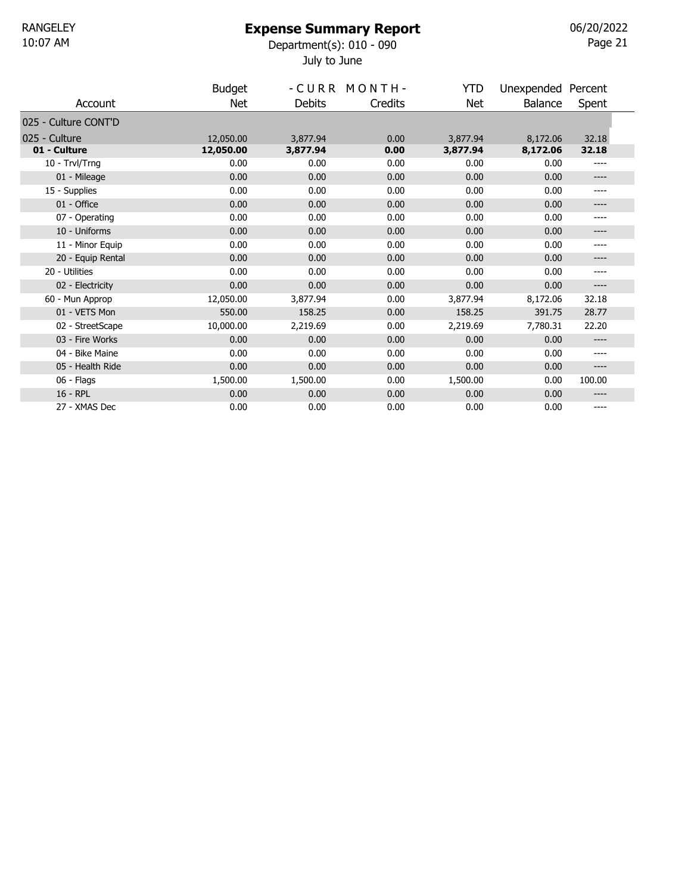# Expense Summary Report

Department(s): 010 - 090

July to June

| Account | Budget Net | - C U R R Debits | M O N T H - Credits | YTD Net | Unexpended Balance | Percent Spent |
|---|---|---|---|---|---|---|
| 025 - Culture CONT'D | | | | | | |
| 025 - Culture | 12,050.00 | 3,877.94 | 0.00 | 3,877.94 | 8,172.06 | 32.18 |
| **01 - Culture** | **12,050.00** | **3,877.94** | **0.00** | **3,877.94** | **8,172.06** | **32.18** |
| 10 - Trvl/Trng | 0.00 | 0.00 | 0.00 | 0.00 | 0.00 | ---- |
| 01 - Mileage | 0.00 | 0.00 | 0.00 | 0.00 | 0.00 | ---- |
| 15 - Supplies | 0.00 | 0.00 | 0.00 | 0.00 | 0.00 | ---- |
| 01 - Office | 0.00 | 0.00 | 0.00 | 0.00 | 0.00 | ---- |
| 07 - Operating | 0.00 | 0.00 | 0.00 | 0.00 | 0.00 | ---- |
| 10 - Uniforms | 0.00 | 0.00 | 0.00 | 0.00 | 0.00 | ---- |
| 11 - Minor Equip | 0.00 | 0.00 | 0.00 | 0.00 | 0.00 | ---- |
| 20 - Equip Rental | 0.00 | 0.00 | 0.00 | 0.00 | 0.00 | ---- |
| 20 - Utilities | 0.00 | 0.00 | 0.00 | 0.00 | 0.00 | ---- |
| 02 - Electricity | 0.00 | 0.00 | 0.00 | 0.00 | 0.00 | ---- |
| 60 - Mun Approp | 12,050.00 | 3,877.94 | 0.00 | 3,877.94 | 8,172.06 | 32.18 |
| 01 - VETS Mon | 550.00 | 158.25 | 0.00 | 158.25 | 391.75 | 28.77 |
| 02 - StreetScape | 10,000.00 | 2,219.69 | 0.00 | 2,219.69 | 7,780.31 | 22.20 |
| 03 - Fire Works | 0.00 | 0.00 | 0.00 | 0.00 | 0.00 | ---- |
| 04 - Bike Maine | 0.00 | 0.00 | 0.00 | 0.00 | 0.00 | ---- |
| 05 - Health Ride | 0.00 | 0.00 | 0.00 | 0.00 | 0.00 | ---- |
| 06 - Flags | 1,500.00 | 1,500.00 | 0.00 | 1,500.00 | 0.00 | 100.00 |
| 16 - RPL | 0.00 | 0.00 | 0.00 | 0.00 | 0.00 | ---- |
| 27 - XMAS Dec | 0.00 | 0.00 | 0.00 | 0.00 | 0.00 | ---- |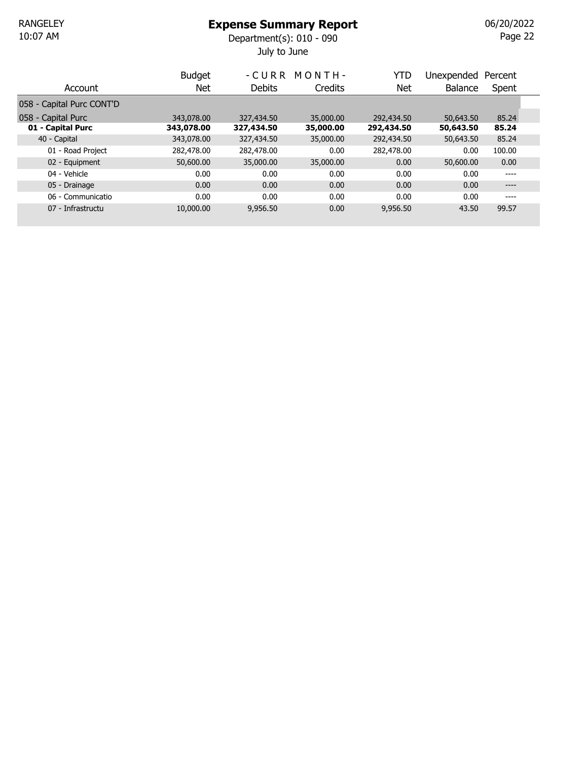# Expense Summary Report

Department(s): 010 - 090

July to June

| Account | Budget Net | - C U R R Debits | M O N T H - Credits | YTD Net | Unexpended Balance | Percent Spent |
|---|---|---|---|---|---|---|
| 058 - Capital Purc CONT'D | | | | | | |
| 058 - Capital Purc | 343,078.00 | 327,434.50 | 35,000.00 | 292,434.50 | 50,643.50 | 85.24 |
| **01 - Capital Purc** | **343,078.00** | **327,434.50** | **35,000.00** | **292,434.50** | **50,643.50** | **85.24** |
| 40 - Capital | 343,078.00 | 327,434.50 | 35,000.00 | 292,434.50 | 50,643.50 | 85.24 |
| 01 - Road Project | 282,478.00 | 282,478.00 | 0.00 | 282,478.00 | 0.00 | 100.00 |
| 02 - Equipment | 50,600.00 | 35,000.00 | 35,000.00 | 0.00 | 50,600.00 | 0.00 |
| 04 - Vehicle | 0.00 | 0.00 | 0.00 | 0.00 | 0.00 | ---- |
| 05 - Drainage | 0.00 | 0.00 | 0.00 | 0.00 | 0.00 | ---- |
| 06 - Communicatio | 0.00 | 0.00 | 0.00 | 0.00 | 0.00 | ---- |
| 07 - Infrastructu | 10,000.00 | 9,956.50 | 0.00 | 9,956.50 | 43.50 | 99.57 |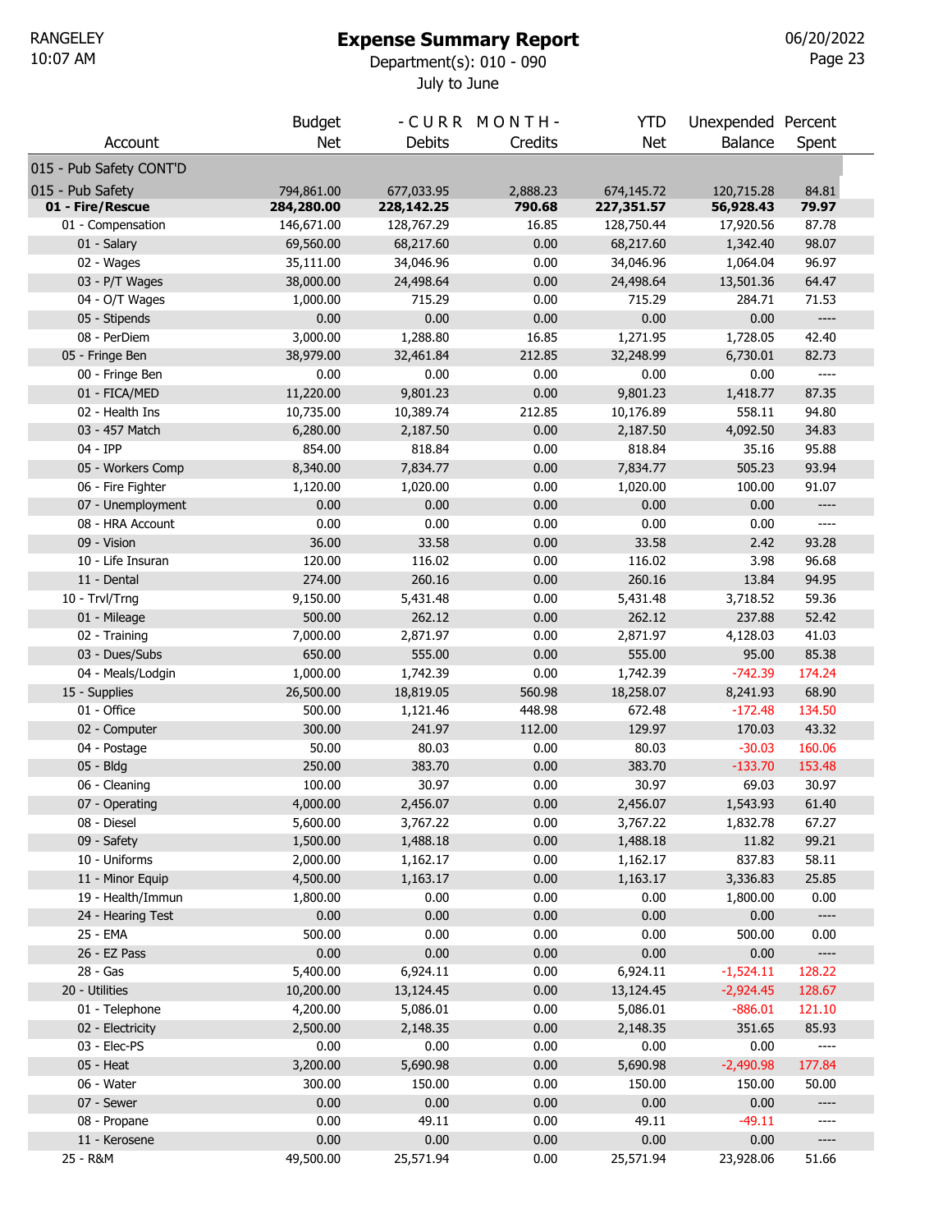RANGELEY
10:07 AM

# Expense Summary Report

Department(s): 010 - 090

July to June

| Account | Budget Net | - C U R R M O N T H - Debits | Credits | YTD Net | Unexpended Balance | Percent Spent |
|---|---|---|---|---|---|---|
| 015 - Pub Safety CONT'D | | | | | | |
| 015 - Pub Safety | 794,861.00 | 677,033.95 | 2,888.23 | 674,145.72 | 120,715.28 | 84.81 |
| **01 - Fire/Rescue** | **284,280.00** | **228,142.25** | **790.68** | **227,351.57** | **56,928.43** | **79.97** |
| 01 - Compensation | 146,671.00 | 128,767.29 | 16.85 | 128,750.44 | 17,920.56 | 87.78 |
| 01 - Salary | 69,560.00 | 68,217.60 | 0.00 | 68,217.60 | 1,342.40 | 98.07 |
| 02 - Wages | 35,111.00 | 34,046.96 | 0.00 | 34,046.96 | 1,064.04 | 96.97 |
| 03 - P/T Wages | 38,000.00 | 24,498.64 | 0.00 | 24,498.64 | 13,501.36 | 64.47 |
| 04 - O/T Wages | 1,000.00 | 715.29 | 0.00 | 715.29 | 284.71 | 71.53 |
| 05 - Stipends | 0.00 | 0.00 | 0.00 | 0.00 | 0.00 | ---- |
| 08 - PerDiem | 3,000.00 | 1,288.80 | 16.85 | 1,271.95 | 1,728.05 | 42.40 |
| 05 - Fringe Ben | 38,979.00 | 32,461.84 | 212.85 | 32,248.99 | 6,730.01 | 82.73 |
| 00 - Fringe Ben | 0.00 | 0.00 | 0.00 | 0.00 | 0.00 | ---- |
| 01 - FICA/MED | 11,220.00 | 9,801.23 | 0.00 | 9,801.23 | 1,418.77 | 87.35 |
| 02 - Health Ins | 10,735.00 | 10,389.74 | 212.85 | 10,176.89 | 558.11 | 94.80 |
| 03 - 457 Match | 6,280.00 | 2,187.50 | 0.00 | 2,187.50 | 4,092.50 | 34.83 |
| 04 - IPP | 854.00 | 818.84 | 0.00 | 818.84 | 35.16 | 95.88 |
| 05 - Workers Comp | 8,340.00 | 7,834.77 | 0.00 | 7,834.77 | 505.23 | 93.94 |
| 06 - Fire Fighter | 1,120.00 | 1,020.00 | 0.00 | 1,020.00 | 100.00 | 91.07 |
| 07 - Unemployment | 0.00 | 0.00 | 0.00 | 0.00 | 0.00 | ---- |
| 08 - HRA Account | 0.00 | 0.00 | 0.00 | 0.00 | 0.00 | ---- |
| 09 - Vision | 36.00 | 33.58 | 0.00 | 33.58 | 2.42 | 93.28 |
| 10 - Life Insuran | 120.00 | 116.02 | 0.00 | 116.02 | 3.98 | 96.68 |
| 11 - Dental | 274.00 | 260.16 | 0.00 | 260.16 | 13.84 | 94.95 |
| 10 - Trvl/Trng | 9,150.00 | 5,431.48 | 0.00 | 5,431.48 | 3,718.52 | 59.36 |
| 01 - Mileage | 500.00 | 262.12 | 0.00 | 262.12 | 237.88 | 52.42 |
| 02 - Training | 7,000.00 | 2,871.97 | 0.00 | 2,871.97 | 4,128.03 | 41.03 |
| 03 - Dues/Subs | 650.00 | 555.00 | 0.00 | 555.00 | 95.00 | 85.38 |
| 04 - Meals/Lodgin | 1,000.00 | 1,742.39 | 0.00 | 1,742.39 | -742.39 | 174.24 |
| 15 - Supplies | 26,500.00 | 18,819.05 | 560.98 | 18,258.07 | 8,241.93 | 68.90 |
| 01 - Office | 500.00 | 1,121.46 | 448.98 | 672.48 | -172.48 | 134.50 |
| 02 - Computer | 300.00 | 241.97 | 112.00 | 129.97 | 170.03 | 43.32 |
| 04 - Postage | 50.00 | 80.03 | 0.00 | 80.03 | -30.03 | 160.06 |
| 05 - Bldg | 250.00 | 383.70 | 0.00 | 383.70 | -133.70 | 153.48 |
| 06 - Cleaning | 100.00 | 30.97 | 0.00 | 30.97 | 69.03 | 30.97 |
| 07 - Operating | 4,000.00 | 2,456.07 | 0.00 | 2,456.07 | 1,543.93 | 61.40 |
| 08 - Diesel | 5,600.00 | 3,767.22 | 0.00 | 3,767.22 | 1,832.78 | 67.27 |
| 09 - Safety | 1,500.00 | 1,488.18 | 0.00 | 1,488.18 | 11.82 | 99.21 |
| 10 - Uniforms | 2,000.00 | 1,162.17 | 0.00 | 1,162.17 | 837.83 | 58.11 |
| 11 - Minor Equip | 4,500.00 | 1,163.17 | 0.00 | 1,163.17 | 3,336.83 | 25.85 |
| 19 - Health/Immun | 1,800.00 | 0.00 | 0.00 | 0.00 | 1,800.00 | 0.00 |
| 24 - Hearing Test | 0.00 | 0.00 | 0.00 | 0.00 | 0.00 | ---- |
| 25 - EMA | 500.00 | 0.00 | 0.00 | 0.00 | 500.00 | 0.00 |
| 26 - EZ Pass | 0.00 | 0.00 | 0.00 | 0.00 | 0.00 | ---- |
| 28 - Gas | 5,400.00 | 6,924.11 | 0.00 | 6,924.11 | -1,524.11 | 128.22 |
| 20 - Utilities | 10,200.00 | 13,124.45 | 0.00 | 13,124.45 | -2,924.45 | 128.67 |
| 01 - Telephone | 4,200.00 | 5,086.01 | 0.00 | 5,086.01 | -886.01 | 121.10 |
| 02 - Electricity | 2,500.00 | 2,148.35 | 0.00 | 2,148.35 | 351.65 | 85.93 |
| 03 - Elec-PS | 0.00 | 0.00 | 0.00 | 0.00 | 0.00 | ---- |
| 05 - Heat | 3,200.00 | 5,690.98 | 0.00 | 5,690.98 | -2,490.98 | 177.84 |
| 06 - Water | 300.00 | 150.00 | 0.00 | 150.00 | 150.00 | 50.00 |
| 07 - Sewer | 0.00 | 0.00 | 0.00 | 0.00 | 0.00 | ---- |
| 08 - Propane | 0.00 | 49.11 | 0.00 | 49.11 | -49.11 | ---- |
| 11 - Kerosene | 0.00 | 0.00 | 0.00 | 0.00 | 0.00 | ---- |
| 25 - R&M | 49,500.00 | 25,571.94 | 0.00 | 25,571.94 | 23,928.06 | 51.66 |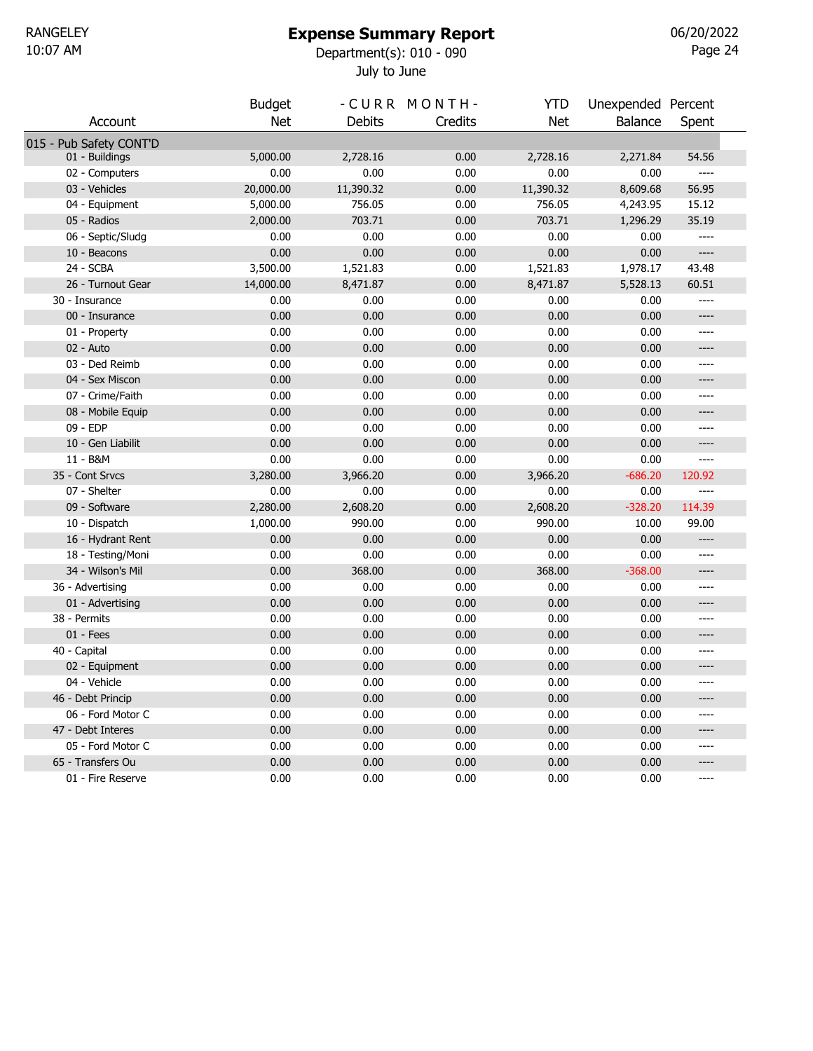RANGELEY
10:07 AM

# Expense Summary Report

Department(s): 010 - 090

July to June

06/20/2022

| Account | Budget Net | - C U R R M O N T H - Debits | Credits | YTD Net | Unexpended Balance | Percent Spent |
|---|---|---|---|---|---|---|
| **015 - Pub Safety CONT'D** | | | | | | |
| 01 - Buildings | 5,000.00 | 2,728.16 | 0.00 | 2,728.16 | 2,271.84 | 54.56 |
| 02 - Computers | 0.00 | 0.00 | 0.00 | 0.00 | 0.00 | ---- |
| 03 - Vehicles | 20,000.00 | 11,390.32 | 0.00 | 11,390.32 | 8,609.68 | 56.95 |
| 04 - Equipment | 5,000.00 | 756.05 | 0.00 | 756.05 | 4,243.95 | 15.12 |
| 05 - Radios | 2,000.00 | 703.71 | 0.00 | 703.71 | 1,296.29 | 35.19 |
| 06 - Septic/Sludg | 0.00 | 0.00 | 0.00 | 0.00 | 0.00 | ---- |
| 10 - Beacons | 0.00 | 0.00 | 0.00 | 0.00 | 0.00 | ---- |
| 24 - SCBA | 3,500.00 | 1,521.83 | 0.00 | 1,521.83 | 1,978.17 | 43.48 |
| 26 - Turnout Gear | 14,000.00 | 8,471.87 | 0.00 | 8,471.87 | 5,528.13 | 60.51 |
| 30 - Insurance | 0.00 | 0.00 | 0.00 | 0.00 | 0.00 | ---- |
| 00 - Insurance | 0.00 | 0.00 | 0.00 | 0.00 | 0.00 | ---- |
| 01 - Property | 0.00 | 0.00 | 0.00 | 0.00 | 0.00 | ---- |
| 02 - Auto | 0.00 | 0.00 | 0.00 | 0.00 | 0.00 | ---- |
| 03 - Ded Reimb | 0.00 | 0.00 | 0.00 | 0.00 | 0.00 | ---- |
| 04 - Sex Miscon | 0.00 | 0.00 | 0.00 | 0.00 | 0.00 | ---- |
| 07 - Crime/Faith | 0.00 | 0.00 | 0.00 | 0.00 | 0.00 | ---- |
| 08 - Mobile Equip | 0.00 | 0.00 | 0.00 | 0.00 | 0.00 | ---- |
| 09 - EDP | 0.00 | 0.00 | 0.00 | 0.00 | 0.00 | ---- |
| 10 - Gen Liabilit | 0.00 | 0.00 | 0.00 | 0.00 | 0.00 | ---- |
| 11 - B&M | 0.00 | 0.00 | 0.00 | 0.00 | 0.00 | ---- |
| 35 - Cont Srvcs | 3,280.00 | 3,966.20 | 0.00 | 3,966.20 | -686.20 | 120.92 |
| 07 - Shelter | 0.00 | 0.00 | 0.00 | 0.00 | 0.00 | ---- |
| 09 - Software | 2,280.00 | 2,608.20 | 0.00 | 2,608.20 | -328.20 | 114.39 |
| 10 - Dispatch | 1,000.00 | 990.00 | 0.00 | 990.00 | 10.00 | 99.00 |
| 16 - Hydrant Rent | 0.00 | 0.00 | 0.00 | 0.00 | 0.00 | ---- |
| 18 - Testing/Moni | 0.00 | 0.00 | 0.00 | 0.00 | 0.00 | ---- |
| 34 - Wilson's Mil | 0.00 | 368.00 | 0.00 | 368.00 | -368.00 | ---- |
| 36 - Advertising | 0.00 | 0.00 | 0.00 | 0.00 | 0.00 | ---- |
| 01 - Advertising | 0.00 | 0.00 | 0.00 | 0.00 | 0.00 | ---- |
| 38 - Permits | 0.00 | 0.00 | 0.00 | 0.00 | 0.00 | ---- |
| 01 - Fees | 0.00 | 0.00 | 0.00 | 0.00 | 0.00 | ---- |
| 40 - Capital | 0.00 | 0.00 | 0.00 | 0.00 | 0.00 | ---- |
| 02 - Equipment | 0.00 | 0.00 | 0.00 | 0.00 | 0.00 | ---- |
| 04 - Vehicle | 0.00 | 0.00 | 0.00 | 0.00 | 0.00 | ---- |
| 46 - Debt Princip | 0.00 | 0.00 | 0.00 | 0.00 | 0.00 | ---- |
| 06 - Ford Motor C | 0.00 | 0.00 | 0.00 | 0.00 | 0.00 | ---- |
| 47 - Debt Interes | 0.00 | 0.00 | 0.00 | 0.00 | 0.00 | ---- |
| 05 - Ford Motor C | 0.00 | 0.00 | 0.00 | 0.00 | 0.00 | ---- |
| 65 - Transfers Ou | 0.00 | 0.00 | 0.00 | 0.00 | 0.00 | ---- |
| 01 - Fire Reserve | 0.00 | 0.00 | 0.00 | 0.00 | 0.00 | ---- |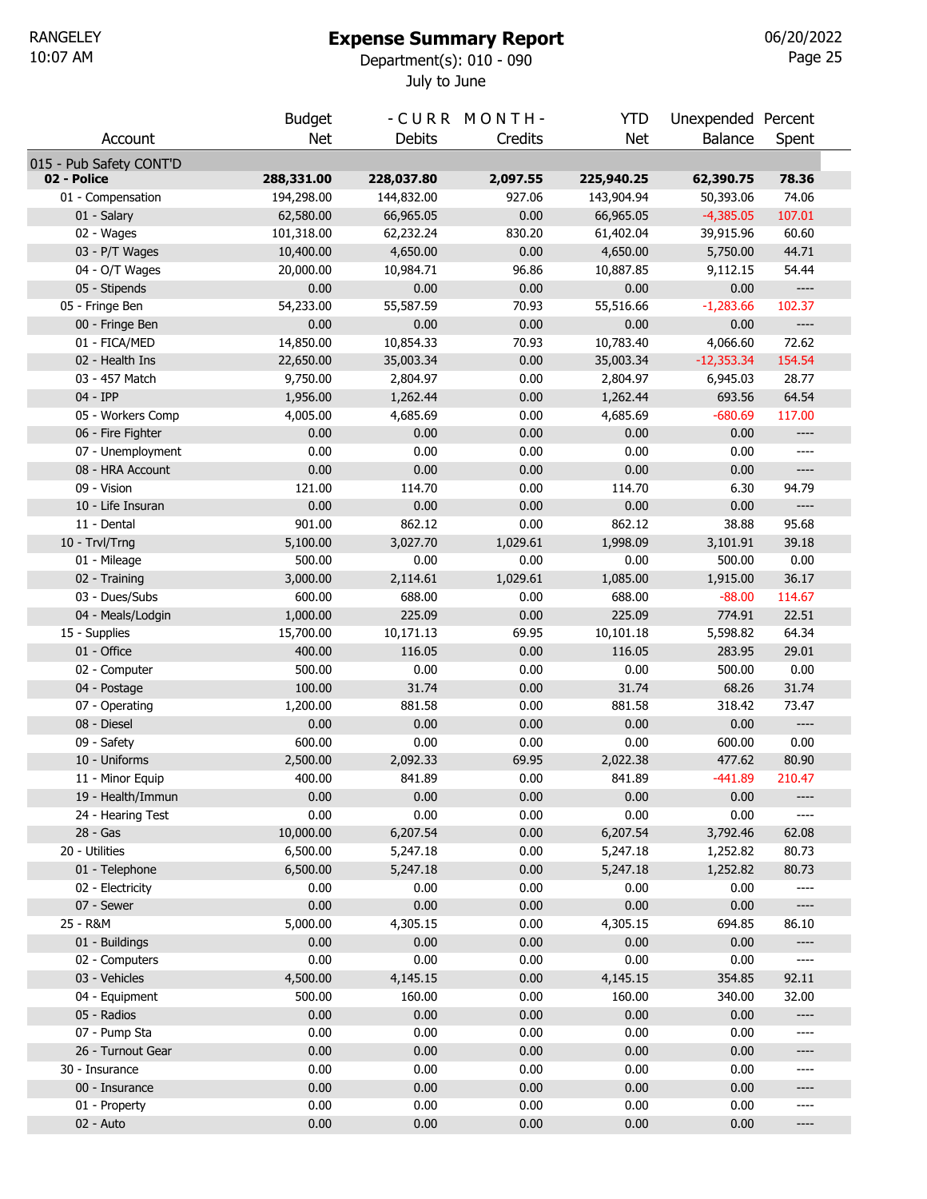RANGELEY
10:07 AM

# Expense Summary Report

Department(s): 010 - 090

July to June

06/20/2022

| Account | Budget Net | - C U R R M O N T H - Debits | Credits | YTD Net | Unexpended Balance | Percent Spent |
|---|---|---|---|---|---|---|
| 015 - Pub Safety CONT'D | | | | | | |
| **02 - Police** | **288,331.00** | **228,037.80** | **2,097.55** | **225,940.25** | **62,390.75** | **78.36** |
| 01 - Compensation | 194,298.00 | 144,832.00 | 927.06 | 143,904.94 | 50,393.06 | 74.06 |
| 01 - Salary | 62,580.00 | 66,965.05 | 0.00 | 66,965.05 | -4,385.05 | 107.01 |
| 02 - Wages | 101,318.00 | 62,232.24 | 830.20 | 61,402.04 | 39,915.96 | 60.60 |
| 03 - P/T Wages | 10,400.00 | 4,650.00 | 0.00 | 4,650.00 | 5,750.00 | 44.71 |
| 04 - O/T Wages | 20,000.00 | 10,984.71 | 96.86 | 10,887.85 | 9,112.15 | 54.44 |
| 05 - Stipends | 0.00 | 0.00 | 0.00 | 0.00 | 0.00 | ---- |
| 05 - Fringe Ben | 54,233.00 | 55,587.59 | 70.93 | 55,516.66 | -1,283.66 | 102.37 |
| 00 - Fringe Ben | 0.00 | 0.00 | 0.00 | 0.00 | 0.00 | ---- |
| 01 - FICA/MED | 14,850.00 | 10,854.33 | 70.93 | 10,783.40 | 4,066.60 | 72.62 |
| 02 - Health Ins | 22,650.00 | 35,003.34 | 0.00 | 35,003.34 | -12,353.34 | 154.54 |
| 03 - 457 Match | 9,750.00 | 2,804.97 | 0.00 | 2,804.97 | 6,945.03 | 28.77 |
| 04 - IPP | 1,956.00 | 1,262.44 | 0.00 | 1,262.44 | 693.56 | 64.54 |
| 05 - Workers Comp | 4,005.00 | 4,685.69 | 0.00 | 4,685.69 | -680.69 | 117.00 |
| 06 - Fire Fighter | 0.00 | 0.00 | 0.00 | 0.00 | 0.00 | ---- |
| 07 - Unemployment | 0.00 | 0.00 | 0.00 | 0.00 | 0.00 | ---- |
| 08 - HRA Account | 0.00 | 0.00 | 0.00 | 0.00 | 0.00 | ---- |
| 09 - Vision | 121.00 | 114.70 | 0.00 | 114.70 | 6.30 | 94.79 |
| 10 - Life Insuran | 0.00 | 0.00 | 0.00 | 0.00 | 0.00 | ---- |
| 11 - Dental | 901.00 | 862.12 | 0.00 | 862.12 | 38.88 | 95.68 |
| 10 - Trvl/Trng | 5,100.00 | 3,027.70 | 1,029.61 | 1,998.09 | 3,101.91 | 39.18 |
| 01 - Mileage | 500.00 | 0.00 | 0.00 | 0.00 | 500.00 | 0.00 |
| 02 - Training | 3,000.00 | 2,114.61 | 1,029.61 | 1,085.00 | 1,915.00 | 36.17 |
| 03 - Dues/Subs | 600.00 | 688.00 | 0.00 | 688.00 | -88.00 | 114.67 |
| 04 - Meals/Lodgin | 1,000.00 | 225.09 | 0.00 | 225.09 | 774.91 | 22.51 |
| 15 - Supplies | 15,700.00 | 10,171.13 | 69.95 | 10,101.18 | 5,598.82 | 64.34 |
| 01 - Office | 400.00 | 116.05 | 0.00 | 116.05 | 283.95 | 29.01 |
| 02 - Computer | 500.00 | 0.00 | 0.00 | 0.00 | 500.00 | 0.00 |
| 04 - Postage | 100.00 | 31.74 | 0.00 | 31.74 | 68.26 | 31.74 |
| 07 - Operating | 1,200.00 | 881.58 | 0.00 | 881.58 | 318.42 | 73.47 |
| 08 - Diesel | 0.00 | 0.00 | 0.00 | 0.00 | 0.00 | ---- |
| 09 - Safety | 600.00 | 0.00 | 0.00 | 0.00 | 600.00 | 0.00 |
| 10 - Uniforms | 2,500.00 | 2,092.33 | 69.95 | 2,022.38 | 477.62 | 80.90 |
| 11 - Minor Equip | 400.00 | 841.89 | 0.00 | 841.89 | -441.89 | 210.47 |
| 19 - Health/Immun | 0.00 | 0.00 | 0.00 | 0.00 | 0.00 | ---- |
| 24 - Hearing Test | 0.00 | 0.00 | 0.00 | 0.00 | 0.00 | ---- |
| 28 - Gas | 10,000.00 | 6,207.54 | 0.00 | 6,207.54 | 3,792.46 | 62.08 |
| 20 - Utilities | 6,500.00 | 5,247.18 | 0.00 | 5,247.18 | 1,252.82 | 80.73 |
| 01 - Telephone | 6,500.00 | 5,247.18 | 0.00 | 5,247.18 | 1,252.82 | 80.73 |
| 02 - Electricity | 0.00 | 0.00 | 0.00 | 0.00 | 0.00 | ---- |
| 07 - Sewer | 0.00 | 0.00 | 0.00 | 0.00 | 0.00 | ---- |
| 25 - R&M | 5,000.00 | 4,305.15 | 0.00 | 4,305.15 | 694.85 | 86.10 |
| 01 - Buildings | 0.00 | 0.00 | 0.00 | 0.00 | 0.00 | ---- |
| 02 - Computers | 0.00 | 0.00 | 0.00 | 0.00 | 0.00 | ---- |
| 03 - Vehicles | 4,500.00 | 4,145.15 | 0.00 | 4,145.15 | 354.85 | 92.11 |
| 04 - Equipment | 500.00 | 160.00 | 0.00 | 160.00 | 340.00 | 32.00 |
| 05 - Radios | 0.00 | 0.00 | 0.00 | 0.00 | 0.00 | ---- |
| 07 - Pump Sta | 0.00 | 0.00 | 0.00 | 0.00 | 0.00 | ---- |
| 26 - Turnout Gear | 0.00 | 0.00 | 0.00 | 0.00 | 0.00 | ---- |
| 30 - Insurance | 0.00 | 0.00 | 0.00 | 0.00 | 0.00 | ---- |
| 00 - Insurance | 0.00 | 0.00 | 0.00 | 0.00 | 0.00 | ---- |
| 01 - Property | 0.00 | 0.00 | 0.00 | 0.00 | 0.00 | ---- |
| 02 - Auto | 0.00 | 0.00 | 0.00 | 0.00 | 0.00 | ---- |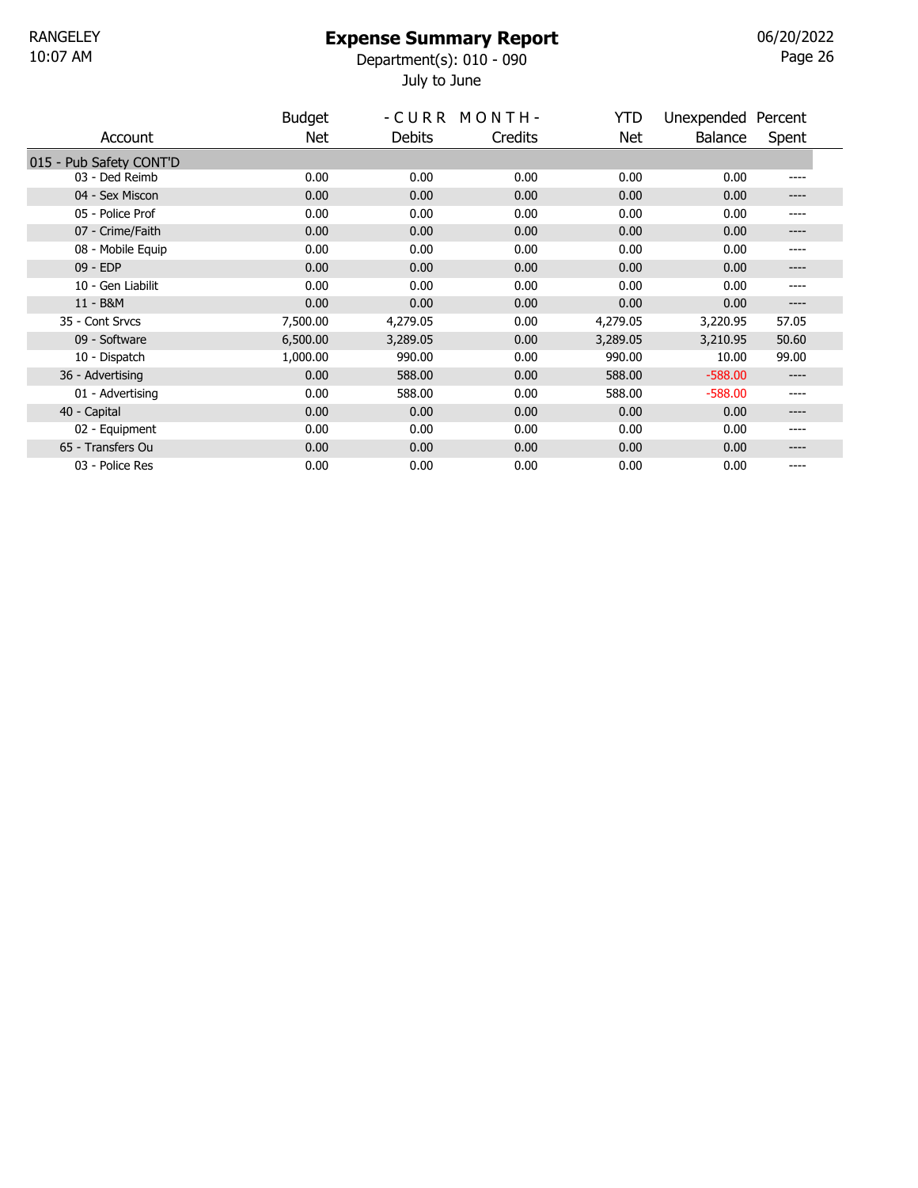RANGELEY
10:07 AM

# Expense Summary Report

Department(s): 010 - 090

July to June

06/20/2022

| Account | Budget Net | - C U R R M O N T H - Debits | Credits | YTD Net | Unexpended Balance | Percent Spent |
|---|---|---|---|---|---|---|
| 015 - Pub Safety CONT'D | | | | | | |
| 03 - Ded Reimb | 0.00 | 0.00 | 0.00 | 0.00 | 0.00 | ---- |
| 04 - Sex Miscon | 0.00 | 0.00 | 0.00 | 0.00 | 0.00 | ---- |
| 05 - Police Prof | 0.00 | 0.00 | 0.00 | 0.00 | 0.00 | ---- |
| 07 - Crime/Faith | 0.00 | 0.00 | 0.00 | 0.00 | 0.00 | ---- |
| 08 - Mobile Equip | 0.00 | 0.00 | 0.00 | 0.00 | 0.00 | ---- |
| 09 - EDP | 0.00 | 0.00 | 0.00 | 0.00 | 0.00 | ---- |
| 10 - Gen Liabilit | 0.00 | 0.00 | 0.00 | 0.00 | 0.00 | ---- |
| 11 - B&M | 0.00 | 0.00 | 0.00 | 0.00 | 0.00 | ---- |
| 35 - Cont Srvcs | 7,500.00 | 4,279.05 | 0.00 | 4,279.05 | 3,220.95 | 57.05 |
| 09 - Software | 6,500.00 | 3,289.05 | 0.00 | 3,289.05 | 3,210.95 | 50.60 |
| 10 - Dispatch | 1,000.00 | 990.00 | 0.00 | 990.00 | 10.00 | 99.00 |
| 36 - Advertising | 0.00 | 588.00 | 0.00 | 588.00 | -588.00 | ---- |
| 01 - Advertising | 0.00 | 588.00 | 0.00 | 588.00 | -588.00 | ---- |
| 40 - Capital | 0.00 | 0.00 | 0.00 | 0.00 | 0.00 | ---- |
| 02 - Equipment | 0.00 | 0.00 | 0.00 | 0.00 | 0.00 | ---- |
| 65 - Transfers Ou | 0.00 | 0.00 | 0.00 | 0.00 | 0.00 | ---- |
| 03 - Police Res | 0.00 | 0.00 | 0.00 | 0.00 | 0.00 | ---- |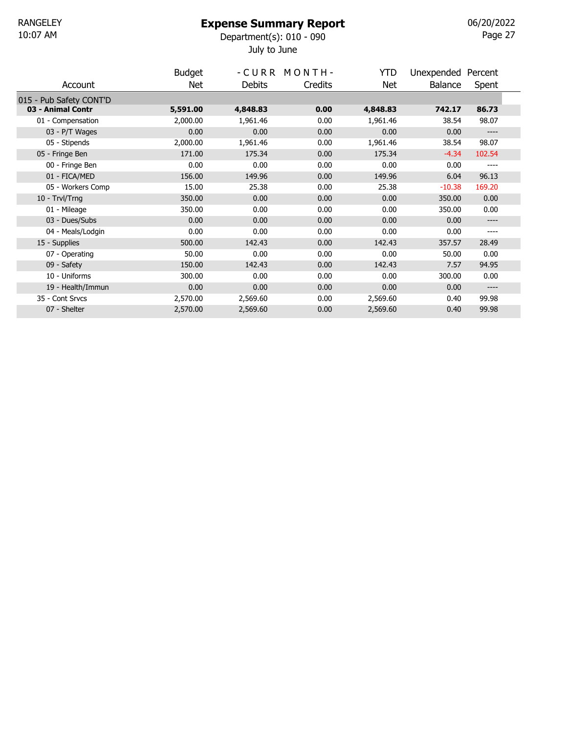# Expense Summary Report

Department(s): 010 - 090

July to June

| Account | Budget Net | - C U R R M O N T H - Debits | Credits | YTD Net | Unexpended Balance | Percent Spent |
|---|---|---|---|---|---|---|
| 015 - Pub Safety CONT'D | | | | | | |
| **03 - Animal Contr** | **5,591.00** | **4,848.83** | **0.00** | **4,848.83** | **742.17** | **86.73** |
| 01 - Compensation | 2,000.00 | 1,961.46 | 0.00 | 1,961.46 | 38.54 | 98.07 |
| 03 - P/T Wages | 0.00 | 0.00 | 0.00 | 0.00 | 0.00 | ---- |
| 05 - Stipends | 2,000.00 | 1,961.46 | 0.00 | 1,961.46 | 38.54 | 98.07 |
| 05 - Fringe Ben | 171.00 | 175.34 | 0.00 | 175.34 | -4.34 | 102.54 |
| 00 - Fringe Ben | 0.00 | 0.00 | 0.00 | 0.00 | 0.00 | ---- |
| 01 - FICA/MED | 156.00 | 149.96 | 0.00 | 149.96 | 6.04 | 96.13 |
| 05 - Workers Comp | 15.00 | 25.38 | 0.00 | 25.38 | -10.38 | 169.20 |
| 10 - Trvl/Trng | 350.00 | 0.00 | 0.00 | 0.00 | 350.00 | 0.00 |
| 01 - Mileage | 350.00 | 0.00 | 0.00 | 0.00 | 350.00 | 0.00 |
| 03 - Dues/Subs | 0.00 | 0.00 | 0.00 | 0.00 | 0.00 | ---- |
| 04 - Meals/Lodgin | 0.00 | 0.00 | 0.00 | 0.00 | 0.00 | ---- |
| 15 - Supplies | 500.00 | 142.43 | 0.00 | 142.43 | 357.57 | 28.49 |
| 07 - Operating | 50.00 | 0.00 | 0.00 | 0.00 | 50.00 | 0.00 |
| 09 - Safety | 150.00 | 142.43 | 0.00 | 142.43 | 7.57 | 94.95 |
| 10 - Uniforms | 300.00 | 0.00 | 0.00 | 0.00 | 300.00 | 0.00 |
| 19 - Health/Immun | 0.00 | 0.00 | 0.00 | 0.00 | 0.00 | ---- |
| 35 - Cont Srvcs | 2,570.00 | 2,569.60 | 0.00 | 2,569.60 | 0.40 | 99.98 |
| 07 - Shelter | 2,570.00 | 2,569.60 | 0.00 | 2,569.60 | 0.40 | 99.98 |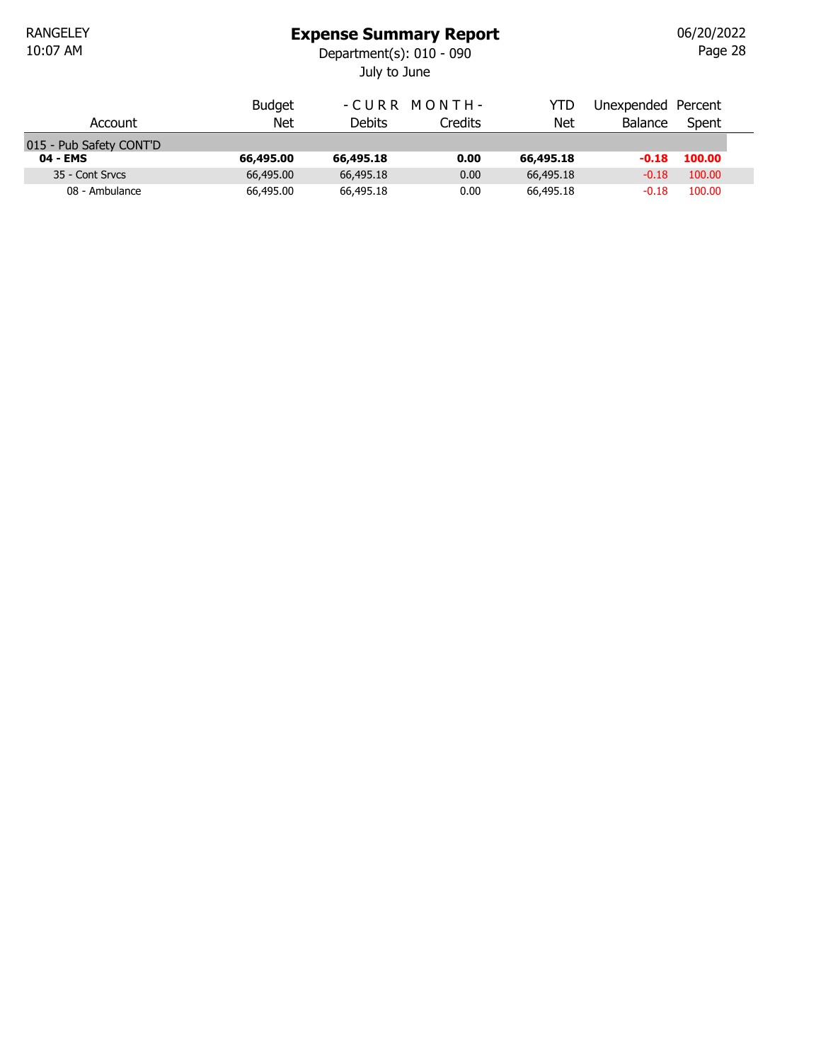# Expense Summary Report

RANGELEY
10:07 AM

06/20/2022

Department(s): 010 - 090
July to June

| Account | Budget Net | - C U R R M O N T H - Debits | Credits | YTD Net | Unexpended Balance | Percent Spent |
|---|---|---|---|---|---|---|
| 015 - Pub Safety CONT'D | | | | | | |
| **04 - EMS** | **66,495.00** | **66,495.18** | **0.00** | **66,495.18** | **-0.18** | **100.00** |
| 35 - Cont Srvcs | 66,495.00 | 66,495.18 | 0.00 | 66,495.18 | -0.18 | 100.00 |
| 08 - Ambulance | 66,495.00 | 66,495.18 | 0.00 | 66,495.18 | -0.18 | 100.00 |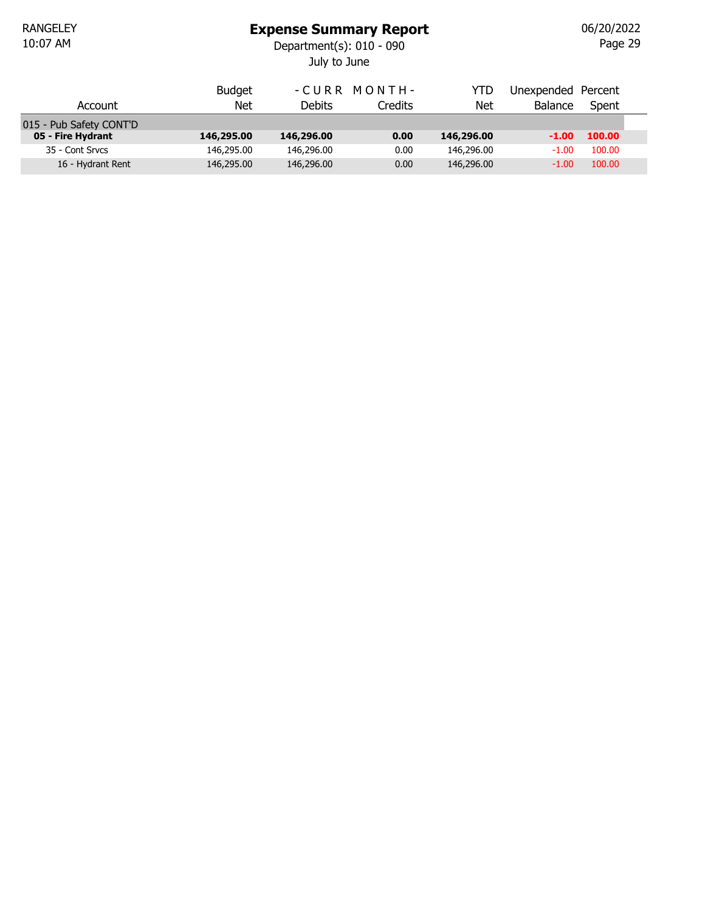# Expense Summary Report

RANGELEY
10:07 AM

Department(s): 010 - 090
July to June

06/20/2022

| Account | Budget Net | - C U R R M O N T H - Debits | Credits | YTD Net | Unexpended Balance | Percent Spent |
|---|---|---|---|---|---|---|
| 015 - Pub Safety CONT'D | | | | | | |
| **05 - Fire Hydrant** | **146,295.00** | **146,296.00** | **0.00** | **146,296.00** | **-1.00** | **100.00** |
| 35 - Cont Srvcs | 146,295.00 | 146,296.00 | 0.00 | 146,296.00 | -1.00 | 100.00 |
| 16 - Hydrant Rent | 146,295.00 | 146,296.00 | 0.00 | 146,296.00 | -1.00 | 100.00 |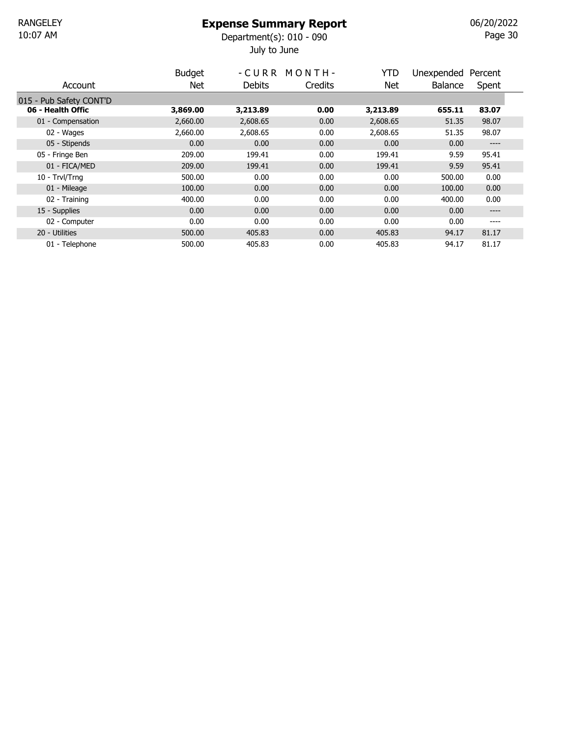# Expense Summary Report

Department(s): 010 - 090

July to June

| Account | Budget Net | -CURR MONTH- Debits | Credits | YTD Net | Unexpended Balance | Percent Spent |
|---|---|---|---|---|---|---|
| 015 - Pub Safety CONT'D | | | | | | |
| **06 - Health Offic** | **3,869.00** | **3,213.89** | **0.00** | **3,213.89** | **655.11** | **83.07** |
| 01 - Compensation | 2,660.00 | 2,608.65 | 0.00 | 2,608.65 | 51.35 | 98.07 |
| 02 - Wages | 2,660.00 | 2,608.65 | 0.00 | 2,608.65 | 51.35 | 98.07 |
| 05 - Stipends | 0.00 | 0.00 | 0.00 | 0.00 | 0.00 | ---- |
| 05 - Fringe Ben | 209.00 | 199.41 | 0.00 | 199.41 | 9.59 | 95.41 |
| 01 - FICA/MED | 209.00 | 199.41 | 0.00 | 199.41 | 9.59 | 95.41 |
| 10 - Trvl/Trng | 500.00 | 0.00 | 0.00 | 0.00 | 500.00 | 0.00 |
| 01 - Mileage | 100.00 | 0.00 | 0.00 | 0.00 | 100.00 | 0.00 |
| 02 - Training | 400.00 | 0.00 | 0.00 | 0.00 | 400.00 | 0.00 |
| 15 - Supplies | 0.00 | 0.00 | 0.00 | 0.00 | 0.00 | ---- |
| 02 - Computer | 0.00 | 0.00 | 0.00 | 0.00 | 0.00 | ---- |
| 20 - Utilities | 500.00 | 405.83 | 0.00 | 405.83 | 94.17 | 81.17 |
| 01 - Telephone | 500.00 | 405.83 | 0.00 | 405.83 | 94.17 | 81.17 |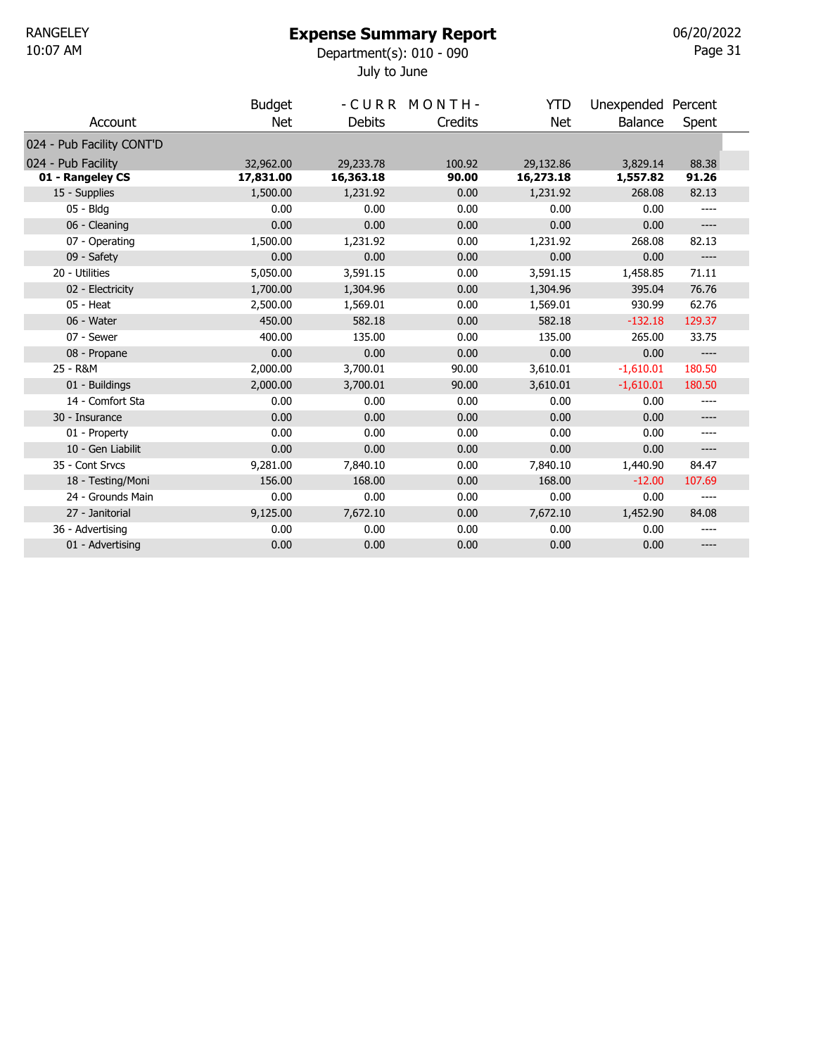# Expense Summary Report

Department(s): 010 - 090

July to June

| Account | Budget Net | - C U R R M O N T H - Debits | Credits | YTD Net | Unexpended Balance | Percent Spent |
|---|---|---|---|---|---|---|
| 024 - Pub Facility CONT'D | | | | | | |
| 024 - Pub Facility | 32,962.00 | 29,233.78 | 100.92 | 29,132.86 | 3,829.14 | 88.38 |
| **01 - Rangeley CS** | **17,831.00** | **16,363.18** | **90.00** | **16,273.18** | **1,557.82** | **91.26** |
| 15 - Supplies | 1,500.00 | 1,231.92 | 0.00 | 1,231.92 | 268.08 | 82.13 |
| 05 - Bldg | 0.00 | 0.00 | 0.00 | 0.00 | 0.00 | ---- |
| 06 - Cleaning | 0.00 | 0.00 | 0.00 | 0.00 | 0.00 | ---- |
| 07 - Operating | 1,500.00 | 1,231.92 | 0.00 | 1,231.92 | 268.08 | 82.13 |
| 09 - Safety | 0.00 | 0.00 | 0.00 | 0.00 | 0.00 | ---- |
| 20 - Utilities | 5,050.00 | 3,591.15 | 0.00 | 3,591.15 | 1,458.85 | 71.11 |
| 02 - Electricity | 1,700.00 | 1,304.96 | 0.00 | 1,304.96 | 395.04 | 76.76 |
| 05 - Heat | 2,500.00 | 1,569.01 | 0.00 | 1,569.01 | 930.99 | 62.76 |
| 06 - Water | 450.00 | 582.18 | 0.00 | 582.18 | -132.18 | 129.37 |
| 07 - Sewer | 400.00 | 135.00 | 0.00 | 135.00 | 265.00 | 33.75 |
| 08 - Propane | 0.00 | 0.00 | 0.00 | 0.00 | 0.00 | ---- |
| 25 - R&M | 2,000.00 | 3,700.01 | 90.00 | 3,610.01 | -1,610.01 | 180.50 |
| 01 - Buildings | 2,000.00 | 3,700.01 | 90.00 | 3,610.01 | -1,610.01 | 180.50 |
| 14 - Comfort Sta | 0.00 | 0.00 | 0.00 | 0.00 | 0.00 | ---- |
| 30 - Insurance | 0.00 | 0.00 | 0.00 | 0.00 | 0.00 | ---- |
| 01 - Property | 0.00 | 0.00 | 0.00 | 0.00 | 0.00 | ---- |
| 10 - Gen Liabilit | 0.00 | 0.00 | 0.00 | 0.00 | 0.00 | ---- |
| 35 - Cont Srvcs | 9,281.00 | 7,840.10 | 0.00 | 7,840.10 | 1,440.90 | 84.47 |
| 18 - Testing/Moni | 156.00 | 168.00 | 0.00 | 168.00 | -12.00 | 107.69 |
| 24 - Grounds Main | 0.00 | 0.00 | 0.00 | 0.00 | 0.00 | ---- |
| 27 - Janitorial | 9,125.00 | 7,672.10 | 0.00 | 7,672.10 | 1,452.90 | 84.08 |
| 36 - Advertising | 0.00 | 0.00 | 0.00 | 0.00 | 0.00 | ---- |
| 01 - Advertising | 0.00 | 0.00 | 0.00 | 0.00 | 0.00 | ---- |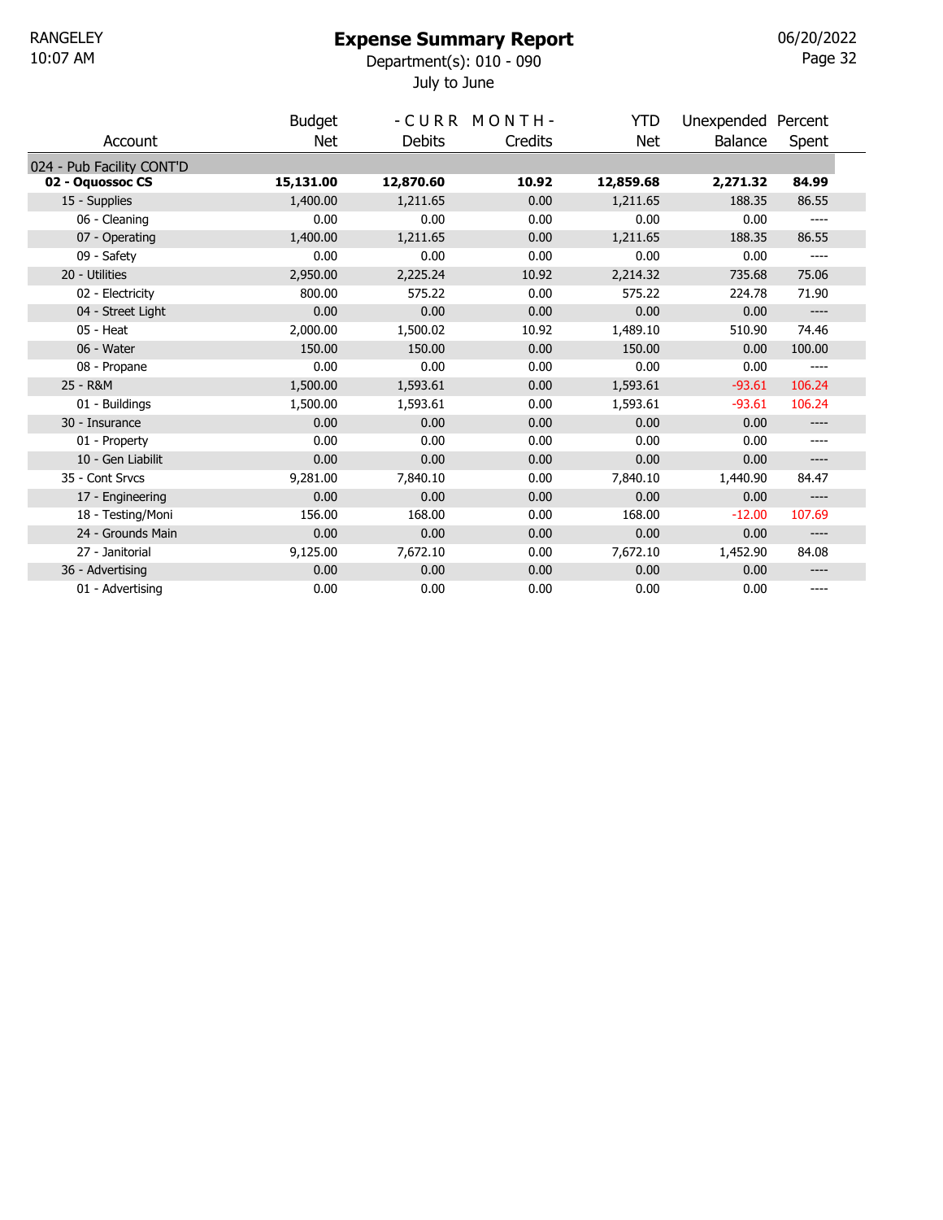RANGELEY
10:07 AM

# Expense Summary Report

Department(s): 010 - 090

July to June

06/20/2022

| Account | Budget Net | - C U R R M O N T H - Debits | Credits | YTD Net | Unexpended Balance | Percent Spent |
|---|---|---|---|---|---|---|
| 024 - Pub Facility CONT'D | | | | | | |
| **02 - Oquossoc CS** | **15,131.00** | **12,870.60** | **10.92** | **12,859.68** | **2,271.32** | **84.99** |
| 15 - Supplies | 1,400.00 | 1,211.65 | 0.00 | 1,211.65 | 188.35 | 86.55 |
| 06 - Cleaning | 0.00 | 0.00 | 0.00 | 0.00 | 0.00 | ---- |
| 07 - Operating | 1,400.00 | 1,211.65 | 0.00 | 1,211.65 | 188.35 | 86.55 |
| 09 - Safety | 0.00 | 0.00 | 0.00 | 0.00 | 0.00 | ---- |
| 20 - Utilities | 2,950.00 | 2,225.24 | 10.92 | 2,214.32 | 735.68 | 75.06 |
| 02 - Electricity | 800.00 | 575.22 | 0.00 | 575.22 | 224.78 | 71.90 |
| 04 - Street Light | 0.00 | 0.00 | 0.00 | 0.00 | 0.00 | ---- |
| 05 - Heat | 2,000.00 | 1,500.02 | 10.92 | 1,489.10 | 510.90 | 74.46 |
| 06 - Water | 150.00 | 150.00 | 0.00 | 150.00 | 0.00 | 100.00 |
| 08 - Propane | 0.00 | 0.00 | 0.00 | 0.00 | 0.00 | ---- |
| 25 - R&M | 1,500.00 | 1,593.61 | 0.00 | 1,593.61 | -93.61 | 106.24 |
| 01 - Buildings | 1,500.00 | 1,593.61 | 0.00 | 1,593.61 | -93.61 | 106.24 |
| 30 - Insurance | 0.00 | 0.00 | 0.00 | 0.00 | 0.00 | ---- |
| 01 - Property | 0.00 | 0.00 | 0.00 | 0.00 | 0.00 | ---- |
| 10 - Gen Liabilit | 0.00 | 0.00 | 0.00 | 0.00 | 0.00 | ---- |
| 35 - Cont Srvcs | 9,281.00 | 7,840.10 | 0.00 | 7,840.10 | 1,440.90 | 84.47 |
| 17 - Engineering | 0.00 | 0.00 | 0.00 | 0.00 | 0.00 | ---- |
| 18 - Testing/Moni | 156.00 | 168.00 | 0.00 | 168.00 | -12.00 | 107.69 |
| 24 - Grounds Main | 0.00 | 0.00 | 0.00 | 0.00 | 0.00 | ---- |
| 27 - Janitorial | 9,125.00 | 7,672.10 | 0.00 | 7,672.10 | 1,452.90 | 84.08 |
| 36 - Advertising | 0.00 | 0.00 | 0.00 | 0.00 | 0.00 | ---- |
| 01 - Advertising | 0.00 | 0.00 | 0.00 | 0.00 | 0.00 | ---- |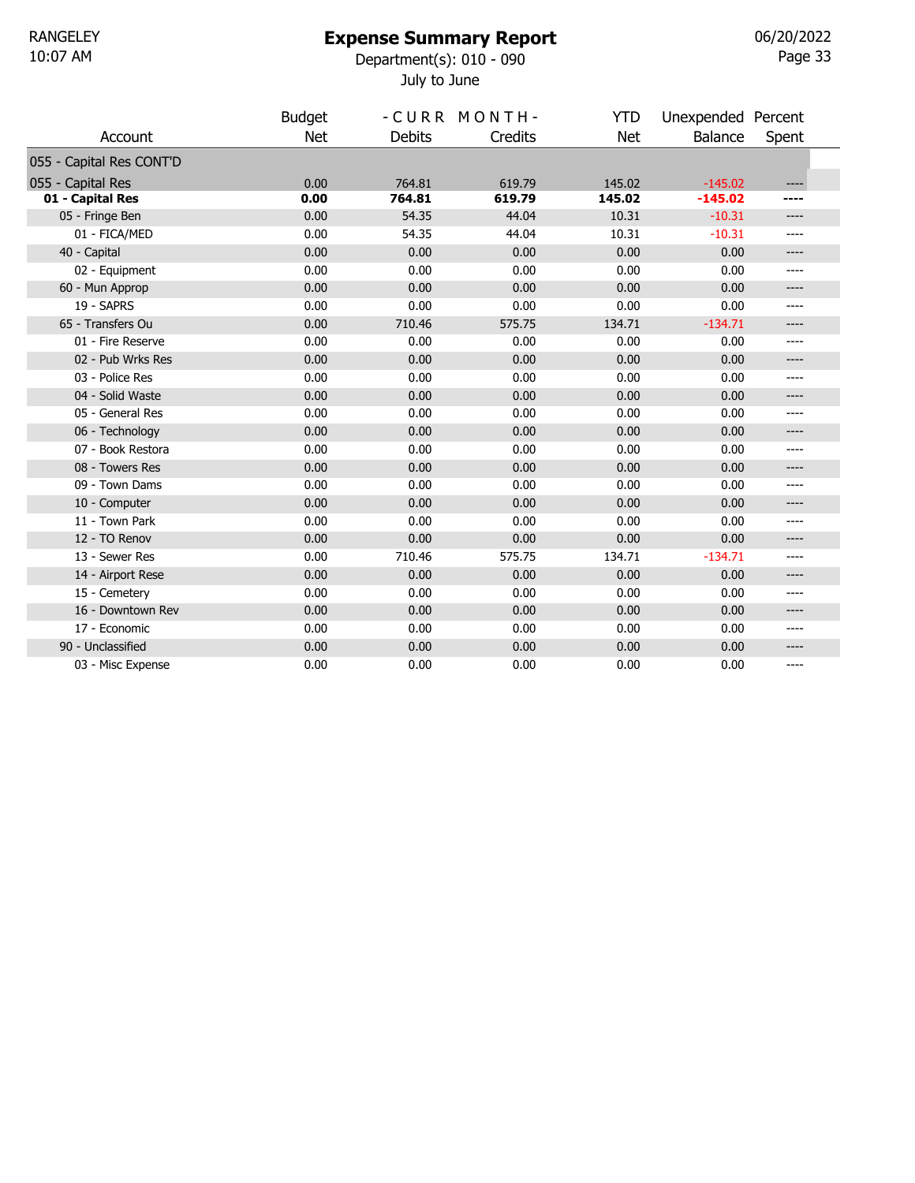# Expense Summary Report

Department(s): 010 - 090

July to June

RANGELEY
10:07 AM

06/20/2022

| Account | Budget Net | - C U R R Debits | M O N T H - Credits | YTD Net | Unexpended Balance | Percent Spent |
|---|---|---|---|---|---|---|
| 055 - Capital Res CONT'D | | | | | | |
| 055 - Capital Res | 0.00 | 764.81 | 619.79 | 145.02 | -145.02 | ---- |
| **01 - Capital Res** | **0.00** | **764.81** | **619.79** | **145.02** | **-145.02** | **----** |
| 05 - Fringe Ben | 0.00 | 54.35 | 44.04 | 10.31 | -10.31 | ---- |
| 01 - FICA/MED | 0.00 | 54.35 | 44.04 | 10.31 | -10.31 | ---- |
| 40 - Capital | 0.00 | 0.00 | 0.00 | 0.00 | 0.00 | ---- |
| 02 - Equipment | 0.00 | 0.00 | 0.00 | 0.00 | 0.00 | ---- |
| 60 - Mun Approp | 0.00 | 0.00 | 0.00 | 0.00 | 0.00 | ---- |
| 19 - SAPRS | 0.00 | 0.00 | 0.00 | 0.00 | 0.00 | ---- |
| 65 - Transfers Ou | 0.00 | 710.46 | 575.75 | 134.71 | -134.71 | ---- |
| 01 - Fire Reserve | 0.00 | 0.00 | 0.00 | 0.00 | 0.00 | ---- |
| 02 - Pub Wrks Res | 0.00 | 0.00 | 0.00 | 0.00 | 0.00 | ---- |
| 03 - Police Res | 0.00 | 0.00 | 0.00 | 0.00 | 0.00 | ---- |
| 04 - Solid Waste | 0.00 | 0.00 | 0.00 | 0.00 | 0.00 | ---- |
| 05 - General Res | 0.00 | 0.00 | 0.00 | 0.00 | 0.00 | ---- |
| 06 - Technology | 0.00 | 0.00 | 0.00 | 0.00 | 0.00 | ---- |
| 07 - Book Restora | 0.00 | 0.00 | 0.00 | 0.00 | 0.00 | ---- |
| 08 - Towers Res | 0.00 | 0.00 | 0.00 | 0.00 | 0.00 | ---- |
| 09 - Town Dams | 0.00 | 0.00 | 0.00 | 0.00 | 0.00 | ---- |
| 10 - Computer | 0.00 | 0.00 | 0.00 | 0.00 | 0.00 | ---- |
| 11 - Town Park | 0.00 | 0.00 | 0.00 | 0.00 | 0.00 | ---- |
| 12 - TO Renov | 0.00 | 0.00 | 0.00 | 0.00 | 0.00 | ---- |
| 13 - Sewer Res | 0.00 | 710.46 | 575.75 | 134.71 | -134.71 | ---- |
| 14 - Airport Rese | 0.00 | 0.00 | 0.00 | 0.00 | 0.00 | ---- |
| 15 - Cemetery | 0.00 | 0.00 | 0.00 | 0.00 | 0.00 | ---- |
| 16 - Downtown Rev | 0.00 | 0.00 | 0.00 | 0.00 | 0.00 | ---- |
| 17 - Economic | 0.00 | 0.00 | 0.00 | 0.00 | 0.00 | ---- |
| 90 - Unclassified | 0.00 | 0.00 | 0.00 | 0.00 | 0.00 | ---- |
| 03 - Misc Expense | 0.00 | 0.00 | 0.00 | 0.00 | 0.00 | ---- |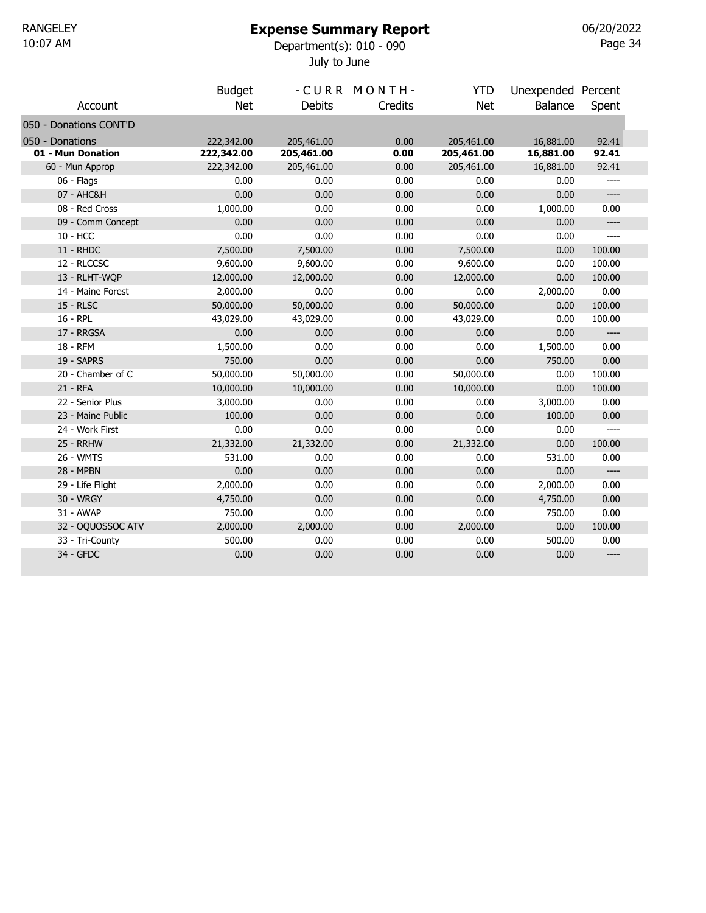# Expense Summary Report

Department(s): 010 - 090

July to June

| Account | Budget Net | - C U R R Debits | M O N T H - Credits | YTD Net | Unexpended Balance | Percent Spent |
|---|---|---|---|---|---|---|
| 050 - Donations CONT'D | | | | | | |
| 050 - Donations | 222,342.00 | 205,461.00 | 0.00 | 205,461.00 | 16,881.00 | 92.41 |
| **01 - Mun Donation** | **222,342.00** | **205,461.00** | **0.00** | **205,461.00** | **16,881.00** | **92.41** |
| 60 - Mun Approp | 222,342.00 | 205,461.00 | 0.00 | 205,461.00 | 16,881.00 | 92.41 |
| 06 - Flags | 0.00 | 0.00 | 0.00 | 0.00 | 0.00 | ---- |
| 07 - AHC&H | 0.00 | 0.00 | 0.00 | 0.00 | 0.00 | ---- |
| 08 - Red Cross | 1,000.00 | 0.00 | 0.00 | 0.00 | 1,000.00 | 0.00 |
| 09 - Comm Concept | 0.00 | 0.00 | 0.00 | 0.00 | 0.00 | ---- |
| 10 - HCC | 0.00 | 0.00 | 0.00 | 0.00 | 0.00 | ---- |
| 11 - RHDC | 7,500.00 | 7,500.00 | 0.00 | 7,500.00 | 0.00 | 100.00 |
| 12 - RLCCSC | 9,600.00 | 9,600.00 | 0.00 | 9,600.00 | 0.00 | 100.00 |
| 13 - RLHT-WQP | 12,000.00 | 12,000.00 | 0.00 | 12,000.00 | 0.00 | 100.00 |
| 14 - Maine Forest | 2,000.00 | 0.00 | 0.00 | 0.00 | 2,000.00 | 0.00 |
| 15 - RLSC | 50,000.00 | 50,000.00 | 0.00 | 50,000.00 | 0.00 | 100.00 |
| 16 - RPL | 43,029.00 | 43,029.00 | 0.00 | 43,029.00 | 0.00 | 100.00 |
| 17 - RRGSA | 0.00 | 0.00 | 0.00 | 0.00 | 0.00 | ---- |
| 18 - RFM | 1,500.00 | 0.00 | 0.00 | 0.00 | 1,500.00 | 0.00 |
| 19 - SAPRS | 750.00 | 0.00 | 0.00 | 0.00 | 750.00 | 0.00 |
| 20 - Chamber of C | 50,000.00 | 50,000.00 | 0.00 | 50,000.00 | 0.00 | 100.00 |
| 21 - RFA | 10,000.00 | 10,000.00 | 0.00 | 10,000.00 | 0.00 | 100.00 |
| 22 - Senior Plus | 3,000.00 | 0.00 | 0.00 | 0.00 | 3,000.00 | 0.00 |
| 23 - Maine Public | 100.00 | 0.00 | 0.00 | 0.00 | 100.00 | 0.00 |
| 24 - Work First | 0.00 | 0.00 | 0.00 | 0.00 | 0.00 | ---- |
| 25 - RRHW | 21,332.00 | 21,332.00 | 0.00 | 21,332.00 | 0.00 | 100.00 |
| 26 - WMTS | 531.00 | 0.00 | 0.00 | 0.00 | 531.00 | 0.00 |
| 28 - MPBN | 0.00 | 0.00 | 0.00 | 0.00 | 0.00 | ---- |
| 29 - Life Flight | 2,000.00 | 0.00 | 0.00 | 0.00 | 2,000.00 | 0.00 |
| 30 - WRGY | 4,750.00 | 0.00 | 0.00 | 0.00 | 4,750.00 | 0.00 |
| 31 - AWAP | 750.00 | 0.00 | 0.00 | 0.00 | 750.00 | 0.00 |
| 32 - OQUOSSOC ATV | 2,000.00 | 2,000.00 | 0.00 | 2,000.00 | 0.00 | 100.00 |
| 33 - Tri-County | 500.00 | 0.00 | 0.00 | 0.00 | 500.00 | 0.00 |
| 34 - GFDC | 0.00 | 0.00 | 0.00 | 0.00 | 0.00 | ---- |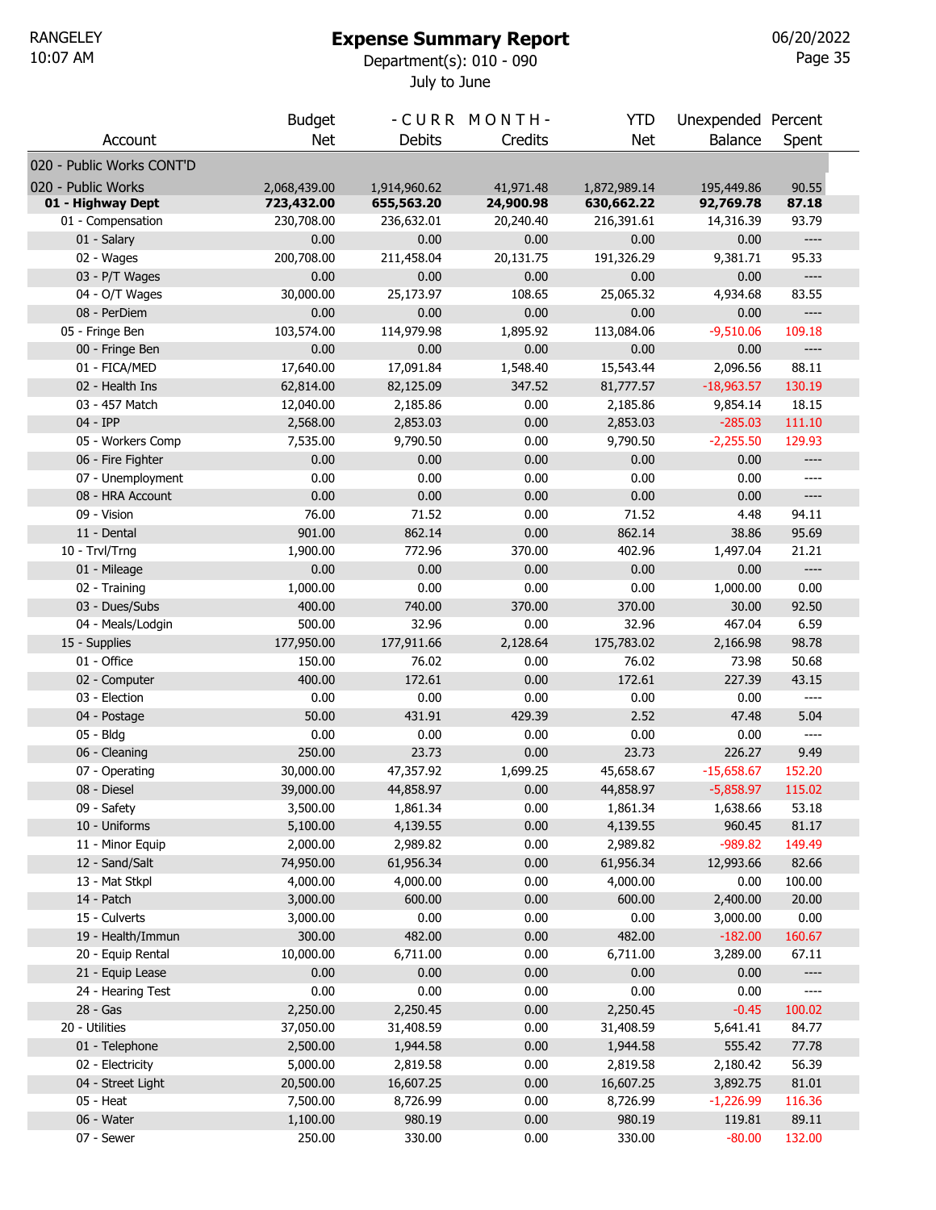RANGELEY
10:07 AM

# Expense Summary Report

Department(s): 010 - 090

July to June

06/20/2022

| Account | Budget Net | - C U R R M O N T H - Debits | Credits | YTD Net | Unexpended Balance | Percent Spent |
|---|---|---|---|---|---|---|
| **020 - Public Works CONT'D** | | | | | | |
| 020 - Public Works | 2,068,439.00 | 1,914,960.62 | 41,971.48 | 1,872,989.14 | 195,449.86 | 90.55 |
| **01 - Highway Dept** | **723,432.00** | **655,563.20** | **24,900.98** | **630,662.22** | **92,769.78** | **87.18** |
| 01 - Compensation | 230,708.00 | 236,632.01 | 20,240.40 | 216,391.61 | 14,316.39 | 93.79 |
| 01 - Salary | 0.00 | 0.00 | 0.00 | 0.00 | 0.00 | ---- |
| 02 - Wages | 200,708.00 | 211,458.04 | 20,131.75 | 191,326.29 | 9,381.71 | 95.33 |
| 03 - P/T Wages | 0.00 | 0.00 | 0.00 | 0.00 | 0.00 | ---- |
| 04 - O/T Wages | 30,000.00 | 25,173.97 | 108.65 | 25,065.32 | 4,934.68 | 83.55 |
| 08 - PerDiem | 0.00 | 0.00 | 0.00 | 0.00 | 0.00 | ---- |
| 05 - Fringe Ben | 103,574.00 | 114,979.98 | 1,895.92 | 113,084.06 | -9,510.06 | 109.18 |
| 00 - Fringe Ben | 0.00 | 0.00 | 0.00 | 0.00 | 0.00 | ---- |
| 01 - FICA/MED | 17,640.00 | 17,091.84 | 1,548.40 | 15,543.44 | 2,096.56 | 88.11 |
| 02 - Health Ins | 62,814.00 | 82,125.09 | 347.52 | 81,777.57 | -18,963.57 | 130.19 |
| 03 - 457 Match | 12,040.00 | 2,185.86 | 0.00 | 2,185.86 | 9,854.14 | 18.15 |
| 04 - IPP | 2,568.00 | 2,853.03 | 0.00 | 2,853.03 | -285.03 | 111.10 |
| 05 - Workers Comp | 7,535.00 | 9,790.50 | 0.00 | 9,790.50 | -2,255.50 | 129.93 |
| 06 - Fire Fighter | 0.00 | 0.00 | 0.00 | 0.00 | 0.00 | ---- |
| 07 - Unemployment | 0.00 | 0.00 | 0.00 | 0.00 | 0.00 | ---- |
| 08 - HRA Account | 0.00 | 0.00 | 0.00 | 0.00 | 0.00 | ---- |
| 09 - Vision | 76.00 | 71.52 | 0.00 | 71.52 | 4.48 | 94.11 |
| 11 - Dental | 901.00 | 862.14 | 0.00 | 862.14 | 38.86 | 95.69 |
| 10 - Trvl/Trng | 1,900.00 | 772.96 | 370.00 | 402.96 | 1,497.04 | 21.21 |
| 01 - Mileage | 0.00 | 0.00 | 0.00 | 0.00 | 0.00 | ---- |
| 02 - Training | 1,000.00 | 0.00 | 0.00 | 0.00 | 1,000.00 | 0.00 |
| 03 - Dues/Subs | 400.00 | 740.00 | 370.00 | 370.00 | 30.00 | 92.50 |
| 04 - Meals/Lodgin | 500.00 | 32.96 | 0.00 | 32.96 | 467.04 | 6.59 |
| 15 - Supplies | 177,950.00 | 177,911.66 | 2,128.64 | 175,783.02 | 2,166.98 | 98.78 |
| 01 - Office | 150.00 | 76.02 | 0.00 | 76.02 | 73.98 | 50.68 |
| 02 - Computer | 400.00 | 172.61 | 0.00 | 172.61 | 227.39 | 43.15 |
| 03 - Election | 0.00 | 0.00 | 0.00 | 0.00 | 0.00 | ---- |
| 04 - Postage | 50.00 | 431.91 | 429.39 | 2.52 | 47.48 | 5.04 |
| 05 - Bldg | 0.00 | 0.00 | 0.00 | 0.00 | 0.00 | ---- |
| 06 - Cleaning | 250.00 | 23.73 | 0.00 | 23.73 | 226.27 | 9.49 |
| 07 - Operating | 30,000.00 | 47,357.92 | 1,699.25 | 45,658.67 | -15,658.67 | 152.20 |
| 08 - Diesel | 39,000.00 | 44,858.97 | 0.00 | 44,858.97 | -5,858.97 | 115.02 |
| 09 - Safety | 3,500.00 | 1,861.34 | 0.00 | 1,861.34 | 1,638.66 | 53.18 |
| 10 - Uniforms | 5,100.00 | 4,139.55 | 0.00 | 4,139.55 | 960.45 | 81.17 |
| 11 - Minor Equip | 2,000.00 | 2,989.82 | 0.00 | 2,989.82 | -989.82 | 149.49 |
| 12 - Sand/Salt | 74,950.00 | 61,956.34 | 0.00 | 61,956.34 | 12,993.66 | 82.66 |
| 13 - Mat Stkpl | 4,000.00 | 4,000.00 | 0.00 | 4,000.00 | 0.00 | 100.00 |
| 14 - Patch | 3,000.00 | 600.00 | 0.00 | 600.00 | 2,400.00 | 20.00 |
| 15 - Culverts | 3,000.00 | 0.00 | 0.00 | 0.00 | 3,000.00 | 0.00 |
| 19 - Health/Immun | 300.00 | 482.00 | 0.00 | 482.00 | -182.00 | 160.67 |
| 20 - Equip Rental | 10,000.00 | 6,711.00 | 0.00 | 6,711.00 | 3,289.00 | 67.11 |
| 21 - Equip Lease | 0.00 | 0.00 | 0.00 | 0.00 | 0.00 | ---- |
| 24 - Hearing Test | 0.00 | 0.00 | 0.00 | 0.00 | 0.00 | ---- |
| 28 - Gas | 2,250.00 | 2,250.45 | 0.00 | 2,250.45 | -0.45 | 100.02 |
| 20 - Utilities | 37,050.00 | 31,408.59 | 0.00 | 31,408.59 | 5,641.41 | 84.77 |
| 01 - Telephone | 2,500.00 | 1,944.58 | 0.00 | 1,944.58 | 555.42 | 77.78 |
| 02 - Electricity | 5,000.00 | 2,819.58 | 0.00 | 2,819.58 | 2,180.42 | 56.39 |
| 04 - Street Light | 20,500.00 | 16,607.25 | 0.00 | 16,607.25 | 3,892.75 | 81.01 |
| 05 - Heat | 7,500.00 | 8,726.99 | 0.00 | 8,726.99 | -1,226.99 | 116.36 |
| 06 - Water | 1,100.00 | 980.19 | 0.00 | 980.19 | 119.81 | 89.11 |
| 07 - Sewer | 250.00 | 330.00 | 0.00 | 330.00 | -80.00 | 132.00 |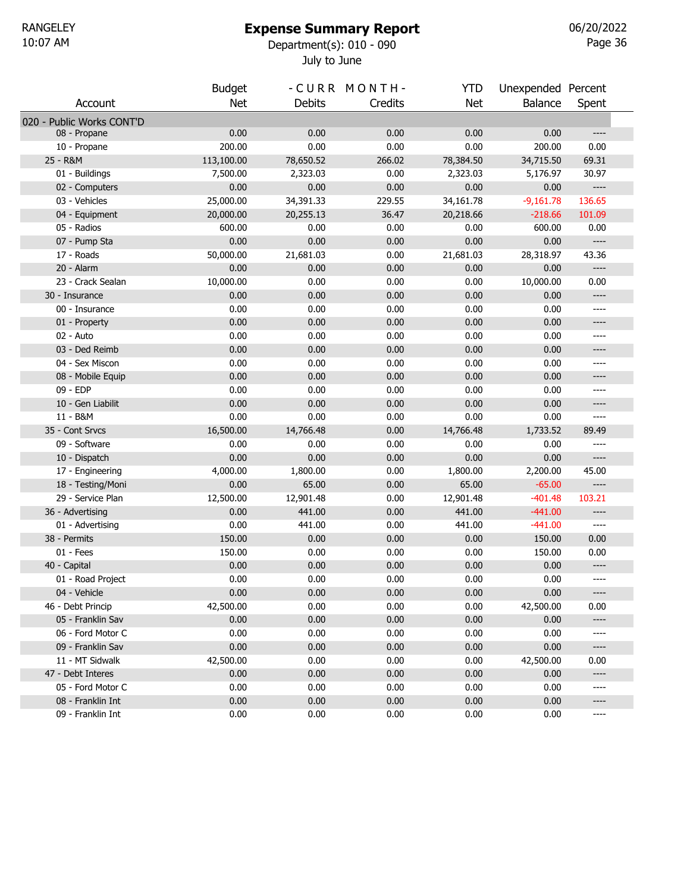RANGELEY
10:07 AM

# Expense Summary Report

Department(s): 010 - 090

July to June

06/20/2022

| Account | Budget Net | - C U R R Debits | M O N T H - Credits | YTD Net | Unexpended Balance | Percent Spent |
|---|---|---|---|---|---|---|
| 020 - Public Works CONT'D | | | | | | |
| 08 - Propane | 0.00 | 0.00 | 0.00 | 0.00 | 0.00 | ---- |
| 10 - Propane | 200.00 | 0.00 | 0.00 | 0.00 | 200.00 | 0.00 |
| 25 - R&M | 113,100.00 | 78,650.52 | 266.02 | 78,384.50 | 34,715.50 | 69.31 |
| 01 - Buildings | 7,500.00 | 2,323.03 | 0.00 | 2,323.03 | 5,176.97 | 30.97 |
| 02 - Computers | 0.00 | 0.00 | 0.00 | 0.00 | 0.00 | ---- |
| 03 - Vehicles | 25,000.00 | 34,391.33 | 229.55 | 34,161.78 | -9,161.78 | 136.65 |
| 04 - Equipment | 20,000.00 | 20,255.13 | 36.47 | 20,218.66 | -218.66 | 101.09 |
| 05 - Radios | 600.00 | 0.00 | 0.00 | 0.00 | 600.00 | 0.00 |
| 07 - Pump Sta | 0.00 | 0.00 | 0.00 | 0.00 | 0.00 | ---- |
| 17 - Roads | 50,000.00 | 21,681.03 | 0.00 | 21,681.03 | 28,318.97 | 43.36 |
| 20 - Alarm | 0.00 | 0.00 | 0.00 | 0.00 | 0.00 | ---- |
| 23 - Crack Sealan | 10,000.00 | 0.00 | 0.00 | 0.00 | 10,000.00 | 0.00 |
| 30 - Insurance | 0.00 | 0.00 | 0.00 | 0.00 | 0.00 | ---- |
| 00 - Insurance | 0.00 | 0.00 | 0.00 | 0.00 | 0.00 | ---- |
| 01 - Property | 0.00 | 0.00 | 0.00 | 0.00 | 0.00 | ---- |
| 02 - Auto | 0.00 | 0.00 | 0.00 | 0.00 | 0.00 | ---- |
| 03 - Ded Reimb | 0.00 | 0.00 | 0.00 | 0.00 | 0.00 | ---- |
| 04 - Sex Miscon | 0.00 | 0.00 | 0.00 | 0.00 | 0.00 | ---- |
| 08 - Mobile Equip | 0.00 | 0.00 | 0.00 | 0.00 | 0.00 | ---- |
| 09 - EDP | 0.00 | 0.00 | 0.00 | 0.00 | 0.00 | ---- |
| 10 - Gen Liabilit | 0.00 | 0.00 | 0.00 | 0.00 | 0.00 | ---- |
| 11 - B&M | 0.00 | 0.00 | 0.00 | 0.00 | 0.00 | ---- |
| 35 - Cont Srvcs | 16,500.00 | 14,766.48 | 0.00 | 14,766.48 | 1,733.52 | 89.49 |
| 09 - Software | 0.00 | 0.00 | 0.00 | 0.00 | 0.00 | ---- |
| 10 - Dispatch | 0.00 | 0.00 | 0.00 | 0.00 | 0.00 | ---- |
| 17 - Engineering | 4,000.00 | 1,800.00 | 0.00 | 1,800.00 | 2,200.00 | 45.00 |
| 18 - Testing/Moni | 0.00 | 65.00 | 0.00 | 65.00 | -65.00 | ---- |
| 29 - Service Plan | 12,500.00 | 12,901.48 | 0.00 | 12,901.48 | -401.48 | 103.21 |
| 36 - Advertising | 0.00 | 441.00 | 0.00 | 441.00 | -441.00 | ---- |
| 01 - Advertising | 0.00 | 441.00 | 0.00 | 441.00 | -441.00 | ---- |
| 38 - Permits | 150.00 | 0.00 | 0.00 | 0.00 | 150.00 | 0.00 |
| 01 - Fees | 150.00 | 0.00 | 0.00 | 0.00 | 150.00 | 0.00 |
| 40 - Capital | 0.00 | 0.00 | 0.00 | 0.00 | 0.00 | ---- |
| 01 - Road Project | 0.00 | 0.00 | 0.00 | 0.00 | 0.00 | ---- |
| 04 - Vehicle | 0.00 | 0.00 | 0.00 | 0.00 | 0.00 | ---- |
| 46 - Debt Princip | 42,500.00 | 0.00 | 0.00 | 0.00 | 42,500.00 | 0.00 |
| 05 - Franklin Sav | 0.00 | 0.00 | 0.00 | 0.00 | 0.00 | ---- |
| 06 - Ford Motor C | 0.00 | 0.00 | 0.00 | 0.00 | 0.00 | ---- |
| 09 - Franklin Sav | 0.00 | 0.00 | 0.00 | 0.00 | 0.00 | ---- |
| 11 - MT Sidwalk | 42,500.00 | 0.00 | 0.00 | 0.00 | 42,500.00 | 0.00 |
| 47 - Debt Interes | 0.00 | 0.00 | 0.00 | 0.00 | 0.00 | ---- |
| 05 - Ford Motor C | 0.00 | 0.00 | 0.00 | 0.00 | 0.00 | ---- |
| 08 - Franklin Int | 0.00 | 0.00 | 0.00 | 0.00 | 0.00 | ---- |
| 09 - Franklin Int | 0.00 | 0.00 | 0.00 | 0.00 | 0.00 | ---- |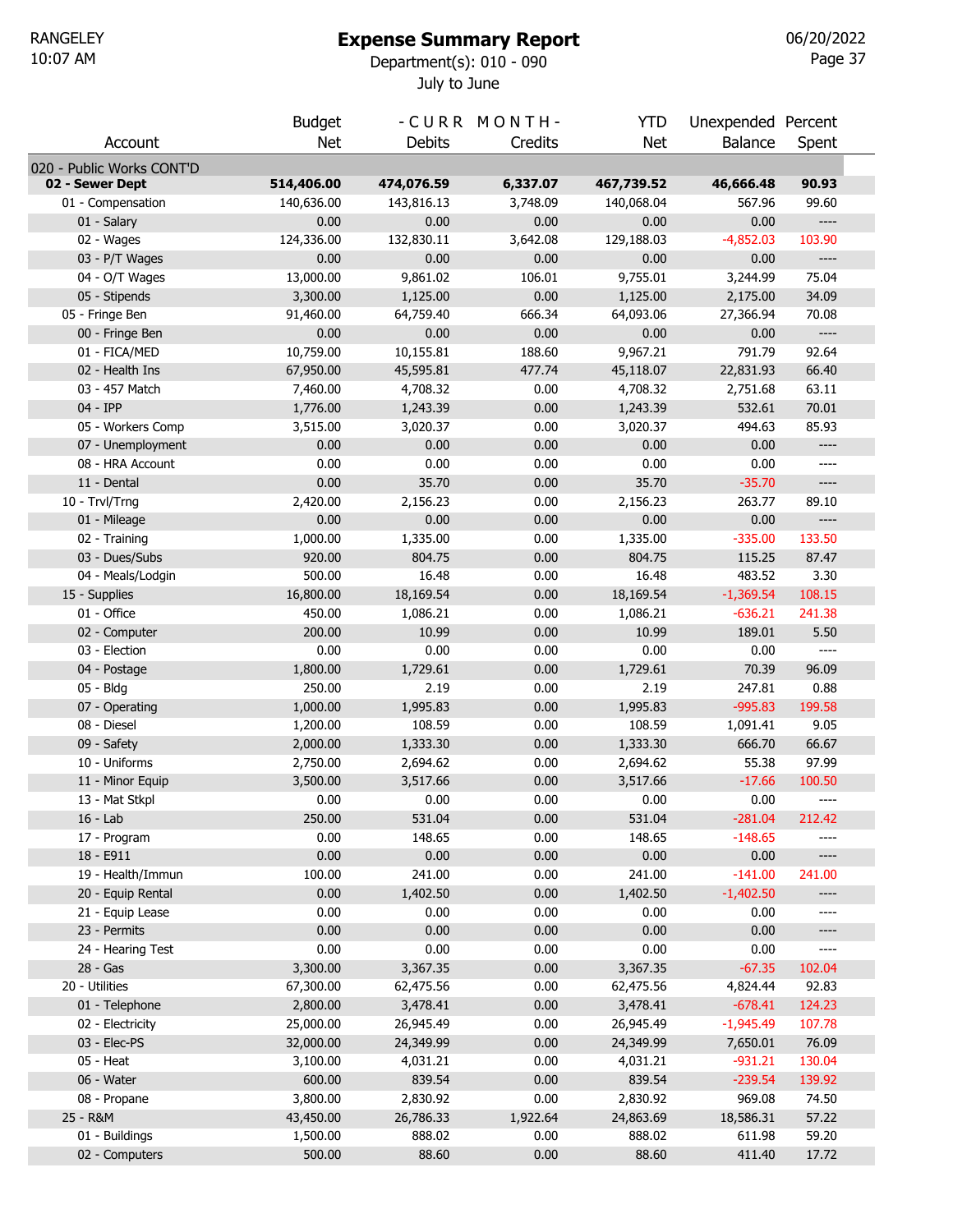RANGELEY
10:07 AM

# Expense Summary Report

Department(s): 010 - 090
July to June

06/20/2022

| Account | Budget Net | - C U R R M O N T H - Debits | Credits | YTD Net | Unexpended Balance | Percent Spent |
|---|---|---|---|---|---|---|
| 020 - Public Works CONT'D | | | | | | |
| **02 - Sewer Dept** | **514,406.00** | **474,076.59** | **6,337.07** | **467,739.52** | **46,666.48** | **90.93** |
| 01 - Compensation | 140,636.00 | 143,816.13 | 3,748.09 | 140,068.04 | 567.96 | 99.60 |
| 01 - Salary | 0.00 | 0.00 | 0.00 | 0.00 | 0.00 | ---- |
| 02 - Wages | 124,336.00 | 132,830.11 | 3,642.08 | 129,188.03 | -4,852.03 | 103.90 |
| 03 - P/T Wages | 0.00 | 0.00 | 0.00 | 0.00 | 0.00 | ---- |
| 04 - O/T Wages | 13,000.00 | 9,861.02 | 106.01 | 9,755.01 | 3,244.99 | 75.04 |
| 05 - Stipends | 3,300.00 | 1,125.00 | 0.00 | 1,125.00 | 2,175.00 | 34.09 |
| 05 - Fringe Ben | 91,460.00 | 64,759.40 | 666.34 | 64,093.06 | 27,366.94 | 70.08 |
| 00 - Fringe Ben | 0.00 | 0.00 | 0.00 | 0.00 | 0.00 | ---- |
| 01 - FICA/MED | 10,759.00 | 10,155.81 | 188.60 | 9,967.21 | 791.79 | 92.64 |
| 02 - Health Ins | 67,950.00 | 45,595.81 | 477.74 | 45,118.07 | 22,831.93 | 66.40 |
| 03 - 457 Match | 7,460.00 | 4,708.32 | 0.00 | 4,708.32 | 2,751.68 | 63.11 |
| 04 - IPP | 1,776.00 | 1,243.39 | 0.00 | 1,243.39 | 532.61 | 70.01 |
| 05 - Workers Comp | 3,515.00 | 3,020.37 | 0.00 | 3,020.37 | 494.63 | 85.93 |
| 07 - Unemployment | 0.00 | 0.00 | 0.00 | 0.00 | 0.00 | ---- |
| 08 - HRA Account | 0.00 | 0.00 | 0.00 | 0.00 | 0.00 | ---- |
| 11 - Dental | 0.00 | 35.70 | 0.00 | 35.70 | -35.70 | ---- |
| 10 - Trvl/Trng | 2,420.00 | 2,156.23 | 0.00 | 2,156.23 | 263.77 | 89.10 |
| 01 - Mileage | 0.00 | 0.00 | 0.00 | 0.00 | 0.00 | ---- |
| 02 - Training | 1,000.00 | 1,335.00 | 0.00 | 1,335.00 | -335.00 | 133.50 |
| 03 - Dues/Subs | 920.00 | 804.75 | 0.00 | 804.75 | 115.25 | 87.47 |
| 04 - Meals/Lodgin | 500.00 | 16.48 | 0.00 | 16.48 | 483.52 | 3.30 |
| 15 - Supplies | 16,800.00 | 18,169.54 | 0.00 | 18,169.54 | -1,369.54 | 108.15 |
| 01 - Office | 450.00 | 1,086.21 | 0.00 | 1,086.21 | -636.21 | 241.38 |
| 02 - Computer | 200.00 | 10.99 | 0.00 | 10.99 | 189.01 | 5.50 |
| 03 - Election | 0.00 | 0.00 | 0.00 | 0.00 | 0.00 | ---- |
| 04 - Postage | 1,800.00 | 1,729.61 | 0.00 | 1,729.61 | 70.39 | 96.09 |
| 05 - Bldg | 250.00 | 2.19 | 0.00 | 2.19 | 247.81 | 0.88 |
| 07 - Operating | 1,000.00 | 1,995.83 | 0.00 | 1,995.83 | -995.83 | 199.58 |
| 08 - Diesel | 1,200.00 | 108.59 | 0.00 | 108.59 | 1,091.41 | 9.05 |
| 09 - Safety | 2,000.00 | 1,333.30 | 0.00 | 1,333.30 | 666.70 | 66.67 |
| 10 - Uniforms | 2,750.00 | 2,694.62 | 0.00 | 2,694.62 | 55.38 | 97.99 |
| 11 - Minor Equip | 3,500.00 | 3,517.66 | 0.00 | 3,517.66 | -17.66 | 100.50 |
| 13 - Mat Stkpl | 0.00 | 0.00 | 0.00 | 0.00 | 0.00 | ---- |
| 16 - Lab | 250.00 | 531.04 | 0.00 | 531.04 | -281.04 | 212.42 |
| 17 - Program | 0.00 | 148.65 | 0.00 | 148.65 | -148.65 | ---- |
| 18 - E911 | 0.00 | 0.00 | 0.00 | 0.00 | 0.00 | ---- |
| 19 - Health/Immun | 100.00 | 241.00 | 0.00 | 241.00 | -141.00 | 241.00 |
| 20 - Equip Rental | 0.00 | 1,402.50 | 0.00 | 1,402.50 | -1,402.50 | ---- |
| 21 - Equip Lease | 0.00 | 0.00 | 0.00 | 0.00 | 0.00 | ---- |
| 23 - Permits | 0.00 | 0.00 | 0.00 | 0.00 | 0.00 | ---- |
| 24 - Hearing Test | 0.00 | 0.00 | 0.00 | 0.00 | 0.00 | ---- |
| 28 - Gas | 3,300.00 | 3,367.35 | 0.00 | 3,367.35 | -67.35 | 102.04 |
| 20 - Utilities | 67,300.00 | 62,475.56 | 0.00 | 62,475.56 | 4,824.44 | 92.83 |
| 01 - Telephone | 2,800.00 | 3,478.41 | 0.00 | 3,478.41 | -678.41 | 124.23 |
| 02 - Electricity | 25,000.00 | 26,945.49 | 0.00 | 26,945.49 | -1,945.49 | 107.78 |
| 03 - Elec-PS | 32,000.00 | 24,349.99 | 0.00 | 24,349.99 | 7,650.01 | 76.09 |
| 05 - Heat | 3,100.00 | 4,031.21 | 0.00 | 4,031.21 | -931.21 | 130.04 |
| 06 - Water | 600.00 | 839.54 | 0.00 | 839.54 | -239.54 | 139.92 |
| 08 - Propane | 3,800.00 | 2,830.92 | 0.00 | 2,830.92 | 969.08 | 74.50 |
| 25 - R&M | 43,450.00 | 26,786.33 | 1,922.64 | 24,863.69 | 18,586.31 | 57.22 |
| 01 - Buildings | 1,500.00 | 888.02 | 0.00 | 888.02 | 611.98 | 59.20 |
| 02 - Computers | 500.00 | 88.60 | 0.00 | 88.60 | 411.40 | 17.72 |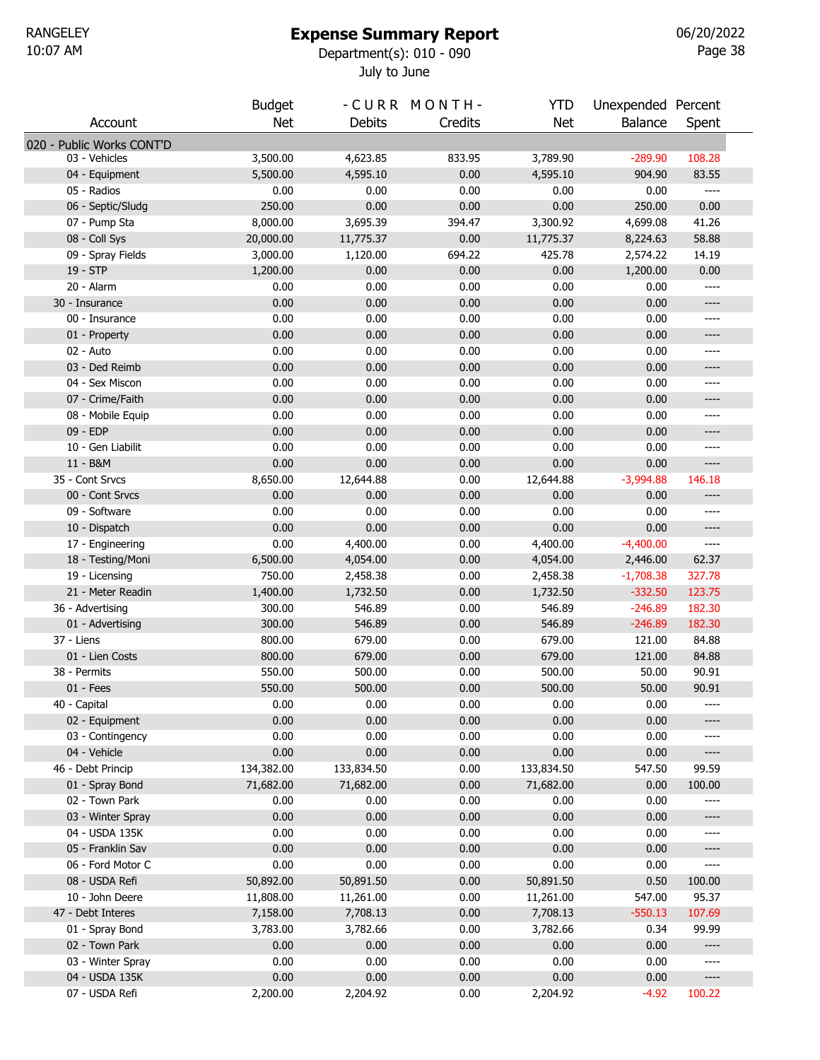RANGELEY
10:07 AM

# Expense Summary Report

Department(s): 010 - 090

July to June

06/20/2022

| Account | Budget Net | - C U R R M O N T H - Debits | Credits | YTD Net | Unexpended Balance | Percent Spent |
|---|---|---|---|---|---|---|
| 020 - Public Works CONT'D | | | | | | |
| 03 - Vehicles | 3,500.00 | 4,623.85 | 833.95 | 3,789.90 | -289.90 | 108.28 |
| 04 - Equipment | 5,500.00 | 4,595.10 | 0.00 | 4,595.10 | 904.90 | 83.55 |
| 05 - Radios | 0.00 | 0.00 | 0.00 | 0.00 | 0.00 | ---- |
| 06 - Septic/Sludg | 250.00 | 0.00 | 0.00 | 0.00 | 250.00 | 0.00 |
| 07 - Pump Sta | 8,000.00 | 3,695.39 | 394.47 | 3,300.92 | 4,699.08 | 41.26 |
| 08 - Coll Sys | 20,000.00 | 11,775.37 | 0.00 | 11,775.37 | 8,224.63 | 58.88 |
| 09 - Spray Fields | 3,000.00 | 1,120.00 | 694.22 | 425.78 | 2,574.22 | 14.19 |
| 19 - STP | 1,200.00 | 0.00 | 0.00 | 0.00 | 1,200.00 | 0.00 |
| 20 - Alarm | 0.00 | 0.00 | 0.00 | 0.00 | 0.00 | ---- |
| 30 - Insurance | 0.00 | 0.00 | 0.00 | 0.00 | 0.00 | ---- |
| 00 - Insurance | 0.00 | 0.00 | 0.00 | 0.00 | 0.00 | ---- |
| 01 - Property | 0.00 | 0.00 | 0.00 | 0.00 | 0.00 | ---- |
| 02 - Auto | 0.00 | 0.00 | 0.00 | 0.00 | 0.00 | ---- |
| 03 - Ded Reimb | 0.00 | 0.00 | 0.00 | 0.00 | 0.00 | ---- |
| 04 - Sex Miscon | 0.00 | 0.00 | 0.00 | 0.00 | 0.00 | ---- |
| 07 - Crime/Faith | 0.00 | 0.00 | 0.00 | 0.00 | 0.00 | ---- |
| 08 - Mobile Equip | 0.00 | 0.00 | 0.00 | 0.00 | 0.00 | ---- |
| 09 - EDP | 0.00 | 0.00 | 0.00 | 0.00 | 0.00 | ---- |
| 10 - Gen Liabilit | 0.00 | 0.00 | 0.00 | 0.00 | 0.00 | ---- |
| 11 - B&M | 0.00 | 0.00 | 0.00 | 0.00 | 0.00 | ---- |
| 35 - Cont Srvcs | 8,650.00 | 12,644.88 | 0.00 | 12,644.88 | -3,994.88 | 146.18 |
| 00 - Cont Srvcs | 0.00 | 0.00 | 0.00 | 0.00 | 0.00 | ---- |
| 09 - Software | 0.00 | 0.00 | 0.00 | 0.00 | 0.00 | ---- |
| 10 - Dispatch | 0.00 | 0.00 | 0.00 | 0.00 | 0.00 | ---- |
| 17 - Engineering | 0.00 | 4,400.00 | 0.00 | 4,400.00 | -4,400.00 | ---- |
| 18 - Testing/Moni | 6,500.00 | 4,054.00 | 0.00 | 4,054.00 | 2,446.00 | 62.37 |
| 19 - Licensing | 750.00 | 2,458.38 | 0.00 | 2,458.38 | -1,708.38 | 327.78 |
| 21 - Meter Readin | 1,400.00 | 1,732.50 | 0.00 | 1,732.50 | -332.50 | 123.75 |
| 36 - Advertising | 300.00 | 546.89 | 0.00 | 546.89 | -246.89 | 182.30 |
| 01 - Advertising | 300.00 | 546.89 | 0.00 | 546.89 | -246.89 | 182.30 |
| 37 - Liens | 800.00 | 679.00 | 0.00 | 679.00 | 121.00 | 84.88 |
| 01 - Lien Costs | 800.00 | 679.00 | 0.00 | 679.00 | 121.00 | 84.88 |
| 38 - Permits | 550.00 | 500.00 | 0.00 | 500.00 | 50.00 | 90.91 |
| 01 - Fees | 550.00 | 500.00 | 0.00 | 500.00 | 50.00 | 90.91 |
| 40 - Capital | 0.00 | 0.00 | 0.00 | 0.00 | 0.00 | ---- |
| 02 - Equipment | 0.00 | 0.00 | 0.00 | 0.00 | 0.00 | ---- |
| 03 - Contingency | 0.00 | 0.00 | 0.00 | 0.00 | 0.00 | ---- |
| 04 - Vehicle | 0.00 | 0.00 | 0.00 | 0.00 | 0.00 | ---- |
| 46 - Debt Princip | 134,382.00 | 133,834.50 | 0.00 | 133,834.50 | 547.50 | 99.59 |
| 01 - Spray Bond | 71,682.00 | 71,682.00 | 0.00 | 71,682.00 | 0.00 | 100.00 |
| 02 - Town Park | 0.00 | 0.00 | 0.00 | 0.00 | 0.00 | ---- |
| 03 - Winter Spray | 0.00 | 0.00 | 0.00 | 0.00 | 0.00 | ---- |
| 04 - USDA 135K | 0.00 | 0.00 | 0.00 | 0.00 | 0.00 | ---- |
| 05 - Franklin Sav | 0.00 | 0.00 | 0.00 | 0.00 | 0.00 | ---- |
| 06 - Ford Motor C | 0.00 | 0.00 | 0.00 | 0.00 | 0.00 | ---- |
| 08 - USDA Refi | 50,892.00 | 50,891.50 | 0.00 | 50,891.50 | 0.50 | 100.00 |
| 10 - John Deere | 11,808.00 | 11,261.00 | 0.00 | 11,261.00 | 547.00 | 95.37 |
| 47 - Debt Interes | 7,158.00 | 7,708.13 | 0.00 | 7,708.13 | -550.13 | 107.69 |
| 01 - Spray Bond | 3,783.00 | 3,782.66 | 0.00 | 3,782.66 | 0.34 | 99.99 |
| 02 - Town Park | 0.00 | 0.00 | 0.00 | 0.00 | 0.00 | ---- |
| 03 - Winter Spray | 0.00 | 0.00 | 0.00 | 0.00 | 0.00 | ---- |
| 04 - USDA 135K | 0.00 | 0.00 | 0.00 | 0.00 | 0.00 | ---- |
| 07 - USDA Refi | 2,200.00 | 2,204.92 | 0.00 | 2,204.92 | -4.92 | 100.22 |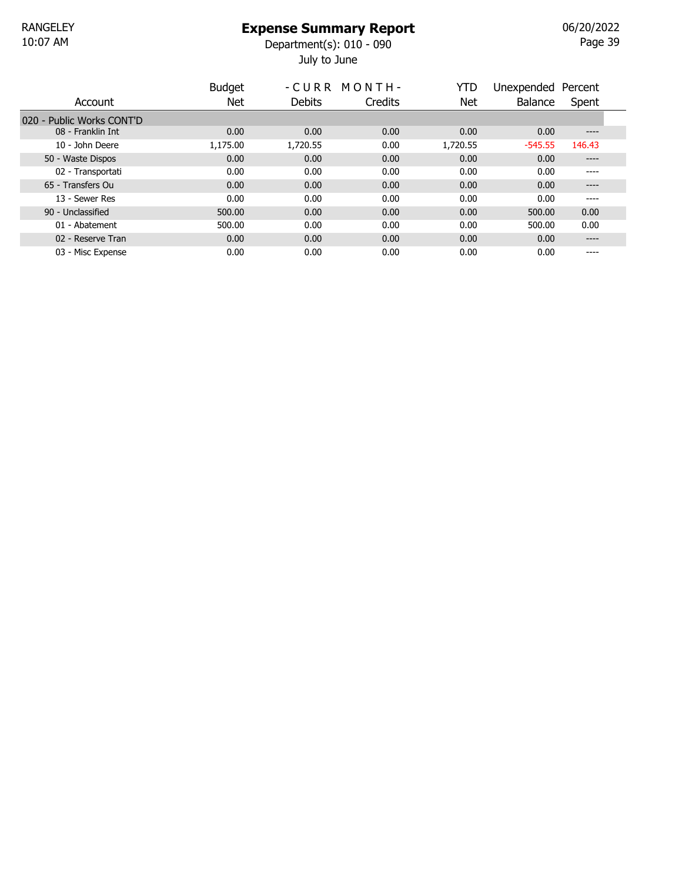# Expense Summary Report

Department(s): 010 - 090

July to June

RANGELEY
10:07 AM

06/20/2022

| Account | Budget Net | - C U R R Debits | M O N T H - Credits | YTD Net | Unexpended Balance | Percent Spent |
|---|---|---|---|---|---|---|
| 020 - Public Works CONT'D | | | | | | |
| 08 - Franklin Int | 0.00 | 0.00 | 0.00 | 0.00 | 0.00 | ---- |
| 10 - John Deere | 1,175.00 | 1,720.55 | 0.00 | 1,720.55 | -545.55 | 146.43 |
| 50 - Waste Dispos | 0.00 | 0.00 | 0.00 | 0.00 | 0.00 | ---- |
| 02 - Transportati | 0.00 | 0.00 | 0.00 | 0.00 | 0.00 | ---- |
| 65 - Transfers Ou | 0.00 | 0.00 | 0.00 | 0.00 | 0.00 | ---- |
| 13 - Sewer Res | 0.00 | 0.00 | 0.00 | 0.00 | 0.00 | ---- |
| 90 - Unclassified | 500.00 | 0.00 | 0.00 | 0.00 | 500.00 | 0.00 |
| 01 - Abatement | 500.00 | 0.00 | 0.00 | 0.00 | 500.00 | 0.00 |
| 02 - Reserve Tran | 0.00 | 0.00 | 0.00 | 0.00 | 0.00 | ---- |
| 03 - Misc Expense | 0.00 | 0.00 | 0.00 | 0.00 | 0.00 | ---- |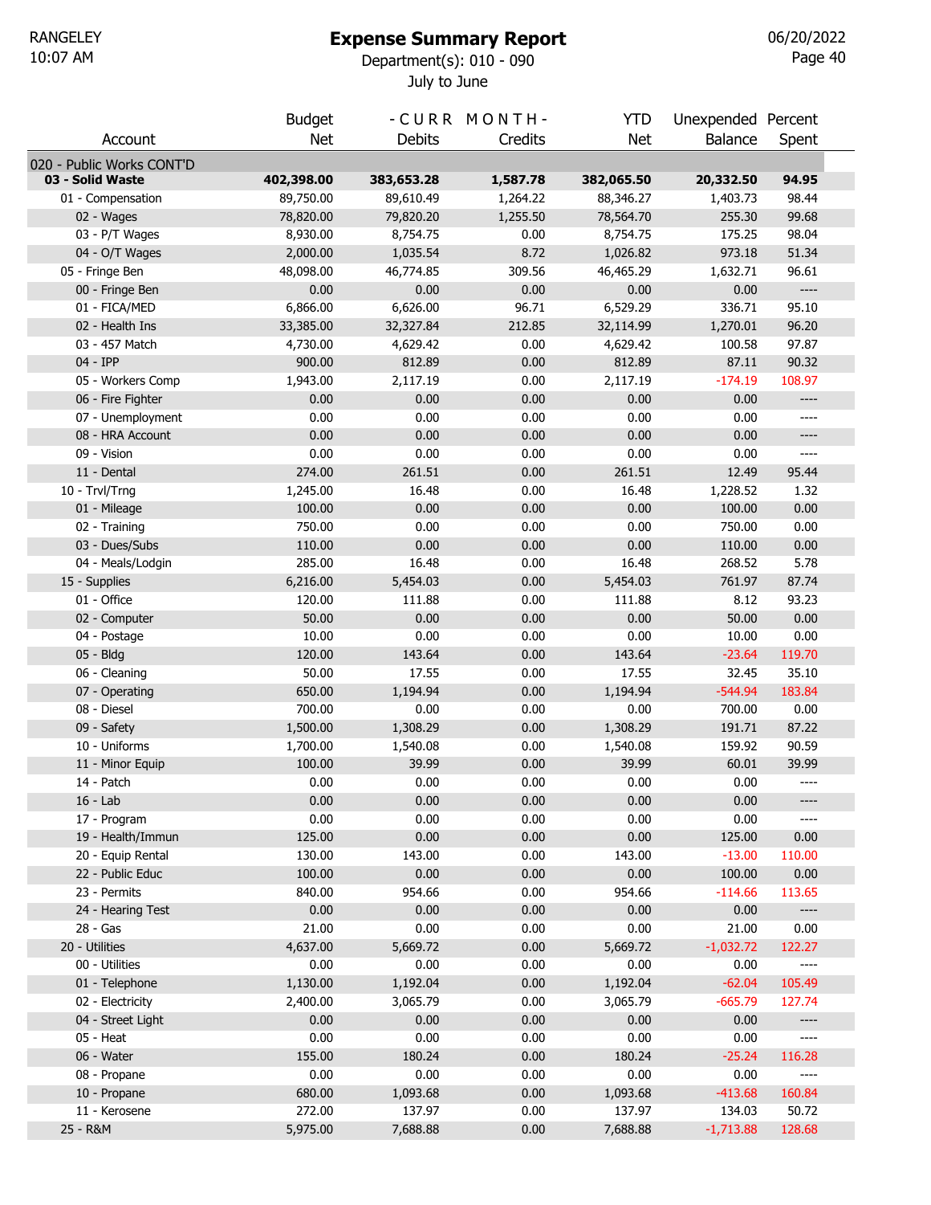RANGELEY
10:07 AM

# Expense Summary Report

Department(s): 010 - 090

July to June

06/20/2022

| Account | Budget Net | - C U R R M O N T H - Debits | Credits | YTD Net | Unexpended Balance | Percent Spent |
|---|---|---|---|---|---|---|
| 020 - Public Works CONT'D | | | | | | |
| **03 - Solid Waste** | **402,398.00** | **383,653.28** | **1,587.78** | **382,065.50** | **20,332.50** | **94.95** |
| 01 - Compensation | 89,750.00 | 89,610.49 | 1,264.22 | 88,346.27 | 1,403.73 | 98.44 |
| 02 - Wages | 78,820.00 | 79,820.20 | 1,255.50 | 78,564.70 | 255.30 | 99.68 |
| 03 - P/T Wages | 8,930.00 | 8,754.75 | 0.00 | 8,754.75 | 175.25 | 98.04 |
| 04 - O/T Wages | 2,000.00 | 1,035.54 | 8.72 | 1,026.82 | 973.18 | 51.34 |
| 05 - Fringe Ben | 48,098.00 | 46,774.85 | 309.56 | 46,465.29 | 1,632.71 | 96.61 |
| 00 - Fringe Ben | 0.00 | 0.00 | 0.00 | 0.00 | 0.00 | ---- |
| 01 - FICA/MED | 6,866.00 | 6,626.00 | 96.71 | 6,529.29 | 336.71 | 95.10 |
| 02 - Health Ins | 33,385.00 | 32,327.84 | 212.85 | 32,114.99 | 1,270.01 | 96.20 |
| 03 - 457 Match | 4,730.00 | 4,629.42 | 0.00 | 4,629.42 | 100.58 | 97.87 |
| 04 - IPP | 900.00 | 812.89 | 0.00 | 812.89 | 87.11 | 90.32 |
| 05 - Workers Comp | 1,943.00 | 2,117.19 | 0.00 | 2,117.19 | -174.19 | 108.97 |
| 06 - Fire Fighter | 0.00 | 0.00 | 0.00 | 0.00 | 0.00 | ---- |
| 07 - Unemployment | 0.00 | 0.00 | 0.00 | 0.00 | 0.00 | ---- |
| 08 - HRA Account | 0.00 | 0.00 | 0.00 | 0.00 | 0.00 | ---- |
| 09 - Vision | 0.00 | 0.00 | 0.00 | 0.00 | 0.00 | ---- |
| 11 - Dental | 274.00 | 261.51 | 0.00 | 261.51 | 12.49 | 95.44 |
| 10 - Trvl/Trng | 1,245.00 | 16.48 | 0.00 | 16.48 | 1,228.52 | 1.32 |
| 01 - Mileage | 100.00 | 0.00 | 0.00 | 0.00 | 100.00 | 0.00 |
| 02 - Training | 750.00 | 0.00 | 0.00 | 0.00 | 750.00 | 0.00 |
| 03 - Dues/Subs | 110.00 | 0.00 | 0.00 | 0.00 | 110.00 | 0.00 |
| 04 - Meals/Lodgin | 285.00 | 16.48 | 0.00 | 16.48 | 268.52 | 5.78 |
| 15 - Supplies | 6,216.00 | 5,454.03 | 0.00 | 5,454.03 | 761.97 | 87.74 |
| 01 - Office | 120.00 | 111.88 | 0.00 | 111.88 | 8.12 | 93.23 |
| 02 - Computer | 50.00 | 0.00 | 0.00 | 0.00 | 50.00 | 0.00 |
| 04 - Postage | 10.00 | 0.00 | 0.00 | 0.00 | 10.00 | 0.00 |
| 05 - Bldg | 120.00 | 143.64 | 0.00 | 143.64 | -23.64 | 119.70 |
| 06 - Cleaning | 50.00 | 17.55 | 0.00 | 17.55 | 32.45 | 35.10 |
| 07 - Operating | 650.00 | 1,194.94 | 0.00 | 1,194.94 | -544.94 | 183.84 |
| 08 - Diesel | 700.00 | 0.00 | 0.00 | 0.00 | 700.00 | 0.00 |
| 09 - Safety | 1,500.00 | 1,308.29 | 0.00 | 1,308.29 | 191.71 | 87.22 |
| 10 - Uniforms | 1,700.00 | 1,540.08 | 0.00 | 1,540.08 | 159.92 | 90.59 |
| 11 - Minor Equip | 100.00 | 39.99 | 0.00 | 39.99 | 60.01 | 39.99 |
| 14 - Patch | 0.00 | 0.00 | 0.00 | 0.00 | 0.00 | ---- |
| 16 - Lab | 0.00 | 0.00 | 0.00 | 0.00 | 0.00 | ---- |
| 17 - Program | 0.00 | 0.00 | 0.00 | 0.00 | 0.00 | ---- |
| 19 - Health/Immun | 125.00 | 0.00 | 0.00 | 0.00 | 125.00 | 0.00 |
| 20 - Equip Rental | 130.00 | 143.00 | 0.00 | 143.00 | -13.00 | 110.00 |
| 22 - Public Educ | 100.00 | 0.00 | 0.00 | 0.00 | 100.00 | 0.00 |
| 23 - Permits | 840.00 | 954.66 | 0.00 | 954.66 | -114.66 | 113.65 |
| 24 - Hearing Test | 0.00 | 0.00 | 0.00 | 0.00 | 0.00 | ---- |
| 28 - Gas | 21.00 | 0.00 | 0.00 | 0.00 | 21.00 | 0.00 |
| 20 - Utilities | 4,637.00 | 5,669.72 | 0.00 | 5,669.72 | -1,032.72 | 122.27 |
| 00 - Utilities | 0.00 | 0.00 | 0.00 | 0.00 | 0.00 | ---- |
| 01 - Telephone | 1,130.00 | 1,192.04 | 0.00 | 1,192.04 | -62.04 | 105.49 |
| 02 - Electricity | 2,400.00 | 3,065.79 | 0.00 | 3,065.79 | -665.79 | 127.74 |
| 04 - Street Light | 0.00 | 0.00 | 0.00 | 0.00 | 0.00 | ---- |
| 05 - Heat | 0.00 | 0.00 | 0.00 | 0.00 | 0.00 | ---- |
| 06 - Water | 155.00 | 180.24 | 0.00 | 180.24 | -25.24 | 116.28 |
| 08 - Propane | 0.00 | 0.00 | 0.00 | 0.00 | 0.00 | ---- |
| 10 - Propane | 680.00 | 1,093.68 | 0.00 | 1,093.68 | -413.68 | 160.84 |
| 11 - Kerosene | 272.00 | 137.97 | 0.00 | 137.97 | 134.03 | 50.72 |
| 25 - R&M | 5,975.00 | 7,688.88 | 0.00 | 7,688.88 | -1,713.88 | 128.68 |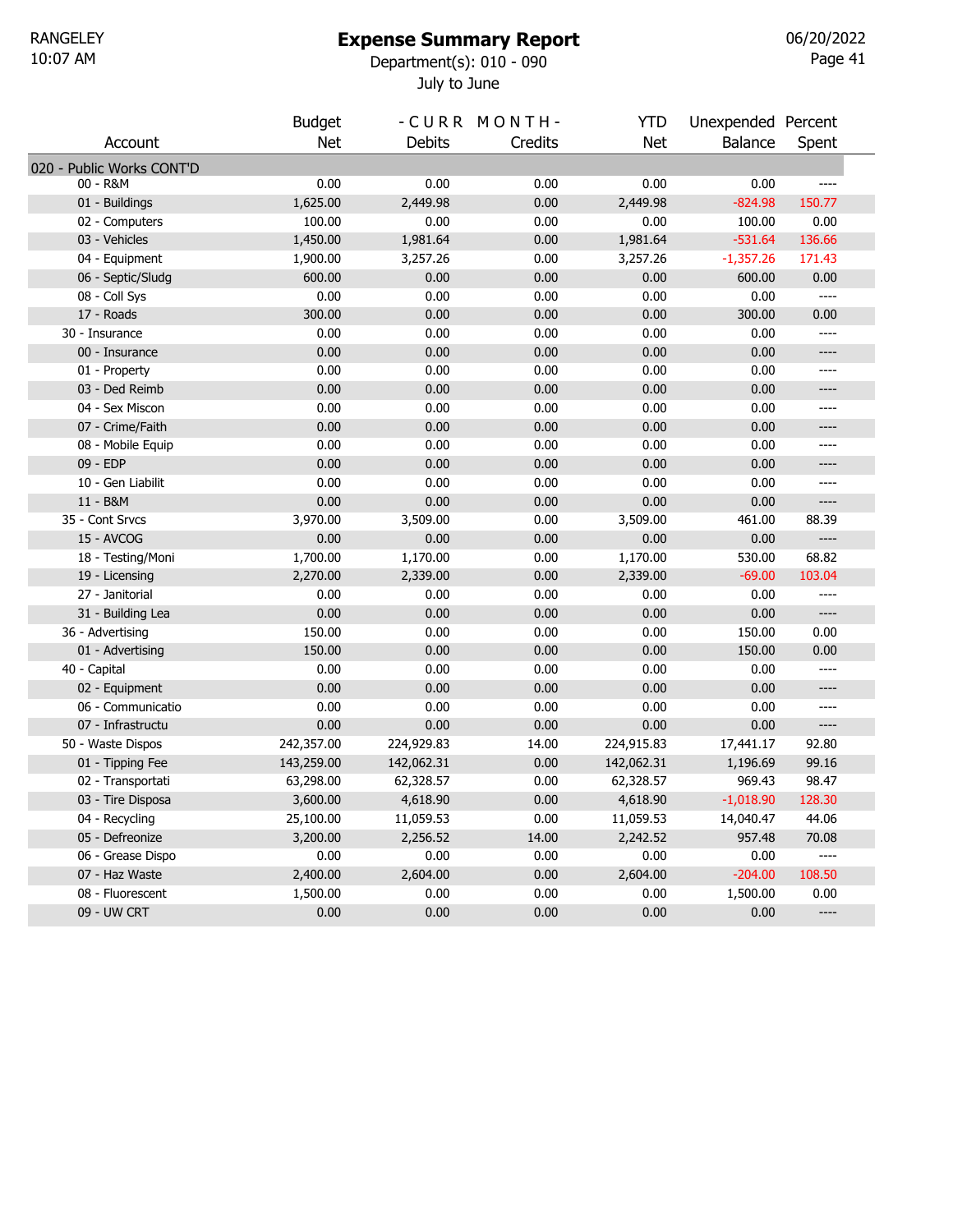RANGELEY
10:07 AM

# Expense Summary Report

Department(s): 010 - 090

July to June

06/20/2022

| Account | Budget Net | - C U R R Debits | M O N T H - Credits | YTD Net | Unexpended Balance | Percent Spent |
|---|---|---|---|---|---|---|
| **020 - Public Works CONT'D** | | | | | | |
| 00 - R&M | 0.00 | 0.00 | 0.00 | 0.00 | 0.00 | ---- |
| 01 - Buildings | 1,625.00 | 2,449.98 | 0.00 | 2,449.98 | -824.98 | 150.77 |
| 02 - Computers | 100.00 | 0.00 | 0.00 | 0.00 | 100.00 | 0.00 |
| 03 - Vehicles | 1,450.00 | 1,981.64 | 0.00 | 1,981.64 | -531.64 | 136.66 |
| 04 - Equipment | 1,900.00 | 3,257.26 | 0.00 | 3,257.26 | -1,357.26 | 171.43 |
| 06 - Septic/Sludg | 600.00 | 0.00 | 0.00 | 0.00 | 600.00 | 0.00 |
| 08 - Coll Sys | 0.00 | 0.00 | 0.00 | 0.00 | 0.00 | ---- |
| 17 - Roads | 300.00 | 0.00 | 0.00 | 0.00 | 300.00 | 0.00 |
| 30 - Insurance | 0.00 | 0.00 | 0.00 | 0.00 | 0.00 | ---- |
| 00 - Insurance | 0.00 | 0.00 | 0.00 | 0.00 | 0.00 | ---- |
| 01 - Property | 0.00 | 0.00 | 0.00 | 0.00 | 0.00 | ---- |
| 03 - Ded Reimb | 0.00 | 0.00 | 0.00 | 0.00 | 0.00 | ---- |
| 04 - Sex Miscon | 0.00 | 0.00 | 0.00 | 0.00 | 0.00 | ---- |
| 07 - Crime/Faith | 0.00 | 0.00 | 0.00 | 0.00 | 0.00 | ---- |
| 08 - Mobile Equip | 0.00 | 0.00 | 0.00 | 0.00 | 0.00 | ---- |
| 09 - EDP | 0.00 | 0.00 | 0.00 | 0.00 | 0.00 | ---- |
| 10 - Gen Liabilit | 0.00 | 0.00 | 0.00 | 0.00 | 0.00 | ---- |
| 11 - B&M | 0.00 | 0.00 | 0.00 | 0.00 | 0.00 | ---- |
| 35 - Cont Srvcs | 3,970.00 | 3,509.00 | 0.00 | 3,509.00 | 461.00 | 88.39 |
| 15 - AVCOG | 0.00 | 0.00 | 0.00 | 0.00 | 0.00 | ---- |
| 18 - Testing/Moni | 1,700.00 | 1,170.00 | 0.00 | 1,170.00 | 530.00 | 68.82 |
| 19 - Licensing | 2,270.00 | 2,339.00 | 0.00 | 2,339.00 | -69.00 | 103.04 |
| 27 - Janitorial | 0.00 | 0.00 | 0.00 | 0.00 | 0.00 | ---- |
| 31 - Building Lea | 0.00 | 0.00 | 0.00 | 0.00 | 0.00 | ---- |
| 36 - Advertising | 150.00 | 0.00 | 0.00 | 0.00 | 150.00 | 0.00 |
| 01 - Advertising | 150.00 | 0.00 | 0.00 | 0.00 | 150.00 | 0.00 |
| 40 - Capital | 0.00 | 0.00 | 0.00 | 0.00 | 0.00 | ---- |
| 02 - Equipment | 0.00 | 0.00 | 0.00 | 0.00 | 0.00 | ---- |
| 06 - Communicatio | 0.00 | 0.00 | 0.00 | 0.00 | 0.00 | ---- |
| 07 - Infrastructu | 0.00 | 0.00 | 0.00 | 0.00 | 0.00 | ---- |
| 50 - Waste Dispos | 242,357.00 | 224,929.83 | 14.00 | 224,915.83 | 17,441.17 | 92.80 |
| 01 - Tipping Fee | 143,259.00 | 142,062.31 | 0.00 | 142,062.31 | 1,196.69 | 99.16 |
| 02 - Transportati | 63,298.00 | 62,328.57 | 0.00 | 62,328.57 | 969.43 | 98.47 |
| 03 - Tire Disposa | 3,600.00 | 4,618.90 | 0.00 | 4,618.90 | -1,018.90 | 128.30 |
| 04 - Recycling | 25,100.00 | 11,059.53 | 0.00 | 11,059.53 | 14,040.47 | 44.06 |
| 05 - Defreonize | 3,200.00 | 2,256.52 | 14.00 | 2,242.52 | 957.48 | 70.08 |
| 06 - Grease Dispo | 0.00 | 0.00 | 0.00 | 0.00 | 0.00 | ---- |
| 07 - Haz Waste | 2,400.00 | 2,604.00 | 0.00 | 2,604.00 | -204.00 | 108.50 |
| 08 - Fluorescent | 1,500.00 | 0.00 | 0.00 | 0.00 | 1,500.00 | 0.00 |
| 09 - UW CRT | 0.00 | 0.00 | 0.00 | 0.00 | 0.00 | ---- |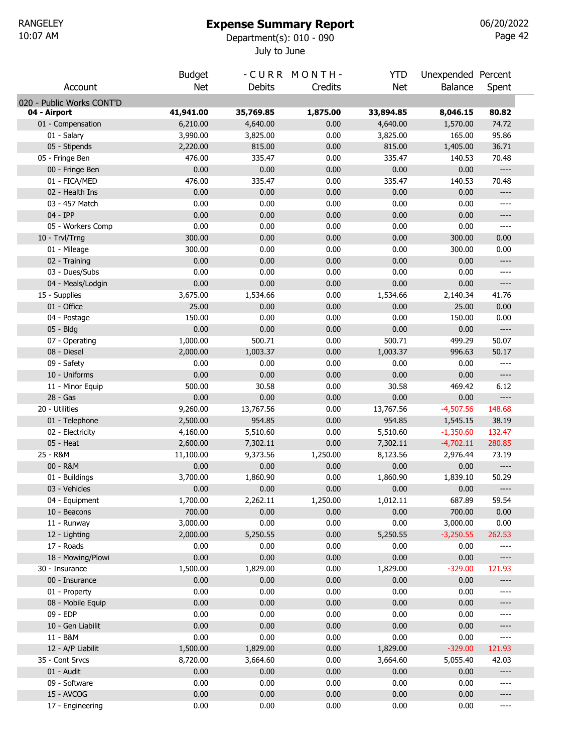RANGELEY

# Expense Summary Report

Department(s): 010 - 090

July to June

| Account | Budget Net | - C U R R M O N T H - Debits | Credits | YTD Net | Unexpended Balance | Percent Spent |
|---|---|---|---|---|---|---|
| 020 - Public Works CONT'D | | | | | | |
| **04 - Airport** | **41,941.00** | **35,769.85** | **1,875.00** | **33,894.85** | **8,046.15** | **80.82** |
| 01 - Compensation | 6,210.00 | 4,640.00 | 0.00 | 4,640.00 | 1,570.00 | 74.72 |
| 01 - Salary | 3,990.00 | 3,825.00 | 0.00 | 3,825.00 | 165.00 | 95.86 |
| 05 - Stipends | 2,220.00 | 815.00 | 0.00 | 815.00 | 1,405.00 | 36.71 |
| 05 - Fringe Ben | 476.00 | 335.47 | 0.00 | 335.47 | 140.53 | 70.48 |
| 00 - Fringe Ben | 0.00 | 0.00 | 0.00 | 0.00 | 0.00 | ---- |
| 01 - FICA/MED | 476.00 | 335.47 | 0.00 | 335.47 | 140.53 | 70.48 |
| 02 - Health Ins | 0.00 | 0.00 | 0.00 | 0.00 | 0.00 | ---- |
| 03 - 457 Match | 0.00 | 0.00 | 0.00 | 0.00 | 0.00 | ---- |
| 04 - IPP | 0.00 | 0.00 | 0.00 | 0.00 | 0.00 | ---- |
| 05 - Workers Comp | 0.00 | 0.00 | 0.00 | 0.00 | 0.00 | ---- |
| 10 - Trvl/Trng | 300.00 | 0.00 | 0.00 | 0.00 | 300.00 | 0.00 |
| 01 - Mileage | 300.00 | 0.00 | 0.00 | 0.00 | 300.00 | 0.00 |
| 02 - Training | 0.00 | 0.00 | 0.00 | 0.00 | 0.00 | ---- |
| 03 - Dues/Subs | 0.00 | 0.00 | 0.00 | 0.00 | 0.00 | ---- |
| 04 - Meals/Lodgin | 0.00 | 0.00 | 0.00 | 0.00 | 0.00 | ---- |
| 15 - Supplies | 3,675.00 | 1,534.66 | 0.00 | 1,534.66 | 2,140.34 | 41.76 |
| 01 - Office | 25.00 | 0.00 | 0.00 | 0.00 | 25.00 | 0.00 |
| 04 - Postage | 150.00 | 0.00 | 0.00 | 0.00 | 150.00 | 0.00 |
| 05 - Bldg | 0.00 | 0.00 | 0.00 | 0.00 | 0.00 | ---- |
| 07 - Operating | 1,000.00 | 500.71 | 0.00 | 500.71 | 499.29 | 50.07 |
| 08 - Diesel | 2,000.00 | 1,003.37 | 0.00 | 1,003.37 | 996.63 | 50.17 |
| 09 - Safety | 0.00 | 0.00 | 0.00 | 0.00 | 0.00 | ---- |
| 10 - Uniforms | 0.00 | 0.00 | 0.00 | 0.00 | 0.00 | ---- |
| 11 - Minor Equip | 500.00 | 30.58 | 0.00 | 30.58 | 469.42 | 6.12 |
| 28 - Gas | 0.00 | 0.00 | 0.00 | 0.00 | 0.00 | ---- |
| 20 - Utilities | 9,260.00 | 13,767.56 | 0.00 | 13,767.56 | -4,507.56 | 148.68 |
| 01 - Telephone | 2,500.00 | 954.85 | 0.00 | 954.85 | 1,545.15 | 38.19 |
| 02 - Electricity | 4,160.00 | 5,510.60 | 0.00 | 5,510.60 | -1,350.60 | 132.47 |
| 05 - Heat | 2,600.00 | 7,302.11 | 0.00 | 7,302.11 | -4,702.11 | 280.85 |
| 25 - R&M | 11,100.00 | 9,373.56 | 1,250.00 | 8,123.56 | 2,976.44 | 73.19 |
| 00 - R&M | 0.00 | 0.00 | 0.00 | 0.00 | 0.00 | ---- |
| 01 - Buildings | 3,700.00 | 1,860.90 | 0.00 | 1,860.90 | 1,839.10 | 50.29 |
| 03 - Vehicles | 0.00 | 0.00 | 0.00 | 0.00 | 0.00 | ---- |
| 04 - Equipment | 1,700.00 | 2,262.11 | 1,250.00 | 1,012.11 | 687.89 | 59.54 |
| 10 - Beacons | 700.00 | 0.00 | 0.00 | 0.00 | 700.00 | 0.00 |
| 11 - Runway | 3,000.00 | 0.00 | 0.00 | 0.00 | 3,000.00 | 0.00 |
| 12 - Lighting | 2,000.00 | 5,250.55 | 0.00 | 5,250.55 | -3,250.55 | 262.53 |
| 17 - Roads | 0.00 | 0.00 | 0.00 | 0.00 | 0.00 | ---- |
| 18 - Mowing/Plowi | 0.00 | 0.00 | 0.00 | 0.00 | 0.00 | ---- |
| 30 - Insurance | 1,500.00 | 1,829.00 | 0.00 | 1,829.00 | -329.00 | 121.93 |
| 00 - Insurance | 0.00 | 0.00 | 0.00 | 0.00 | 0.00 | ---- |
| 01 - Property | 0.00 | 0.00 | 0.00 | 0.00 | 0.00 | ---- |
| 08 - Mobile Equip | 0.00 | 0.00 | 0.00 | 0.00 | 0.00 | ---- |
| 09 - EDP | 0.00 | 0.00 | 0.00 | 0.00 | 0.00 | ---- |
| 10 - Gen Liabilit | 0.00 | 0.00 | 0.00 | 0.00 | 0.00 | ---- |
| 11 - B&M | 0.00 | 0.00 | 0.00 | 0.00 | 0.00 | ---- |
| 12 - A/P Liabilit | 1,500.00 | 1,829.00 | 0.00 | 1,829.00 | -329.00 | 121.93 |
| 35 - Cont Srvcs | 8,720.00 | 3,664.60 | 0.00 | 3,664.60 | 5,055.40 | 42.03 |
| 01 - Audit | 0.00 | 0.00 | 0.00 | 0.00 | 0.00 | ---- |
| 09 - Software | 0.00 | 0.00 | 0.00 | 0.00 | 0.00 | ---- |
| 15 - AVCOG | 0.00 | 0.00 | 0.00 | 0.00 | 0.00 | ---- |
| 17 - Engineering | 0.00 | 0.00 | 0.00 | 0.00 | 0.00 | ---- |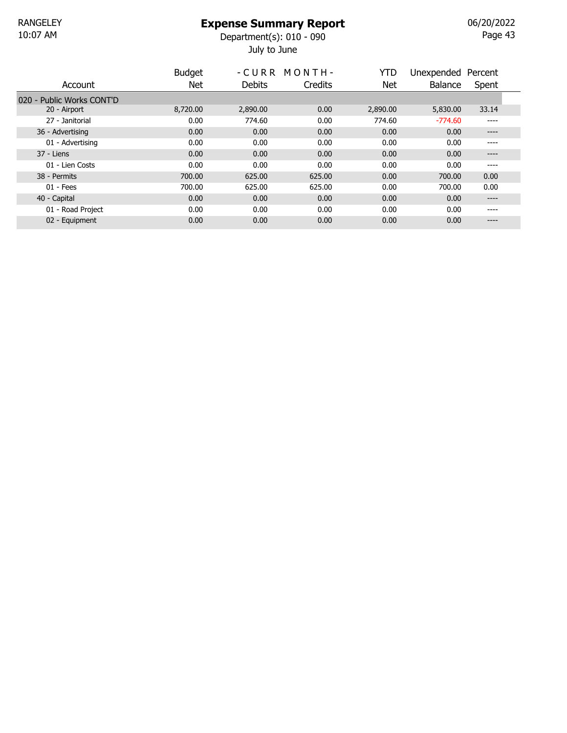# Expense Summary Report

RANGELEY
10:07 AM

Department(s): 010 - 090
July to June

06/20/2022

| Account | Budget Net | - C U R R M O N T H - Debits | Credits | YTD Net | Unexpended Balance | Percent Spent |
|---|---|---|---|---|---|---|
| **020 - Public Works CONT'D** | | | | | | |
| 20 - Airport | 8,720.00 | 2,890.00 | 0.00 | 2,890.00 | 5,830.00 | 33.14 |
| 27 - Janitorial | 0.00 | 774.60 | 0.00 | 774.60 | -774.60 | ---- |
| 36 - Advertising | 0.00 | 0.00 | 0.00 | 0.00 | 0.00 | ---- |
| 01 - Advertising | 0.00 | 0.00 | 0.00 | 0.00 | 0.00 | ---- |
| 37 - Liens | 0.00 | 0.00 | 0.00 | 0.00 | 0.00 | ---- |
| 01 - Lien Costs | 0.00 | 0.00 | 0.00 | 0.00 | 0.00 | ---- |
| 38 - Permits | 700.00 | 625.00 | 625.00 | 0.00 | 700.00 | 0.00 |
| 01 - Fees | 700.00 | 625.00 | 625.00 | 0.00 | 700.00 | 0.00 |
| 40 - Capital | 0.00 | 0.00 | 0.00 | 0.00 | 0.00 | ---- |
| 01 - Road Project | 0.00 | 0.00 | 0.00 | 0.00 | 0.00 | ---- |
| 02 - Equipment | 0.00 | 0.00 | 0.00 | 0.00 | 0.00 | ---- |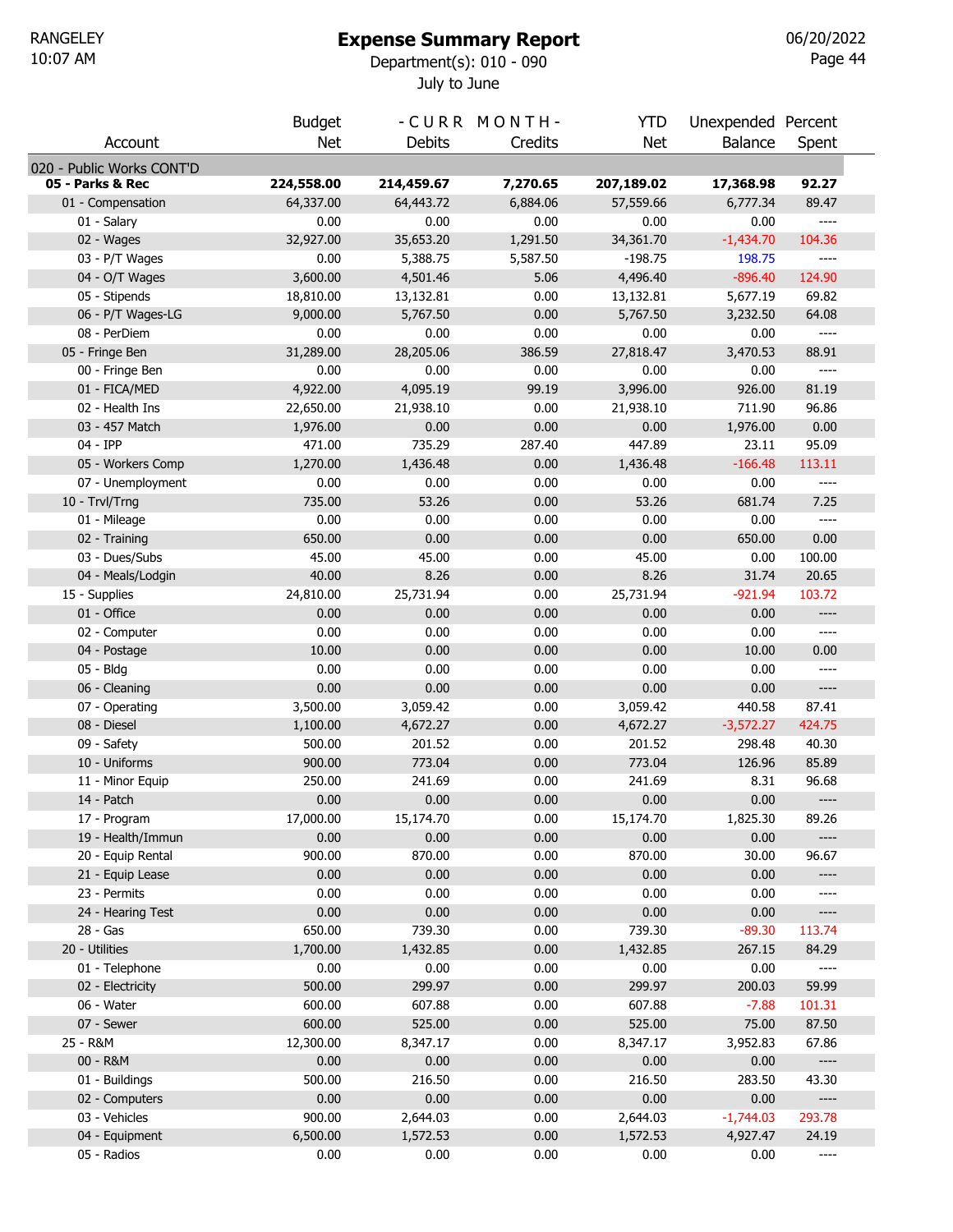RANGELEY
10:07 AM

# Expense Summary Report

Department(s): 010 - 090

July to June

06/20/2022

| Account | Budget Net | - C U R R M O N T H - Debits | Credits | YTD Net | Unexpended Balance | Percent Spent |
|---|---|---|---|---|---|---|
| 020 - Public Works CONT'D | | | | | | |
| **05 - Parks & Rec** | **224,558.00** | **214,459.67** | **7,270.65** | **207,189.02** | **17,368.98** | **92.27** |
| 01 - Compensation | 64,337.00 | 64,443.72 | 6,884.06 | 57,559.66 | 6,777.34 | 89.47 |
| 01 - Salary | 0.00 | 0.00 | 0.00 | 0.00 | 0.00 | ---- |
| 02 - Wages | 32,927.00 | 35,653.20 | 1,291.50 | 34,361.70 | -1,434.70 | 104.36 |
| 03 - P/T Wages | 0.00 | 5,388.75 | 5,587.50 | -198.75 | 198.75 | ---- |
| 04 - O/T Wages | 3,600.00 | 4,501.46 | 5.06 | 4,496.40 | -896.40 | 124.90 |
| 05 - Stipends | 18,810.00 | 13,132.81 | 0.00 | 13,132.81 | 5,677.19 | 69.82 |
| 06 - P/T Wages-LG | 9,000.00 | 5,767.50 | 0.00 | 5,767.50 | 3,232.50 | 64.08 |
| 08 - PerDiem | 0.00 | 0.00 | 0.00 | 0.00 | 0.00 | ---- |
| 05 - Fringe Ben | 31,289.00 | 28,205.06 | 386.59 | 27,818.47 | 3,470.53 | 88.91 |
| 00 - Fringe Ben | 0.00 | 0.00 | 0.00 | 0.00 | 0.00 | ---- |
| 01 - FICA/MED | 4,922.00 | 4,095.19 | 99.19 | 3,996.00 | 926.00 | 81.19 |
| 02 - Health Ins | 22,650.00 | 21,938.10 | 0.00 | 21,938.10 | 711.90 | 96.86 |
| 03 - 457 Match | 1,976.00 | 0.00 | 0.00 | 0.00 | 1,976.00 | 0.00 |
| 04 - IPP | 471.00 | 735.29 | 287.40 | 447.89 | 23.11 | 95.09 |
| 05 - Workers Comp | 1,270.00 | 1,436.48 | 0.00 | 1,436.48 | -166.48 | 113.11 |
| 07 - Unemployment | 0.00 | 0.00 | 0.00 | 0.00 | 0.00 | ---- |
| 10 - Trvl/Trng | 735.00 | 53.26 | 0.00 | 53.26 | 681.74 | 7.25 |
| 01 - Mileage | 0.00 | 0.00 | 0.00 | 0.00 | 0.00 | ---- |
| 02 - Training | 650.00 | 0.00 | 0.00 | 0.00 | 650.00 | 0.00 |
| 03 - Dues/Subs | 45.00 | 45.00 | 0.00 | 45.00 | 0.00 | 100.00 |
| 04 - Meals/Lodgin | 40.00 | 8.26 | 0.00 | 8.26 | 31.74 | 20.65 |
| 15 - Supplies | 24,810.00 | 25,731.94 | 0.00 | 25,731.94 | -921.94 | 103.72 |
| 01 - Office | 0.00 | 0.00 | 0.00 | 0.00 | 0.00 | ---- |
| 02 - Computer | 0.00 | 0.00 | 0.00 | 0.00 | 0.00 | ---- |
| 04 - Postage | 10.00 | 0.00 | 0.00 | 0.00 | 10.00 | 0.00 |
| 05 - Bldg | 0.00 | 0.00 | 0.00 | 0.00 | 0.00 | ---- |
| 06 - Cleaning | 0.00 | 0.00 | 0.00 | 0.00 | 0.00 | ---- |
| 07 - Operating | 3,500.00 | 3,059.42 | 0.00 | 3,059.42 | 440.58 | 87.41 |
| 08 - Diesel | 1,100.00 | 4,672.27 | 0.00 | 4,672.27 | -3,572.27 | 424.75 |
| 09 - Safety | 500.00 | 201.52 | 0.00 | 201.52 | 298.48 | 40.30 |
| 10 - Uniforms | 900.00 | 773.04 | 0.00 | 773.04 | 126.96 | 85.89 |
| 11 - Minor Equip | 250.00 | 241.69 | 0.00 | 241.69 | 8.31 | 96.68 |
| 14 - Patch | 0.00 | 0.00 | 0.00 | 0.00 | 0.00 | ---- |
| 17 - Program | 17,000.00 | 15,174.70 | 0.00 | 15,174.70 | 1,825.30 | 89.26 |
| 19 - Health/Immun | 0.00 | 0.00 | 0.00 | 0.00 | 0.00 | ---- |
| 20 - Equip Rental | 900.00 | 870.00 | 0.00 | 870.00 | 30.00 | 96.67 |
| 21 - Equip Lease | 0.00 | 0.00 | 0.00 | 0.00 | 0.00 | ---- |
| 23 - Permits | 0.00 | 0.00 | 0.00 | 0.00 | 0.00 | ---- |
| 24 - Hearing Test | 0.00 | 0.00 | 0.00 | 0.00 | 0.00 | ---- |
| 28 - Gas | 650.00 | 739.30 | 0.00 | 739.30 | -89.30 | 113.74 |
| 20 - Utilities | 1,700.00 | 1,432.85 | 0.00 | 1,432.85 | 267.15 | 84.29 |
| 01 - Telephone | 0.00 | 0.00 | 0.00 | 0.00 | 0.00 | ---- |
| 02 - Electricity | 500.00 | 299.97 | 0.00 | 299.97 | 200.03 | 59.99 |
| 06 - Water | 600.00 | 607.88 | 0.00 | 607.88 | -7.88 | 101.31 |
| 07 - Sewer | 600.00 | 525.00 | 0.00 | 525.00 | 75.00 | 87.50 |
| 25 - R&M | 12,300.00 | 8,347.17 | 0.00 | 8,347.17 | 3,952.83 | 67.86 |
| 00 - R&M | 0.00 | 0.00 | 0.00 | 0.00 | 0.00 | ---- |
| 01 - Buildings | 500.00 | 216.50 | 0.00 | 216.50 | 283.50 | 43.30 |
| 02 - Computers | 0.00 | 0.00 | 0.00 | 0.00 | 0.00 | ---- |
| 03 - Vehicles | 900.00 | 2,644.03 | 0.00 | 2,644.03 | -1,744.03 | 293.78 |
| 04 - Equipment | 6,500.00 | 1,572.53 | 0.00 | 1,572.53 | 4,927.47 | 24.19 |
| 05 - Radios | 0.00 | 0.00 | 0.00 | 0.00 | 0.00 | ---- |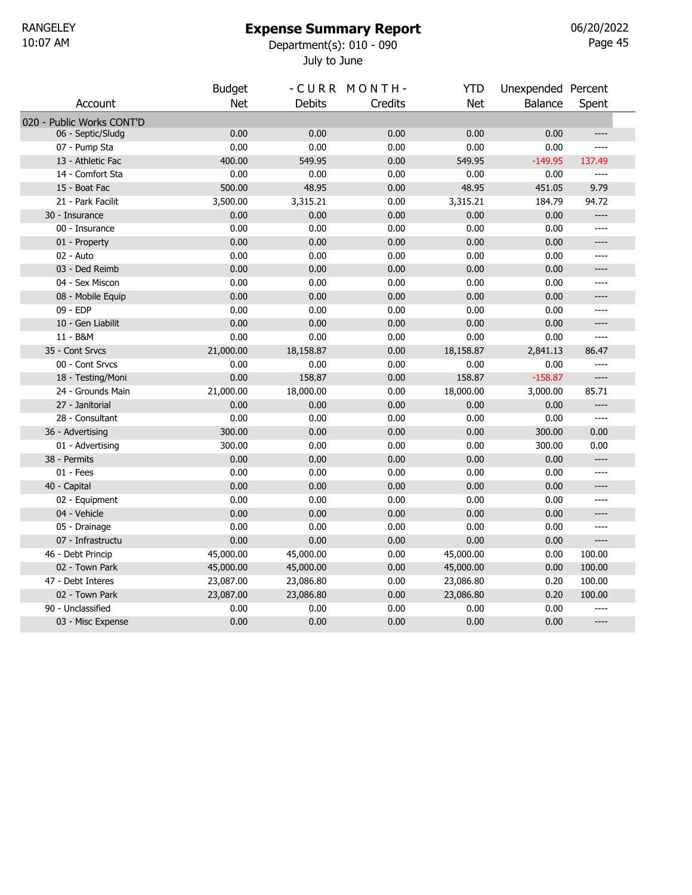RANGELEY
10:07 AM

# Expense Summary Report

Department(s): 010 - 090

July to June

06/20/2022

| Account | Budget Net | - C U R R M O N T H - Debits | Credits | YTD Net | Unexpended Balance | Percent Spent |
|---|---|---|---|---|---|---|
| 020 - Public Works CONT'D | | | | | | |
| 06 - Septic/Sludg | 0.00 | 0.00 | 0.00 | 0.00 | 0.00 | ---- |
| 07 - Pump Sta | 0.00 | 0.00 | 0.00 | 0.00 | 0.00 | ---- |
| 13 - Athletic Fac | 400.00 | 549.95 | 0.00 | 549.95 | -149.95 | 137.49 |
| 14 - Comfort Sta | 0.00 | 0.00 | 0.00 | 0.00 | 0.00 | ---- |
| 15 - Boat Fac | 500.00 | 48.95 | 0.00 | 48.95 | 451.05 | 9.79 |
| 21 - Park Facilit | 3,500.00 | 3,315.21 | 0.00 | 3,315.21 | 184.79 | 94.72 |
| 30 - Insurance | 0.00 | 0.00 | 0.00 | 0.00 | 0.00 | ---- |
| 00 - Insurance | 0.00 | 0.00 | 0.00 | 0.00 | 0.00 | ---- |
| 01 - Property | 0.00 | 0.00 | 0.00 | 0.00 | 0.00 | ---- |
| 02 - Auto | 0.00 | 0.00 | 0.00 | 0.00 | 0.00 | ---- |
| 03 - Ded Reimb | 0.00 | 0.00 | 0.00 | 0.00 | 0.00 | ---- |
| 04 - Sex Miscon | 0.00 | 0.00 | 0.00 | 0.00 | 0.00 | ---- |
| 08 - Mobile Equip | 0.00 | 0.00 | 0.00 | 0.00 | 0.00 | ---- |
| 09 - EDP | 0.00 | 0.00 | 0.00 | 0.00 | 0.00 | ---- |
| 10 - Gen Liabilit | 0.00 | 0.00 | 0.00 | 0.00 | 0.00 | ---- |
| 11 - B&M | 0.00 | 0.00 | 0.00 | 0.00 | 0.00 | ---- |
| 35 - Cont Srvcs | 21,000.00 | 18,158.87 | 0.00 | 18,158.87 | 2,841.13 | 86.47 |
| 00 - Cont Srvcs | 0.00 | 0.00 | 0.00 | 0.00 | 0.00 | ---- |
| 18 - Testing/Moni | 0.00 | 158.87 | 0.00 | 158.87 | -158.87 | ---- |
| 24 - Grounds Main | 21,000.00 | 18,000.00 | 0.00 | 18,000.00 | 3,000.00 | 85.71 |
| 27 - Janitorial | 0.00 | 0.00 | 0.00 | 0.00 | 0.00 | ---- |
| 28 - Consultant | 0.00 | 0.00 | 0.00 | 0.00 | 0.00 | ---- |
| 36 - Advertising | 300.00 | 0.00 | 0.00 | 0.00 | 300.00 | 0.00 |
| 01 - Advertising | 300.00 | 0.00 | 0.00 | 0.00 | 300.00 | 0.00 |
| 38 - Permits | 0.00 | 0.00 | 0.00 | 0.00 | 0.00 | ---- |
| 01 - Fees | 0.00 | 0.00 | 0.00 | 0.00 | 0.00 | ---- |
| 40 - Capital | 0.00 | 0.00 | 0.00 | 0.00 | 0.00 | ---- |
| 02 - Equipment | 0.00 | 0.00 | 0.00 | 0.00 | 0.00 | ---- |
| 04 - Vehicle | 0.00 | 0.00 | 0.00 | 0.00 | 0.00 | ---- |
| 05 - Drainage | 0.00 | 0.00 | 0.00 | 0.00 | 0.00 | ---- |
| 07 - Infrastructu | 0.00 | 0.00 | 0.00 | 0.00 | 0.00 | ---- |
| 46 - Debt Princip | 45,000.00 | 45,000.00 | 0.00 | 45,000.00 | 0.00 | 100.00 |
| 02 - Town Park | 45,000.00 | 45,000.00 | 0.00 | 45,000.00 | 0.00 | 100.00 |
| 47 - Debt Interes | 23,087.00 | 23,086.80 | 0.00 | 23,086.80 | 0.20 | 100.00 |
| 02 - Town Park | 23,087.00 | 23,086.80 | 0.00 | 23,086.80 | 0.20 | 100.00 |
| 90 - Unclassified | 0.00 | 0.00 | 0.00 | 0.00 | 0.00 | ---- |
| 03 - Misc Expense | 0.00 | 0.00 | 0.00 | 0.00 | 0.00 | ---- |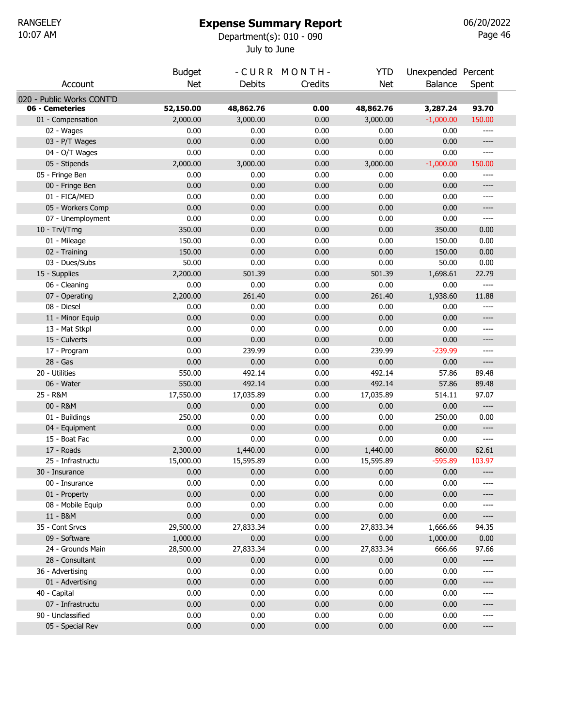RANGELEY
10:07 AM

# Expense Summary Report

Department(s): 010 - 090

July to June

06/20/2022

| Account | Budget Net | - C U R R M O N T H - Debits | Credits | YTD Net | Unexpended Balance | Percent Spent |
|---|---|---|---|---|---|---|
| 020 - Public Works CONT'D | | | | | | |
| **06 - Cemeteries** | **52,150.00** | **48,862.76** | **0.00** | **48,862.76** | **3,287.24** | **93.70** |
| 01 - Compensation | 2,000.00 | 3,000.00 | 0.00 | 3,000.00 | -1,000.00 | 150.00 |
| 02 - Wages | 0.00 | 0.00 | 0.00 | 0.00 | 0.00 | ---- |
| 03 - P/T Wages | 0.00 | 0.00 | 0.00 | 0.00 | 0.00 | ---- |
| 04 - O/T Wages | 0.00 | 0.00 | 0.00 | 0.00 | 0.00 | ---- |
| 05 - Stipends | 2,000.00 | 3,000.00 | 0.00 | 3,000.00 | -1,000.00 | 150.00 |
| 05 - Fringe Ben | 0.00 | 0.00 | 0.00 | 0.00 | 0.00 | ---- |
| 00 - Fringe Ben | 0.00 | 0.00 | 0.00 | 0.00 | 0.00 | ---- |
| 01 - FICA/MED | 0.00 | 0.00 | 0.00 | 0.00 | 0.00 | ---- |
| 05 - Workers Comp | 0.00 | 0.00 | 0.00 | 0.00 | 0.00 | ---- |
| 07 - Unemployment | 0.00 | 0.00 | 0.00 | 0.00 | 0.00 | ---- |
| 10 - Trvl/Trng | 350.00 | 0.00 | 0.00 | 0.00 | 350.00 | 0.00 |
| 01 - Mileage | 150.00 | 0.00 | 0.00 | 0.00 | 150.00 | 0.00 |
| 02 - Training | 150.00 | 0.00 | 0.00 | 0.00 | 150.00 | 0.00 |
| 03 - Dues/Subs | 50.00 | 0.00 | 0.00 | 0.00 | 50.00 | 0.00 |
| 15 - Supplies | 2,200.00 | 501.39 | 0.00 | 501.39 | 1,698.61 | 22.79 |
| 06 - Cleaning | 0.00 | 0.00 | 0.00 | 0.00 | 0.00 | ---- |
| 07 - Operating | 2,200.00 | 261.40 | 0.00 | 261.40 | 1,938.60 | 11.88 |
| 08 - Diesel | 0.00 | 0.00 | 0.00 | 0.00 | 0.00 | ---- |
| 11 - Minor Equip | 0.00 | 0.00 | 0.00 | 0.00 | 0.00 | ---- |
| 13 - Mat Stkpl | 0.00 | 0.00 | 0.00 | 0.00 | 0.00 | ---- |
| 15 - Culverts | 0.00 | 0.00 | 0.00 | 0.00 | 0.00 | ---- |
| 17 - Program | 0.00 | 239.99 | 0.00 | 239.99 | -239.99 | ---- |
| 28 - Gas | 0.00 | 0.00 | 0.00 | 0.00 | 0.00 | ---- |
| 20 - Utilities | 550.00 | 492.14 | 0.00 | 492.14 | 57.86 | 89.48 |
| 06 - Water | 550.00 | 492.14 | 0.00 | 492.14 | 57.86 | 89.48 |
| 25 - R&M | 17,550.00 | 17,035.89 | 0.00 | 17,035.89 | 514.11 | 97.07 |
| 00 - R&M | 0.00 | 0.00 | 0.00 | 0.00 | 0.00 | ---- |
| 01 - Buildings | 250.00 | 0.00 | 0.00 | 0.00 | 250.00 | 0.00 |
| 04 - Equipment | 0.00 | 0.00 | 0.00 | 0.00 | 0.00 | ---- |
| 15 - Boat Fac | 0.00 | 0.00 | 0.00 | 0.00 | 0.00 | ---- |
| 17 - Roads | 2,300.00 | 1,440.00 | 0.00 | 1,440.00 | 860.00 | 62.61 |
| 25 - Infrastructu | 15,000.00 | 15,595.89 | 0.00 | 15,595.89 | -595.89 | 103.97 |
| 30 - Insurance | 0.00 | 0.00 | 0.00 | 0.00 | 0.00 | ---- |
| 00 - Insurance | 0.00 | 0.00 | 0.00 | 0.00 | 0.00 | ---- |
| 01 - Property | 0.00 | 0.00 | 0.00 | 0.00 | 0.00 | ---- |
| 08 - Mobile Equip | 0.00 | 0.00 | 0.00 | 0.00 | 0.00 | ---- |
| 11 - B&M | 0.00 | 0.00 | 0.00 | 0.00 | 0.00 | ---- |
| 35 - Cont Srvcs | 29,500.00 | 27,833.34 | 0.00 | 27,833.34 | 1,666.66 | 94.35 |
| 09 - Software | 1,000.00 | 0.00 | 0.00 | 0.00 | 1,000.00 | 0.00 |
| 24 - Grounds Main | 28,500.00 | 27,833.34 | 0.00 | 27,833.34 | 666.66 | 97.66 |
| 28 - Consultant | 0.00 | 0.00 | 0.00 | 0.00 | 0.00 | ---- |
| 36 - Advertising | 0.00 | 0.00 | 0.00 | 0.00 | 0.00 | ---- |
| 01 - Advertising | 0.00 | 0.00 | 0.00 | 0.00 | 0.00 | ---- |
| 40 - Capital | 0.00 | 0.00 | 0.00 | 0.00 | 0.00 | ---- |
| 07 - Infrastructu | 0.00 | 0.00 | 0.00 | 0.00 | 0.00 | ---- |
| 90 - Unclassified | 0.00 | 0.00 | 0.00 | 0.00 | 0.00 | ---- |
| 05 - Special Rev | 0.00 | 0.00 | 0.00 | 0.00 | 0.00 | ---- |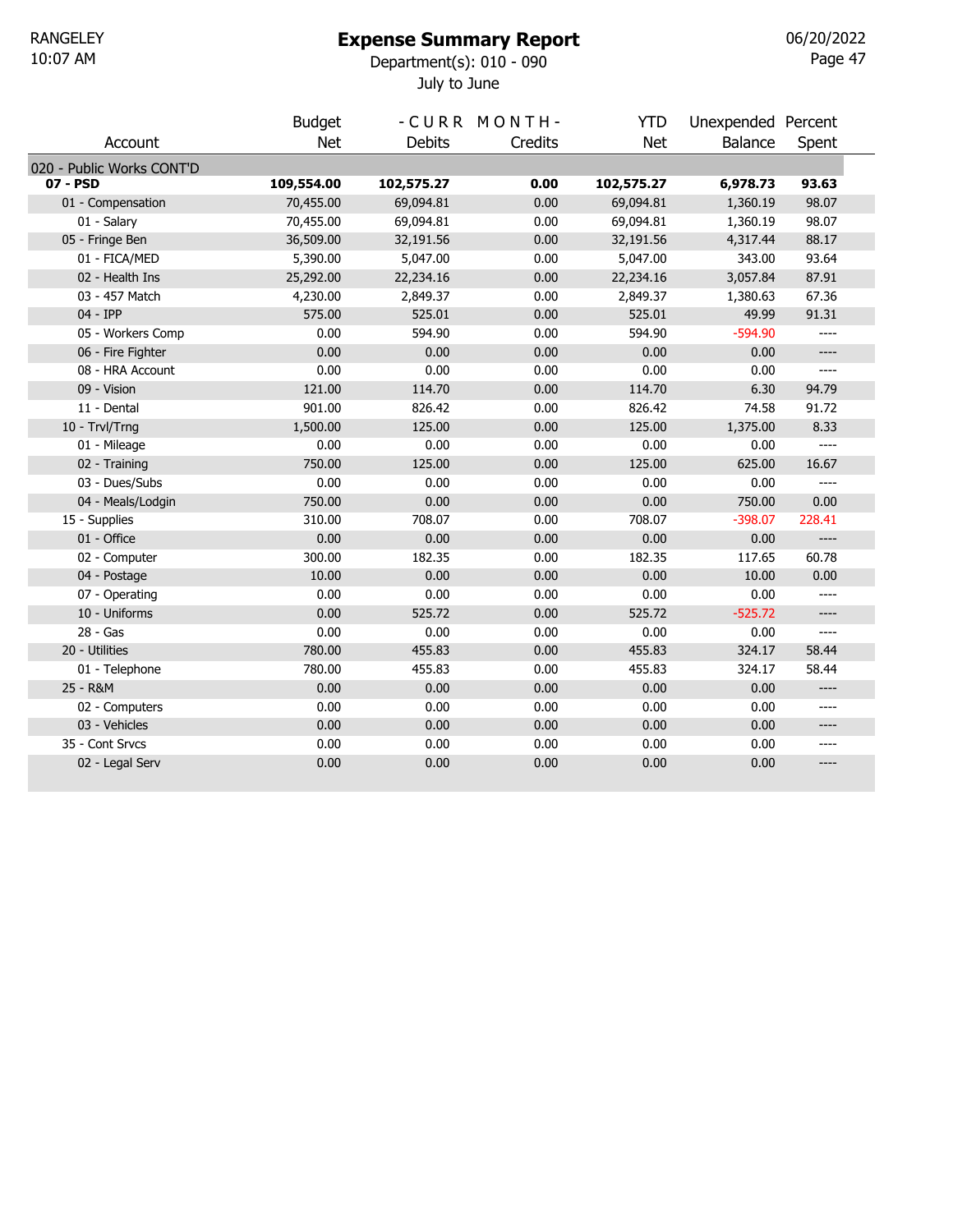RANGELEY
10:07 AM

# Expense Summary Report

Department(s): 010 - 090

July to June

06/20/2022

| Account | Budget Net | - C U R R Debits | M O N T H - Credits | YTD Net | Unexpended Balance | Percent Spent |
|---|---|---|---|---|---|---|
| 020 - Public Works CONT'D | | | | | | |
| **07 - PSD** | **109,554.00** | **102,575.27** | **0.00** | **102,575.27** | **6,978.73** | **93.63** |
| 01 - Compensation | 70,455.00 | 69,094.81 | 0.00 | 69,094.81 | 1,360.19 | 98.07 |
| 01 - Salary | 70,455.00 | 69,094.81 | 0.00 | 69,094.81 | 1,360.19 | 98.07 |
| 05 - Fringe Ben | 36,509.00 | 32,191.56 | 0.00 | 32,191.56 | 4,317.44 | 88.17 |
| 01 - FICA/MED | 5,390.00 | 5,047.00 | 0.00 | 5,047.00 | 343.00 | 93.64 |
| 02 - Health Ins | 25,292.00 | 22,234.16 | 0.00 | 22,234.16 | 3,057.84 | 87.91 |
| 03 - 457 Match | 4,230.00 | 2,849.37 | 0.00 | 2,849.37 | 1,380.63 | 67.36 |
| 04 - IPP | 575.00 | 525.01 | 0.00 | 525.01 | 49.99 | 91.31 |
| 05 - Workers Comp | 0.00 | 594.90 | 0.00 | 594.90 | -594.90 | ---- |
| 06 - Fire Fighter | 0.00 | 0.00 | 0.00 | 0.00 | 0.00 | ---- |
| 08 - HRA Account | 0.00 | 0.00 | 0.00 | 0.00 | 0.00 | ---- |
| 09 - Vision | 121.00 | 114.70 | 0.00 | 114.70 | 6.30 | 94.79 |
| 11 - Dental | 901.00 | 826.42 | 0.00 | 826.42 | 74.58 | 91.72 |
| 10 - Trvl/Trng | 1,500.00 | 125.00 | 0.00 | 125.00 | 1,375.00 | 8.33 |
| 01 - Mileage | 0.00 | 0.00 | 0.00 | 0.00 | 0.00 | ---- |
| 02 - Training | 750.00 | 125.00 | 0.00 | 125.00 | 625.00 | 16.67 |
| 03 - Dues/Subs | 0.00 | 0.00 | 0.00 | 0.00 | 0.00 | ---- |
| 04 - Meals/Lodgin | 750.00 | 0.00 | 0.00 | 0.00 | 750.00 | 0.00 |
| 15 - Supplies | 310.00 | 708.07 | 0.00 | 708.07 | -398.07 | 228.41 |
| 01 - Office | 0.00 | 0.00 | 0.00 | 0.00 | 0.00 | ---- |
| 02 - Computer | 300.00 | 182.35 | 0.00 | 182.35 | 117.65 | 60.78 |
| 04 - Postage | 10.00 | 0.00 | 0.00 | 0.00 | 10.00 | 0.00 |
| 07 - Operating | 0.00 | 0.00 | 0.00 | 0.00 | 0.00 | ---- |
| 10 - Uniforms | 0.00 | 525.72 | 0.00 | 525.72 | -525.72 | ---- |
| 28 - Gas | 0.00 | 0.00 | 0.00 | 0.00 | 0.00 | ---- |
| 20 - Utilities | 780.00 | 455.83 | 0.00 | 455.83 | 324.17 | 58.44 |
| 01 - Telephone | 780.00 | 455.83 | 0.00 | 455.83 | 324.17 | 58.44 |
| 25 - R&M | 0.00 | 0.00 | 0.00 | 0.00 | 0.00 | ---- |
| 02 - Computers | 0.00 | 0.00 | 0.00 | 0.00 | 0.00 | ---- |
| 03 - Vehicles | 0.00 | 0.00 | 0.00 | 0.00 | 0.00 | ---- |
| 35 - Cont Srvcs | 0.00 | 0.00 | 0.00 | 0.00 | 0.00 | ---- |
| 02 - Legal Serv | 0.00 | 0.00 | 0.00 | 0.00 | 0.00 | ---- |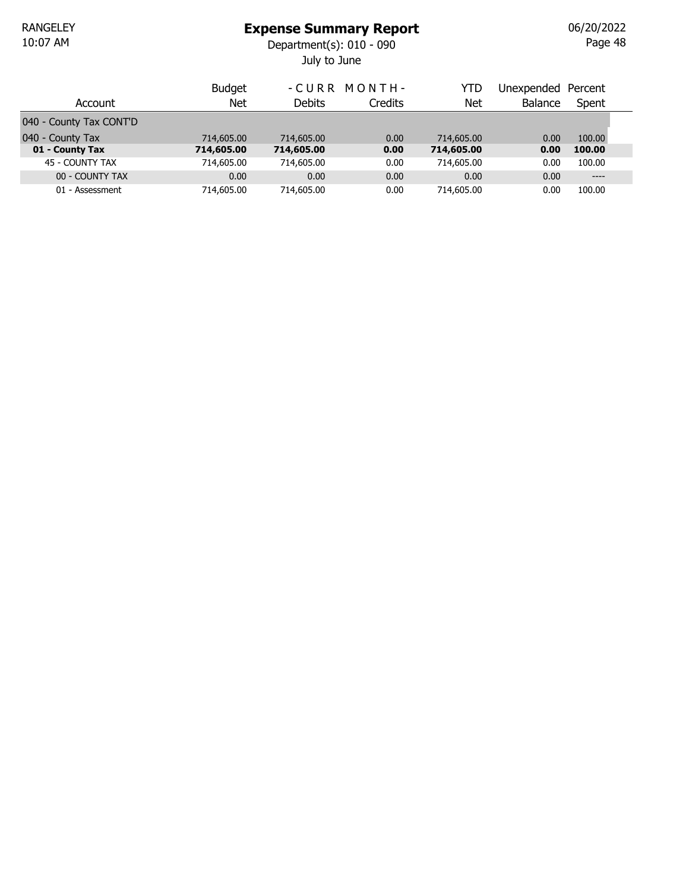# Expense Summary Report

Department(s): 010 - 090

July to June

| Account | Budget Net | - C U R R M O N T H - Debits | Credits | YTD Net | Unexpended Balance | Percent Spent |
|---|---|---|---|---|---|---|
| 040 - County Tax CONT'D | | | | | | |
| 040 - County Tax | 714,605.00 | 714,605.00 | 0.00 | 714,605.00 | 0.00 | 100.00 |
| **01 - County Tax** | **714,605.00** | **714,605.00** | **0.00** | **714,605.00** | **0.00** | **100.00** |
| 45 - COUNTY TAX | 714,605.00 | 714,605.00 | 0.00 | 714,605.00 | 0.00 | 100.00 |
| 00 - COUNTY TAX | 0.00 | 0.00 | 0.00 | 0.00 | 0.00 | ---- |
| 01 - Assessment | 714,605.00 | 714,605.00 | 0.00 | 714,605.00 | 0.00 | 100.00 |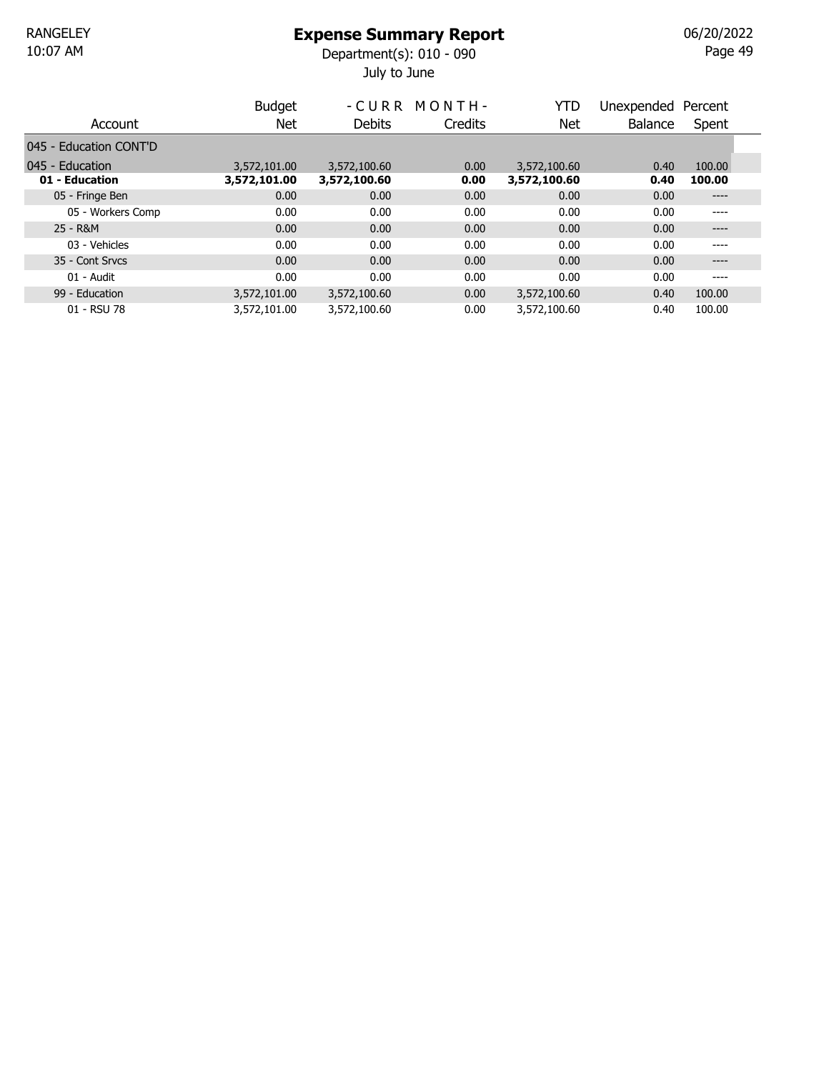RANGELEY
10:07 AM

# Expense Summary Report

Department(s): 010 - 090

July to June

06/20/2022

| Account | Budget Net | - C U R R M O N T H - Debits | Credits | YTD Net | Unexpended Balance | Percent Spent |
|---|---|---|---|---|---|---|
| 045 - Education CONT'D | | | | | | |
| 045 - Education | 3,572,101.00 | 3,572,100.60 | 0.00 | 3,572,100.60 | 0.40 | 100.00 |
| **01 - Education** | **3,572,101.00** | **3,572,100.60** | **0.00** | **3,572,100.60** | **0.40** | **100.00** |
| 05 - Fringe Ben | 0.00 | 0.00 | 0.00 | 0.00 | 0.00 | ---- |
| 05 - Workers Comp | 0.00 | 0.00 | 0.00 | 0.00 | 0.00 | ---- |
| 25 - R&M | 0.00 | 0.00 | 0.00 | 0.00 | 0.00 | ---- |
| 03 - Vehicles | 0.00 | 0.00 | 0.00 | 0.00 | 0.00 | ---- |
| 35 - Cont Srvcs | 0.00 | 0.00 | 0.00 | 0.00 | 0.00 | ---- |
| 01 - Audit | 0.00 | 0.00 | 0.00 | 0.00 | 0.00 | ---- |
| 99 - Education | 3,572,101.00 | 3,572,100.60 | 0.00 | 3,572,100.60 | 0.40 | 100.00 |
| 01 - RSU 78 | 3,572,101.00 | 3,572,100.60 | 0.00 | 3,572,100.60 | 0.40 | 100.00 |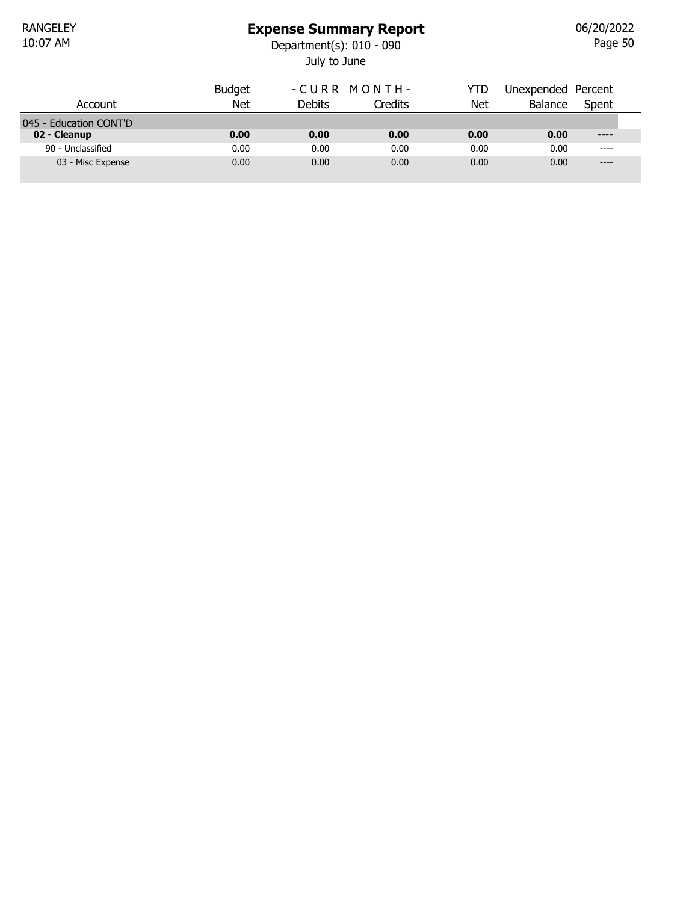# Expense Summary Report

Department(s): 010 - 090

July to June

| Account | Budget Net | - C U R R M O N T H - Debits | Credits | YTD Net | Unexpended Balance | Percent Spent |
|---|---|---|---|---|---|---|
| 045 - Education CONT'D | | | | | | |
| **02 - Cleanup** | **0.00** | **0.00** | **0.00** | **0.00** | **0.00** | **----** |
| 90 - Unclassified | 0.00 | 0.00 | 0.00 | 0.00 | 0.00 | ---- |
| 03 - Misc Expense | 0.00 | 0.00 | 0.00 | 0.00 | 0.00 | ---- |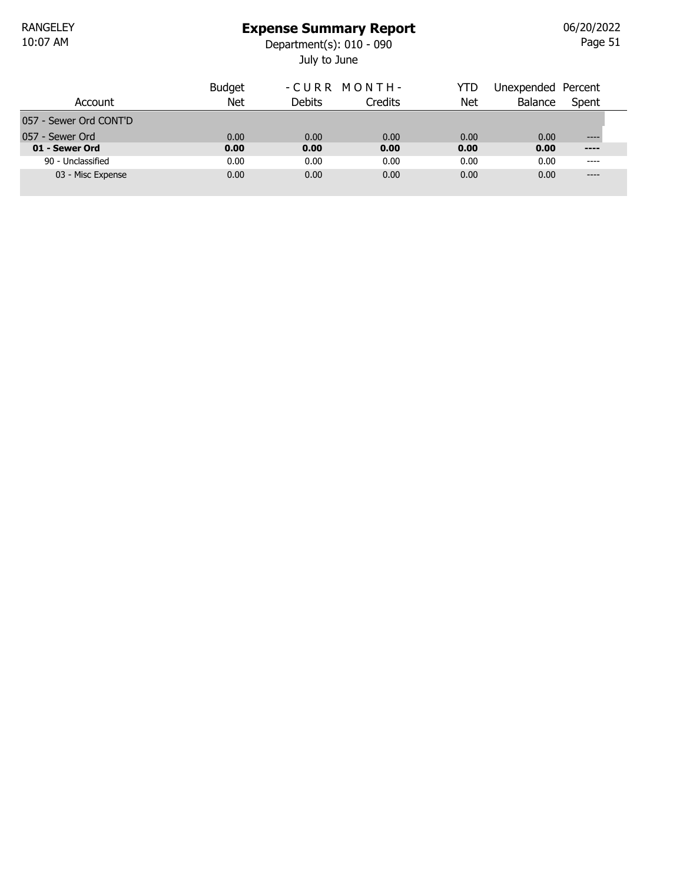# Expense Summary Report

Department(s): 010 - 090

July to June

| Account | Budget Net | - C U R R Debits | M O N T H - Credits | YTD Net | Unexpended Balance | Percent Spent |
|---|---|---|---|---|---|---|
| 057 - Sewer Ord CONT'D | | | | | | |
| 057 - Sewer Ord | 0.00 | 0.00 | 0.00 | 0.00 | 0.00 | ---- |
| **01 - Sewer Ord** | **0.00** | **0.00** | **0.00** | **0.00** | **0.00** | **----** |
| 90 - Unclassified | 0.00 | 0.00 | 0.00 | 0.00 | 0.00 | ---- |
| 03 - Misc Expense | 0.00 | 0.00 | 0.00 | 0.00 | 0.00 | ---- |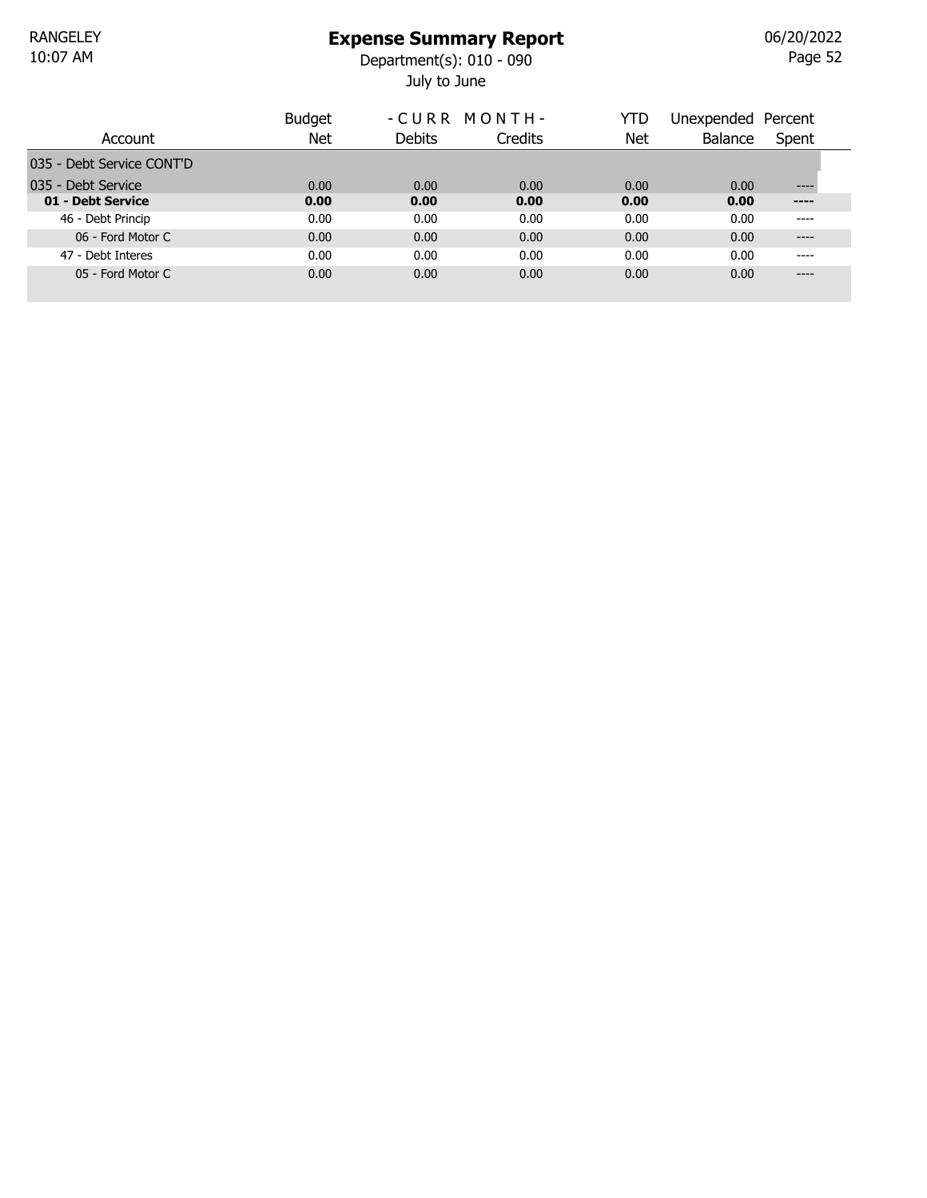| Account | Budget Net | - C U R R  M O N T H - Debits | Credits | YTD Net | Unexpended Balance | Percent Spent |
|---|---|---|---|---|---|---|
| 035 - Debt Service CONT'D | | | | | | |
| 035 - Debt Service | 0.00 | 0.00 | 0.00 | 0.00 | 0.00 | ---- |
| **01 - Debt Service** | **0.00** | **0.00** | **0.00** | **0.00** | **0.00** | **----** |
| 46 - Debt Princip | 0.00 | 0.00 | 0.00 | 0.00 | 0.00 | ---- |
| 06 - Ford Motor C | 0.00 | 0.00 | 0.00 | 0.00 | 0.00 | ---- |
| 47 - Debt Interes | 0.00 | 0.00 | 0.00 | 0.00 | 0.00 | ---- |
| 05 - Ford Motor C | 0.00 | 0.00 | 0.00 | 0.00 | 0.00 | ---- |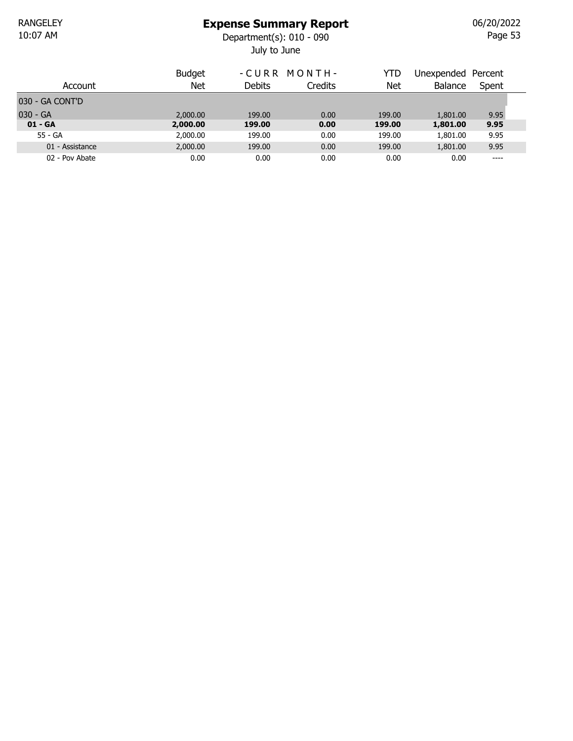# Expense Summary Report

RANGELEY
10:07 AM

Department(s): 010 - 090
July to June

06/20/2022

| Account | Budget Net | - C U R R M O N T H - Debits | Credits | YTD Net | Unexpended Balance | Percent Spent |
|---|---|---|---|---|---|---|
| 030 - GA CONT'D | | | | | | |
| 030 - GA | 2,000.00 | 199.00 | 0.00 | 199.00 | 1,801.00 | 9.95 |
| **01 - GA** | **2,000.00** | **199.00** | **0.00** | **199.00** | **1,801.00** | **9.95** |
| 55 - GA | 2,000.00 | 199.00 | 0.00 | 199.00 | 1,801.00 | 9.95 |
| 01 - Assistance | 2,000.00 | 199.00 | 0.00 | 199.00 | 1,801.00 | 9.95 |
| 02 - Pov Abate | 0.00 | 0.00 | 0.00 | 0.00 | 0.00 | ---- |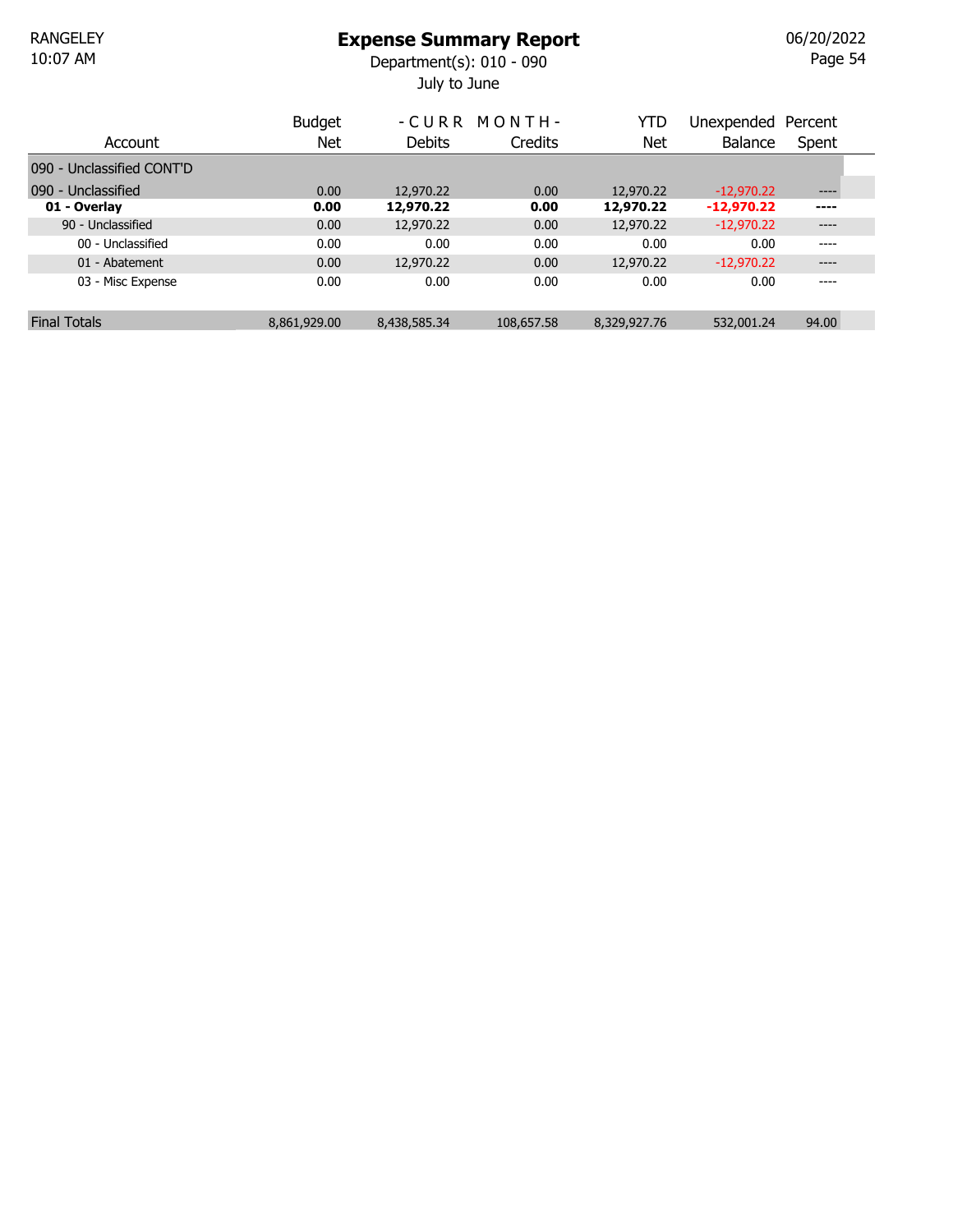# Expense Summary Report

RANGELEY
10:07 AM

Department(s): 010 - 090
July to June

06/20/2022

| Account | Budget Net | - C U R R Debits | M O N T H - Credits | YTD Net | Unexpended Balance | Percent Spent |
|---|---|---|---|---|---|---|
| 090 - Unclassified CONT'D | | | | | | |
| 090 - Unclassified | 0.00 | 12,970.22 | 0.00 | 12,970.22 | -12,970.22 | ---- |
| **01 - Overlay** | **0.00** | **12,970.22** | **0.00** | **12,970.22** | **-12,970.22** | **----** |
| 90 - Unclassified | 0.00 | 12,970.22 | 0.00 | 12,970.22 | -12,970.22 | ---- |
| 00 - Unclassified | 0.00 | 0.00 | 0.00 | 0.00 | 0.00 | ---- |
| 01 - Abatement | 0.00 | 12,970.22 | 0.00 | 12,970.22 | -12,970.22 | ---- |
| 03 - Misc Expense | 0.00 | 0.00 | 0.00 | 0.00 | 0.00 | ---- |
| Final Totals | 8,861,929.00 | 8,438,585.34 | 108,657.58 | 8,329,927.76 | 532,001.24 | 94.00 |